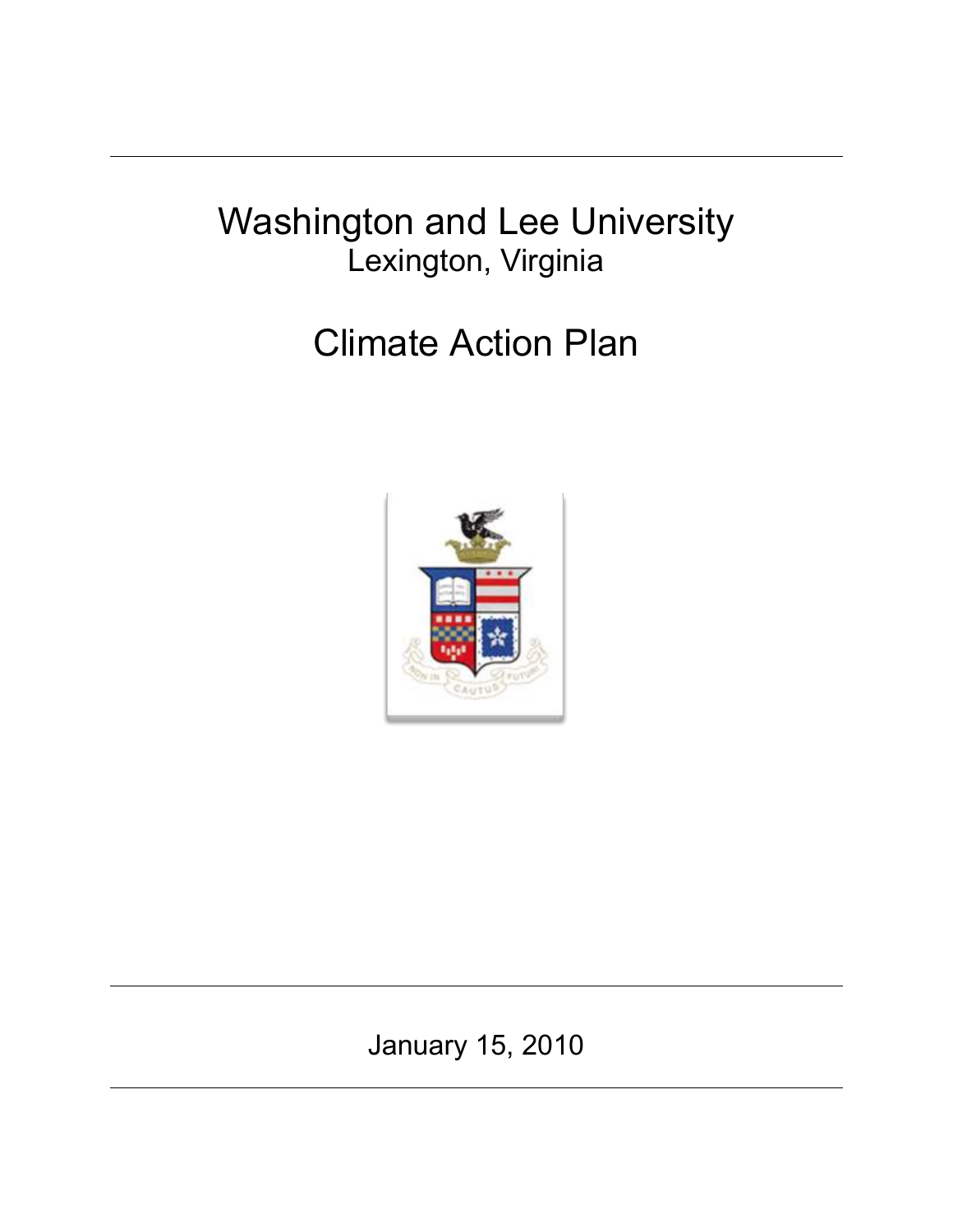# Washington and Lee University

Lexington, Virginia

# Climate Action Plan

January 15, 2010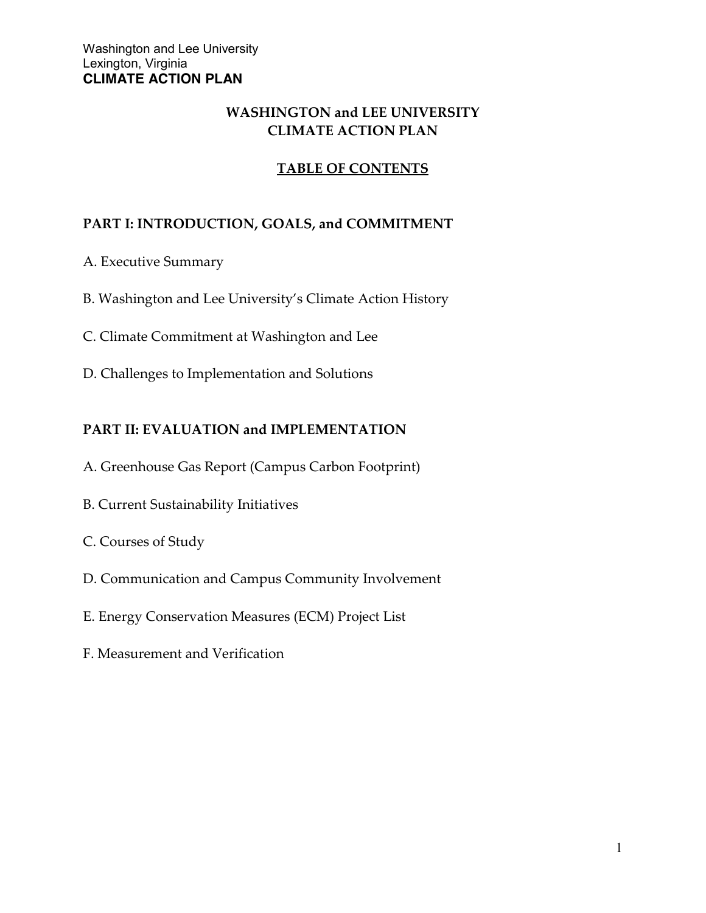# WASHINGTON and LEE UNIVERSITY CLIMATE ACTION PLAN

## TABLE OF CONTENTS

### PART I: INTRODUCTION, GOALS, and COMMITMENT

A. Executive Summary

B. Washington and Lee University's Climate Action History

C. Climate Commitment at Washington and Lee

D. Challenges to Implementation and Solutions

### PART II: EVALUATION and IMPLEMENTATION

A. Greenhouse Gas Report (Campus Carbon Footprint)

B. Current Sustainability Initiatives

C. Courses of Study

D. Communication and Campus Community Involvement

E. Energy Conservation Measures (ECM) Project List

F. Measurement and Verification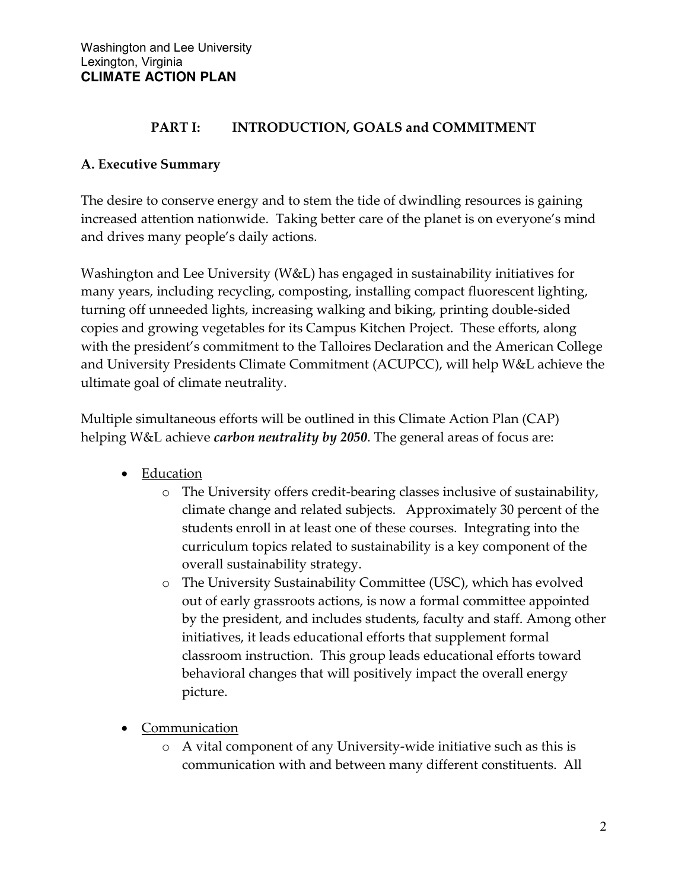Washington and Lee University
Lexington, Virginia
**CLIMATE ACTION PLAN**

## PART I: INTRODUCTION, GOALS and COMMITMENT

### A. Executive Summary

The desire to conserve energy and to stem the tide of dwindling resources is gaining increased attention nationwide. Taking better care of the planet is on everyone's mind and drives many people's daily actions.

Washington and Lee University (W&L) has engaged in sustainability initiatives for many years, including recycling, composting, installing compact fluorescent lighting, turning off unneeded lights, increasing walking and biking, printing double-sided copies and growing vegetables for its Campus Kitchen Project. These efforts, along with the president's commitment to the Talloires Declaration and the American College and University Presidents Climate Commitment (ACUPCC), will help W&L achieve the ultimate goal of climate neutrality.

Multiple simultaneous efforts will be outlined in this Climate Action Plan (CAP) helping W&L achieve ***carbon neutrality by 2050***. The general areas of focus are:

- <u>Education</u>
  - The University offers credit-bearing classes inclusive of sustainability, climate change and related subjects. Approximately 30 percent of the students enroll in at least one of these courses. Integrating into the curriculum topics related to sustainability is a key component of the overall sustainability strategy.
  - The University Sustainability Committee (USC), which has evolved out of early grassroots actions, is now a formal committee appointed by the president, and includes students, faculty and staff. Among other initiatives, it leads educational efforts that supplement formal classroom instruction. This group leads educational efforts toward behavioral changes that will positively impact the overall energy picture.
- <u>Communication</u>
  - A vital component of any University-wide initiative such as this is communication with and between many different constituents. All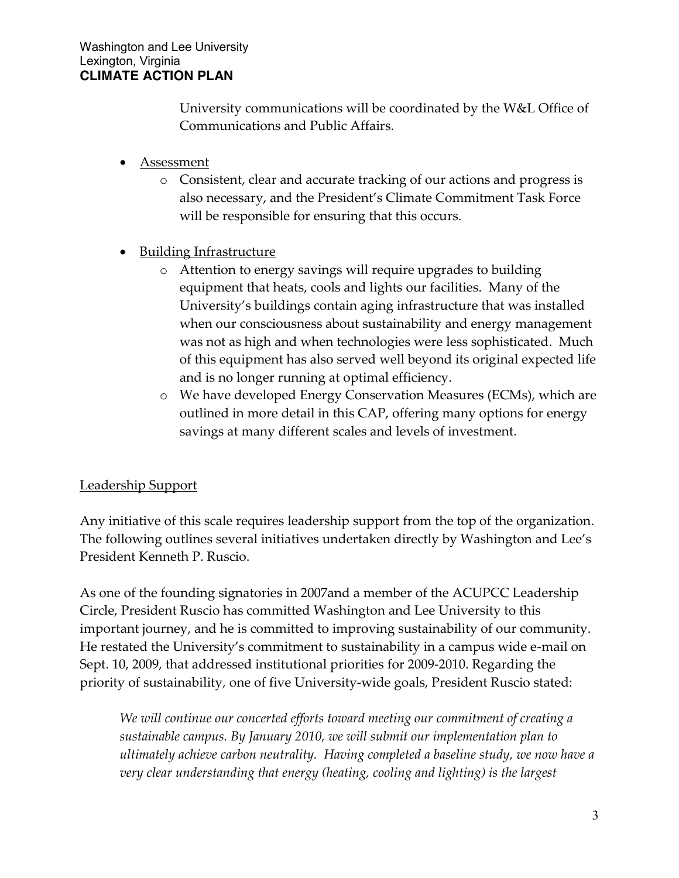University communications will be coordinated by the W&L Office of Communications and Public Affairs.

- Assessment
  - Consistent, clear and accurate tracking of our actions and progress is also necessary, and the President's Climate Commitment Task Force will be responsible for ensuring that this occurs.
- Building Infrastructure
  - Attention to energy savings will require upgrades to building equipment that heats, cools and lights our facilities. Many of the University's buildings contain aging infrastructure that was installed when our consciousness about sustainability and energy management was not as high and when technologies were less sophisticated. Much of this equipment has also served well beyond its original expected life and is no longer running at optimal efficiency.
  - We have developed Energy Conservation Measures (ECMs), which are outlined in more detail in this CAP, offering many options for energy savings at many different scales and levels of investment.

## Leadership Support

Any initiative of this scale requires leadership support from the top of the organization. The following outlines several initiatives undertaken directly by Washington and Lee's President Kenneth P. Ruscio.

As one of the founding signatories in 2007and a member of the ACUPCC Leadership Circle, President Ruscio has committed Washington and Lee University to this important journey, and he is committed to improving sustainability of our community. He restated the University's commitment to sustainability in a campus wide e-mail on Sept. 10, 2009, that addressed institutional priorities for 2009-2010. Regarding the priority of sustainability, one of five University-wide goals, President Ruscio stated:

> *We will continue our concerted efforts toward meeting our commitment of creating a sustainable campus. By January 2010, we will submit our implementation plan to ultimately achieve carbon neutrality. Having completed a baseline study, we now have a very clear understanding that energy (heating, cooling and lighting) is the largest*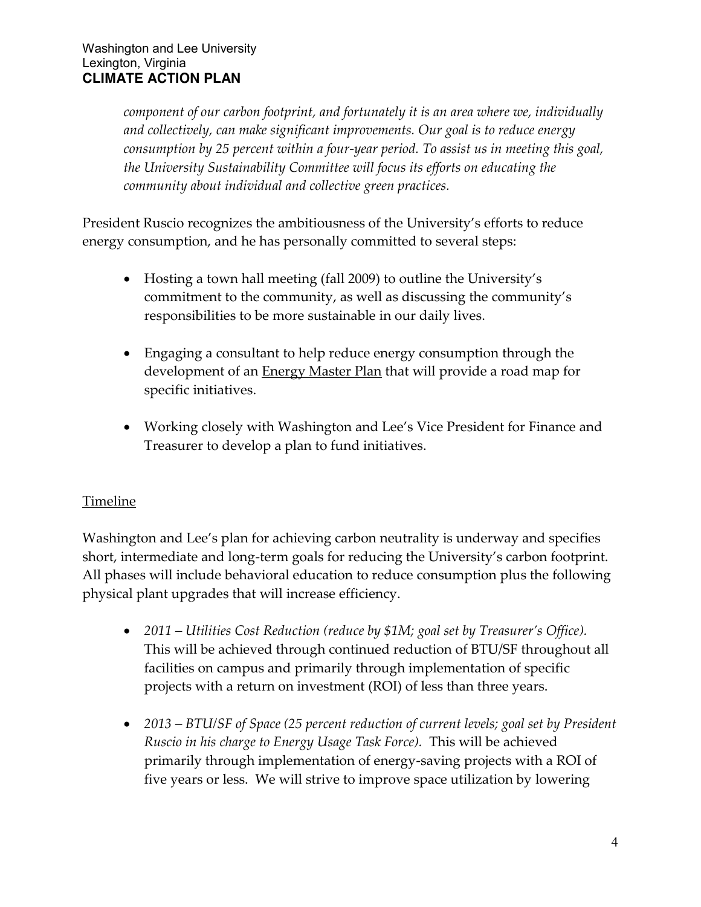*component of our carbon footprint, and fortunately it is an area where we, individually and collectively, can make significant improvements. Our goal is to reduce energy consumption by 25 percent within a four-year period. To assist us in meeting this goal, the University Sustainability Committee will focus its efforts on educating the community about individual and collective green practices.*

President Ruscio recognizes the ambitiousness of the University's efforts to reduce energy consumption, and he has personally committed to several steps:

- Hosting a town hall meeting (fall 2009) to outline the University's commitment to the community, as well as discussing the community's responsibilities to be more sustainable in our daily lives.
- Engaging a consultant to help reduce energy consumption through the development of an Energy Master Plan that will provide a road map for specific initiatives.
- Working closely with Washington and Lee's Vice President for Finance and Treasurer to develop a plan to fund initiatives.

## Timeline

Washington and Lee's plan for achieving carbon neutrality is underway and specifies short, intermediate and long-term goals for reducing the University's carbon footprint. All phases will include behavioral education to reduce consumption plus the following physical plant upgrades that will increase efficiency.

- *2011 – Utilities Cost Reduction (reduce by $1M; goal set by Treasurer's Office).* This will be achieved through continued reduction of BTU/SF throughout all facilities on campus and primarily through implementation of specific projects with a return on investment (ROI) of less than three years.
- *2013 – BTU/SF of Space (25 percent reduction of current levels; goal set by President Ruscio in his charge to Energy Usage Task Force).* This will be achieved primarily through implementation of energy-saving projects with a ROI of five years or less. We will strive to improve space utilization by lowering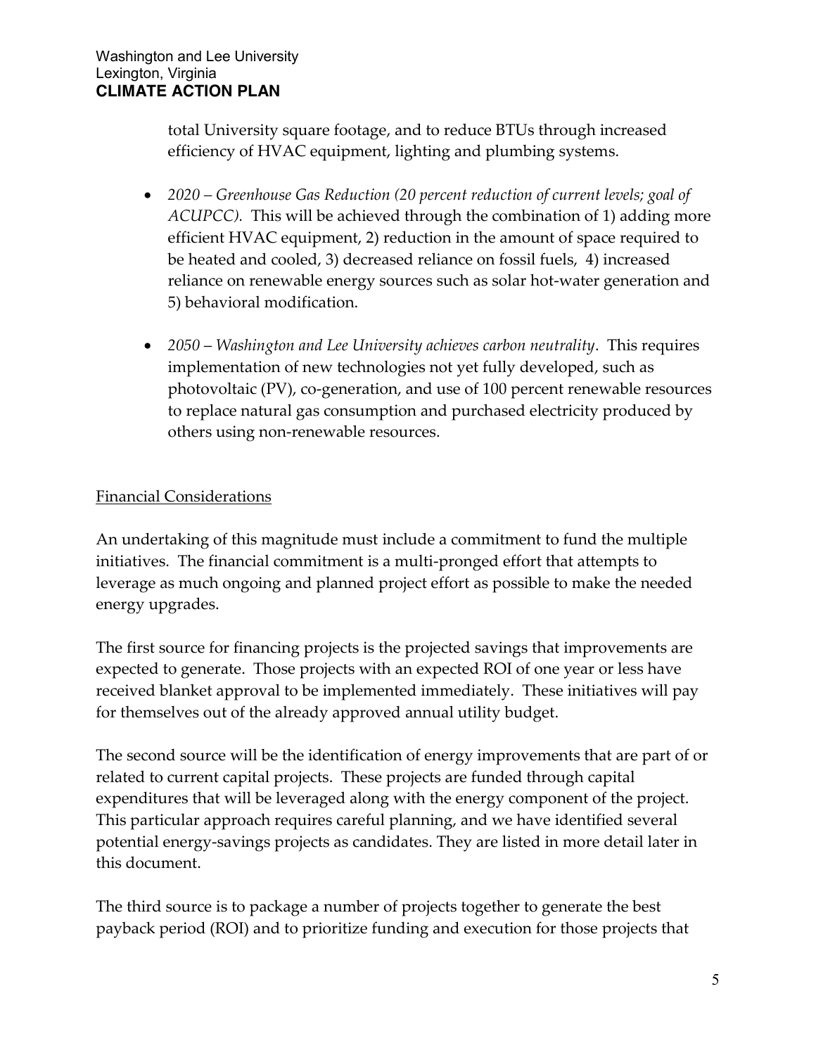total University square footage, and to reduce BTUs through increased efficiency of HVAC equipment, lighting and plumbing systems.

- *2020 – Greenhouse Gas Reduction (20 percent reduction of current levels; goal of ACUPCC).* This will be achieved through the combination of 1) adding more efficient HVAC equipment, 2) reduction in the amount of space required to be heated and cooled, 3) decreased reliance on fossil fuels, 4) increased reliance on renewable energy sources such as solar hot-water generation and 5) behavioral modification.

- *2050 – Washington and Lee University achieves carbon neutrality*. This requires implementation of new technologies not yet fully developed, such as photovoltaic (PV), co-generation, and use of 100 percent renewable resources to replace natural gas consumption and purchased electricity produced by others using non-renewable resources.

## Financial Considerations

An undertaking of this magnitude must include a commitment to fund the multiple initiatives. The financial commitment is a multi-pronged effort that attempts to leverage as much ongoing and planned project effort as possible to make the needed energy upgrades.

The first source for financing projects is the projected savings that improvements are expected to generate. Those projects with an expected ROI of one year or less have received blanket approval to be implemented immediately. These initiatives will pay for themselves out of the already approved annual utility budget.

The second source will be the identification of energy improvements that are part of or related to current capital projects. These projects are funded through capital expenditures that will be leveraged along with the energy component of the project. This particular approach requires careful planning, and we have identified several potential energy-savings projects as candidates. They are listed in more detail later in this document.

The third source is to package a number of projects together to generate the best payback period (ROI) and to prioritize funding and execution for those projects that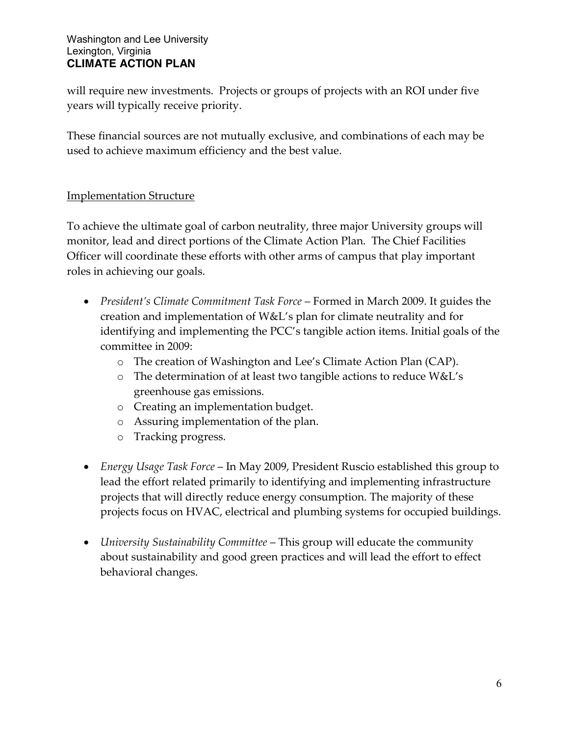will require new investments. Projects or groups of projects with an ROI under five years will typically receive priority.

These financial sources are not mutually exclusive, and combinations of each may be used to achieve maximum efficiency and the best value.

## Implementation Structure

To achieve the ultimate goal of carbon neutrality, three major University groups will monitor, lead and direct portions of the Climate Action Plan. The Chief Facilities Officer will coordinate these efforts with other arms of campus that play important roles in achieving our goals.

- *President's Climate Commitment Task Force* – Formed in March 2009. It guides the creation and implementation of W&L's plan for climate neutrality and for identifying and implementing the PCC's tangible action items. Initial goals of the committee in 2009:
  - The creation of Washington and Lee's Climate Action Plan (CAP).
  - The determination of at least two tangible actions to reduce W&L's greenhouse gas emissions.
  - Creating an implementation budget.
  - Assuring implementation of the plan.
  - Tracking progress.

- *Energy Usage Task Force* – In May 2009, President Ruscio established this group to lead the effort related primarily to identifying and implementing infrastructure projects that will directly reduce energy consumption. The majority of these projects focus on HVAC, electrical and plumbing systems for occupied buildings.

- *University Sustainability Committee* – This group will educate the community about sustainability and good green practices and will lead the effort to effect behavioral changes.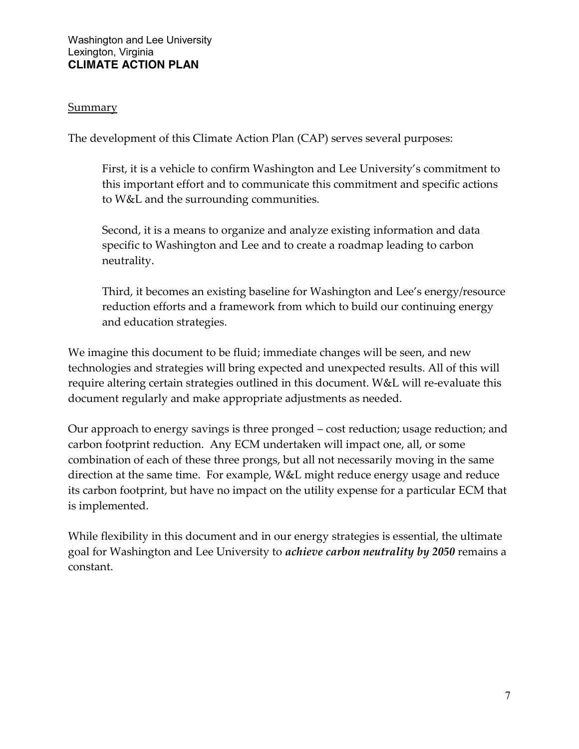<u>Summary</u>

The development of this Climate Action Plan (CAP) serves several purposes:

> First, it is a vehicle to confirm Washington and Lee University's commitment to this important effort and to communicate this commitment and specific actions to W&L and the surrounding communities.
>
> Second, it is a means to organize and analyze existing information and data specific to Washington and Lee and to create a roadmap leading to carbon neutrality.
>
> Third, it becomes an existing baseline for Washington and Lee's energy/resource reduction efforts and a framework from which to build our continuing energy and education strategies.

We imagine this document to be fluid; immediate changes will be seen, and new technologies and strategies will bring expected and unexpected results. All of this will require altering certain strategies outlined in this document. W&L will re-evaluate this document regularly and make appropriate adjustments as needed.

Our approach to energy savings is three pronged – cost reduction; usage reduction; and carbon footprint reduction. Any ECM undertaken will impact one, all, or some combination of each of these three prongs, but all not necessarily moving in the same direction at the same time. For example, W&L might reduce energy usage and reduce its carbon footprint, but have no impact on the utility expense for a particular ECM that is implemented.

While flexibility in this document and in our energy strategies is essential, the ultimate goal for Washington and Lee University to ***achieve carbon neutrality by 2050*** remains a constant.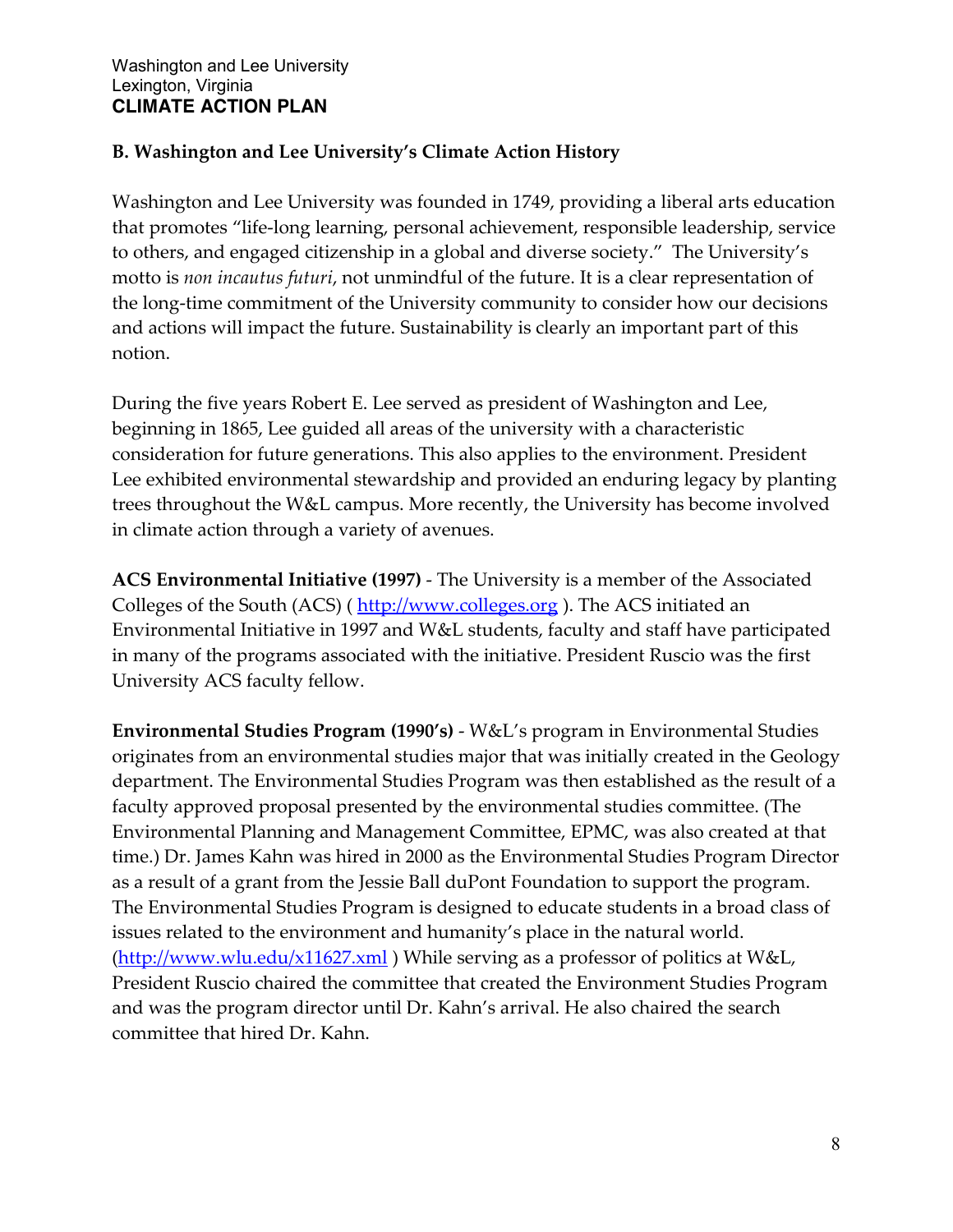## B. Washington and Lee University's Climate Action History

Washington and Lee University was founded in 1749, providing a liberal arts education that promotes "life-long learning, personal achievement, responsible leadership, service to others, and engaged citizenship in a global and diverse society." The University's motto is *non incautus futuri*, not unmindful of the future. It is a clear representation of the long-time commitment of the University community to consider how our decisions and actions will impact the future. Sustainability is clearly an important part of this notion.

During the five years Robert E. Lee served as president of Washington and Lee, beginning in 1865, Lee guided all areas of the university with a characteristic consideration for future generations. This also applies to the environment. President Lee exhibited environmental stewardship and provided an enduring legacy by planting trees throughout the W&L campus. More recently, the University has become involved in climate action through a variety of avenues.

**ACS Environmental Initiative (1997)** - The University is a member of the Associated Colleges of the South (ACS) ( http://www.colleges.org ). The ACS initiated an Environmental Initiative in 1997 and W&L students, faculty and staff have participated in many of the programs associated with the initiative. President Ruscio was the first University ACS faculty fellow.

**Environmental Studies Program (1990's)** - W&L's program in Environmental Studies originates from an environmental studies major that was initially created in the Geology department. The Environmental Studies Program was then established as the result of a faculty approved proposal presented by the environmental studies committee. (The Environmental Planning and Management Committee, EPMC, was also created at that time.) Dr. James Kahn was hired in 2000 as the Environmental Studies Program Director as a result of a grant from the Jessie Ball duPont Foundation to support the program. The Environmental Studies Program is designed to educate students in a broad class of issues related to the environment and humanity's place in the natural world. (http://www.wlu.edu/x11627.xml ) While serving as a professor of politics at W&L, President Ruscio chaired the committee that created the Environment Studies Program and was the program director until Dr. Kahn's arrival. He also chaired the search committee that hired Dr. Kahn.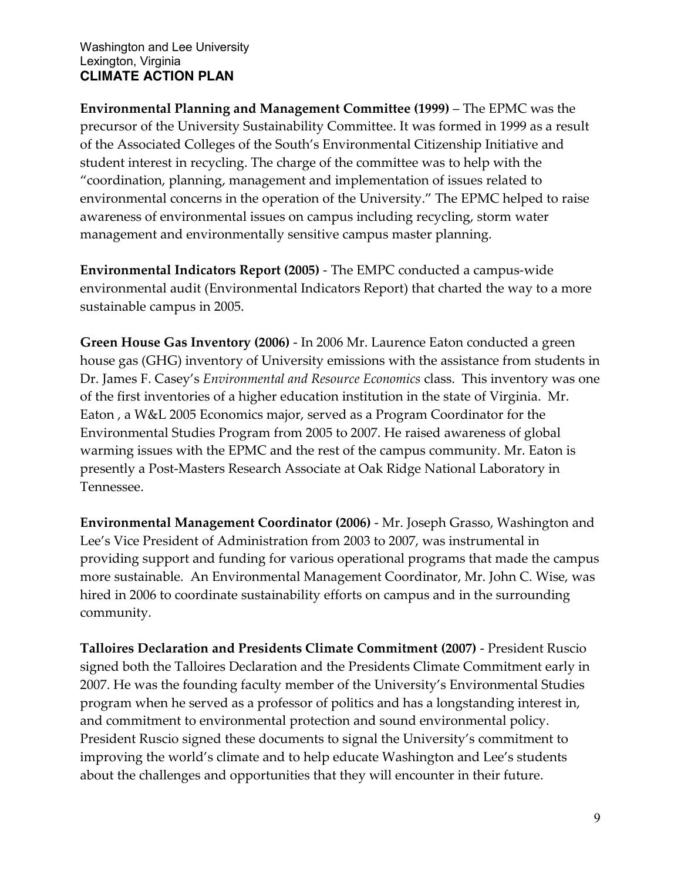**Environmental Planning and Management Committee (1999)** – The EPMC was the precursor of the University Sustainability Committee. It was formed in 1999 as a result of the Associated Colleges of the South's Environmental Citizenship Initiative and student interest in recycling. The charge of the committee was to help with the "coordination, planning, management and implementation of issues related to environmental concerns in the operation of the University." The EPMC helped to raise awareness of environmental issues on campus including recycling, storm water management and environmentally sensitive campus master planning.

**Environmental Indicators Report (2005)** - The EMPC conducted a campus-wide environmental audit (Environmental Indicators Report) that charted the way to a more sustainable campus in 2005.

**Green House Gas Inventory (2006)** - In 2006 Mr. Laurence Eaton conducted a green house gas (GHG) inventory of University emissions with the assistance from students in Dr. James F. Casey's *Environmental and Resource Economics* class. This inventory was one of the first inventories of a higher education institution in the state of Virginia. Mr. Eaton , a W&L 2005 Economics major, served as a Program Coordinator for the Environmental Studies Program from 2005 to 2007. He raised awareness of global warming issues with the EPMC and the rest of the campus community. Mr. Eaton is presently a Post-Masters Research Associate at Oak Ridge National Laboratory in Tennessee.

**Environmental Management Coordinator (2006)** - Mr. Joseph Grasso, Washington and Lee's Vice President of Administration from 2003 to 2007, was instrumental in providing support and funding for various operational programs that made the campus more sustainable. An Environmental Management Coordinator, Mr. John C. Wise, was hired in 2006 to coordinate sustainability efforts on campus and in the surrounding community.

**Talloires Declaration and Presidents Climate Commitment (2007)** - President Ruscio signed both the Talloires Declaration and the Presidents Climate Commitment early in 2007. He was the founding faculty member of the University's Environmental Studies program when he served as a professor of politics and has a longstanding interest in, and commitment to environmental protection and sound environmental policy. President Ruscio signed these documents to signal the University's commitment to improving the world's climate and to help educate Washington and Lee's students about the challenges and opportunities that they will encounter in their future.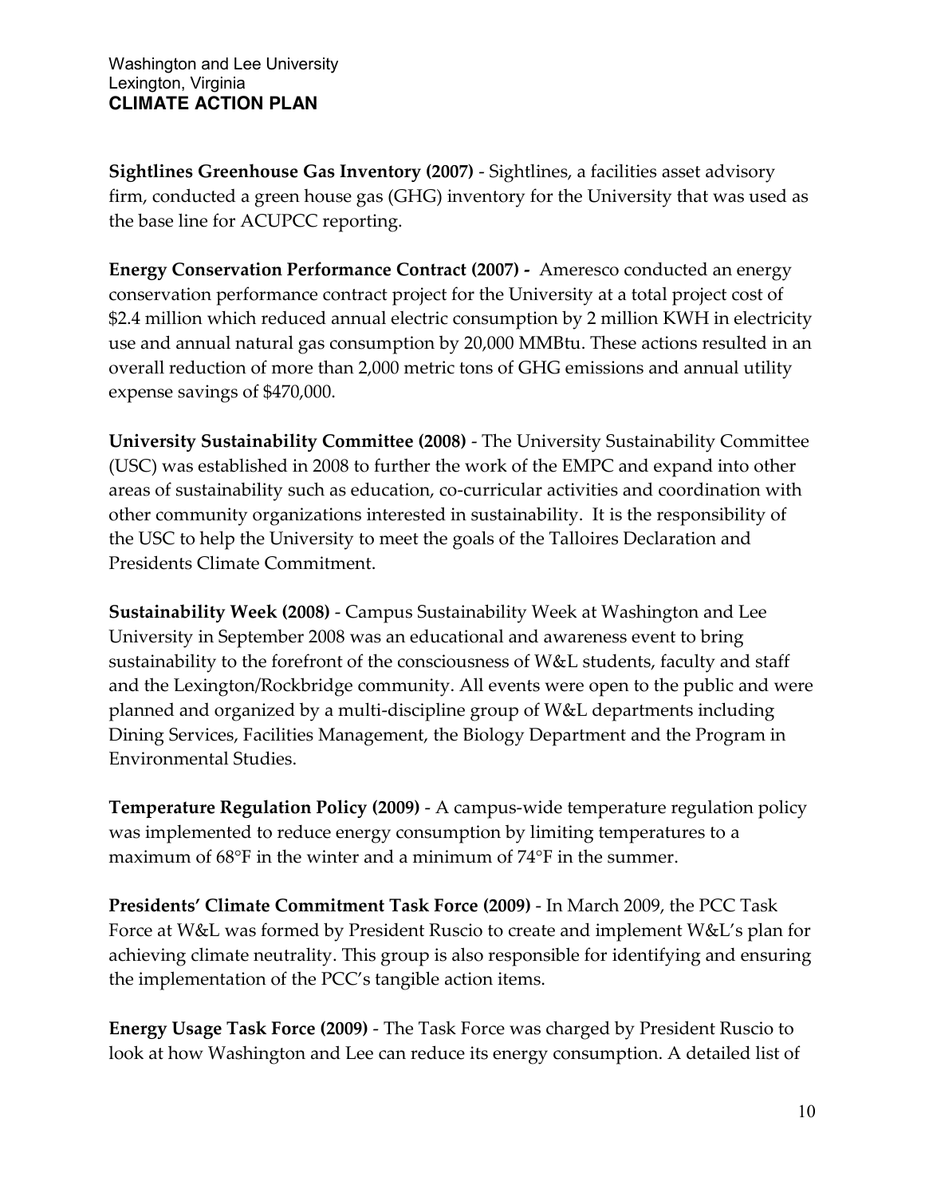**Sightlines Greenhouse Gas Inventory (2007)** - Sightlines, a facilities asset advisory firm, conducted a green house gas (GHG) inventory for the University that was used as the base line for ACUPCC reporting.

**Energy Conservation Performance Contract (2007) -** Ameresco conducted an energy conservation performance contract project for the University at a total project cost of $2.4 million which reduced annual electric consumption by 2 million KWH in electricity use and annual natural gas consumption by 20,000 MMBtu. These actions resulted in an overall reduction of more than 2,000 metric tons of GHG emissions and annual utility expense savings of $470,000.

**University Sustainability Committee (2008)** - The University Sustainability Committee (USC) was established in 2008 to further the work of the EMPC and expand into other areas of sustainability such as education, co-curricular activities and coordination with other community organizations interested in sustainability. It is the responsibility of the USC to help the University to meet the goals of the Talloires Declaration and Presidents Climate Commitment.

**Sustainability Week (2008)** - Campus Sustainability Week at Washington and Lee University in September 2008 was an educational and awareness event to bring sustainability to the forefront of the consciousness of W&L students, faculty and staff and the Lexington/Rockbridge community. All events were open to the public and were planned and organized by a multi-discipline group of W&L departments including Dining Services, Facilities Management, the Biology Department and the Program in Environmental Studies.

**Temperature Regulation Policy (2009)** - A campus-wide temperature regulation policy was implemented to reduce energy consumption by limiting temperatures to a maximum of 68°F in the winter and a minimum of 74°F in the summer.

**Presidents' Climate Commitment Task Force (2009)** - In March 2009, the PCC Task Force at W&L was formed by President Ruscio to create and implement W&L's plan for achieving climate neutrality. This group is also responsible for identifying and ensuring the implementation of the PCC's tangible action items.

**Energy Usage Task Force (2009)** - The Task Force was charged by President Ruscio to look at how Washington and Lee can reduce its energy consumption. A detailed list of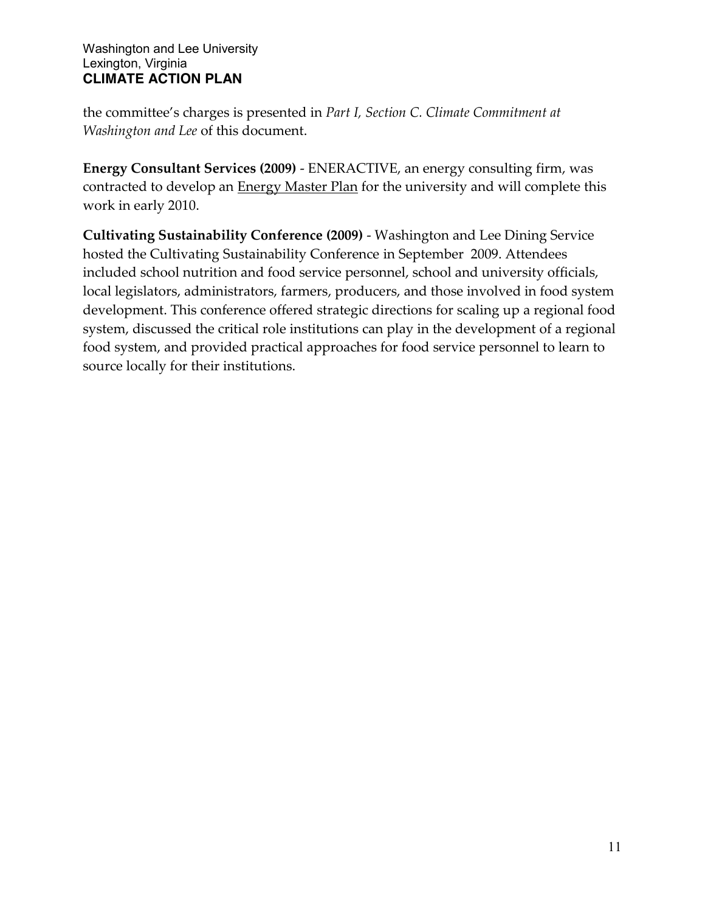the committee's charges is presented in *Part I, Section C. Climate Commitment at Washington and Lee* of this document.

**Energy Consultant Services (2009)** - ENERACTIVE, an energy consulting firm, was contracted to develop an Energy Master Plan for the university and will complete this work in early 2010.

**Cultivating Sustainability Conference (2009)** - Washington and Lee Dining Service hosted the Cultivating Sustainability Conference in September 2009. Attendees included school nutrition and food service personnel, school and university officials, local legislators, administrators, farmers, producers, and those involved in food system development. This conference offered strategic directions for scaling up a regional food system, discussed the critical role institutions can play in the development of a regional food system, and provided practical approaches for food service personnel to learn to source locally for their institutions.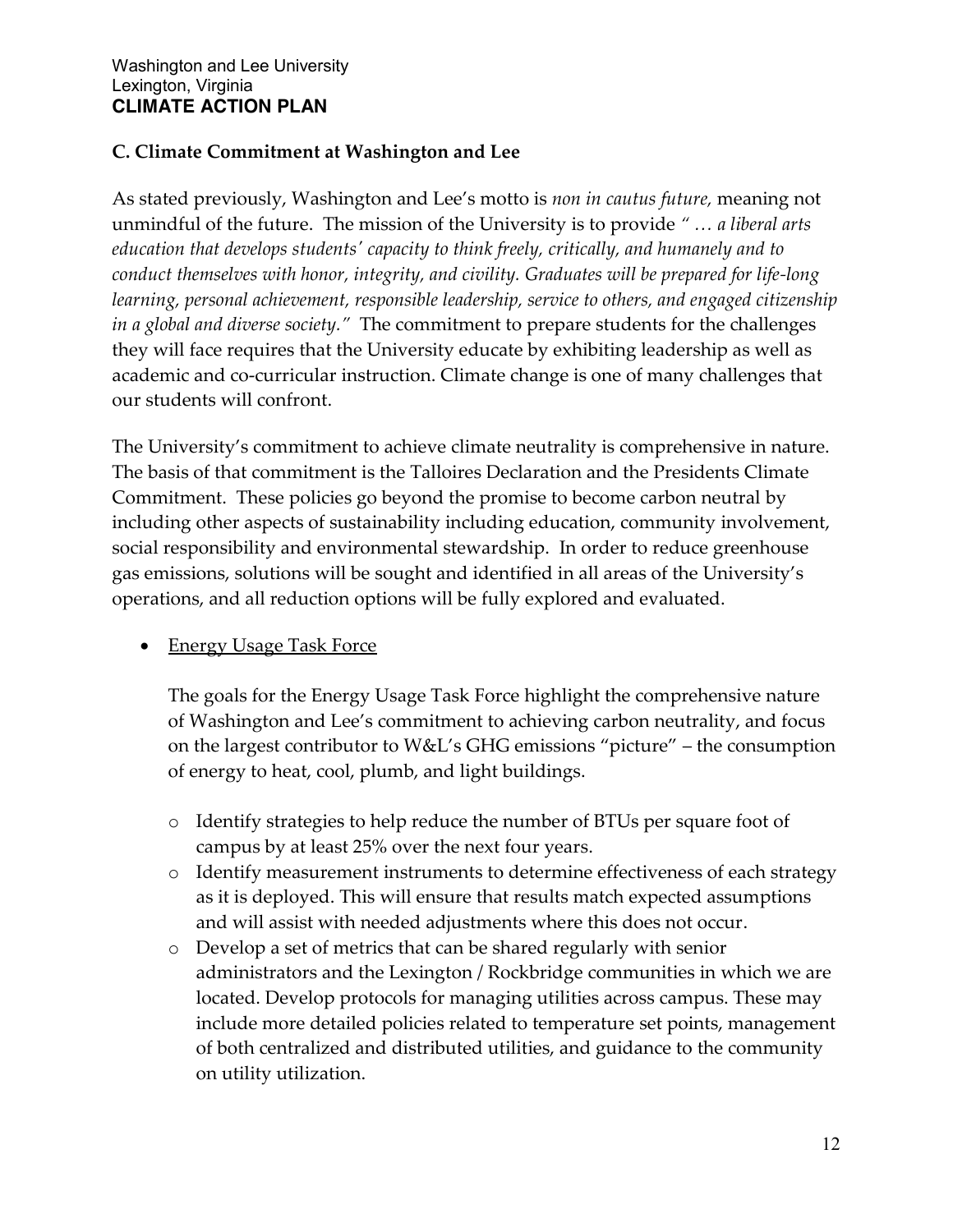## C. Climate Commitment at Washington and Lee

As stated previously, Washington and Lee's motto is *non in cautus future,* meaning not unmindful of the future. The mission of the University is to provide *" … a liberal arts education that develops students' capacity to think freely, critically, and humanely and to conduct themselves with honor, integrity, and civility. Graduates will be prepared for life-long learning, personal achievement, responsible leadership, service to others, and engaged citizenship in a global and diverse society."* The commitment to prepare students for the challenges they will face requires that the University educate by exhibiting leadership as well as academic and co-curricular instruction. Climate change is one of many challenges that our students will confront.

The University's commitment to achieve climate neutrality is comprehensive in nature. The basis of that commitment is the Talloires Declaration and the Presidents Climate Commitment. These policies go beyond the promise to become carbon neutral by including other aspects of sustainability including education, community involvement, social responsibility and environmental stewardship. In order to reduce greenhouse gas emissions, solutions will be sought and identified in all areas of the University's operations, and all reduction options will be fully explored and evaluated.

- <u>Energy Usage Task Force</u>

  The goals for the Energy Usage Task Force highlight the comprehensive nature of Washington and Lee's commitment to achieving carbon neutrality, and focus on the largest contributor to W&L's GHG emissions "picture" – the consumption of energy to heat, cool, plumb, and light buildings.

  - Identify strategies to help reduce the number of BTUs per square foot of campus by at least 25% over the next four years.
  - Identify measurement instruments to determine effectiveness of each strategy as it is deployed. This will ensure that results match expected assumptions and will assist with needed adjustments where this does not occur.
  - Develop a set of metrics that can be shared regularly with senior administrators and the Lexington / Rockbridge communities in which we are located. Develop protocols for managing utilities across campus. These may include more detailed policies related to temperature set points, management of both centralized and distributed utilities, and guidance to the community on utility utilization.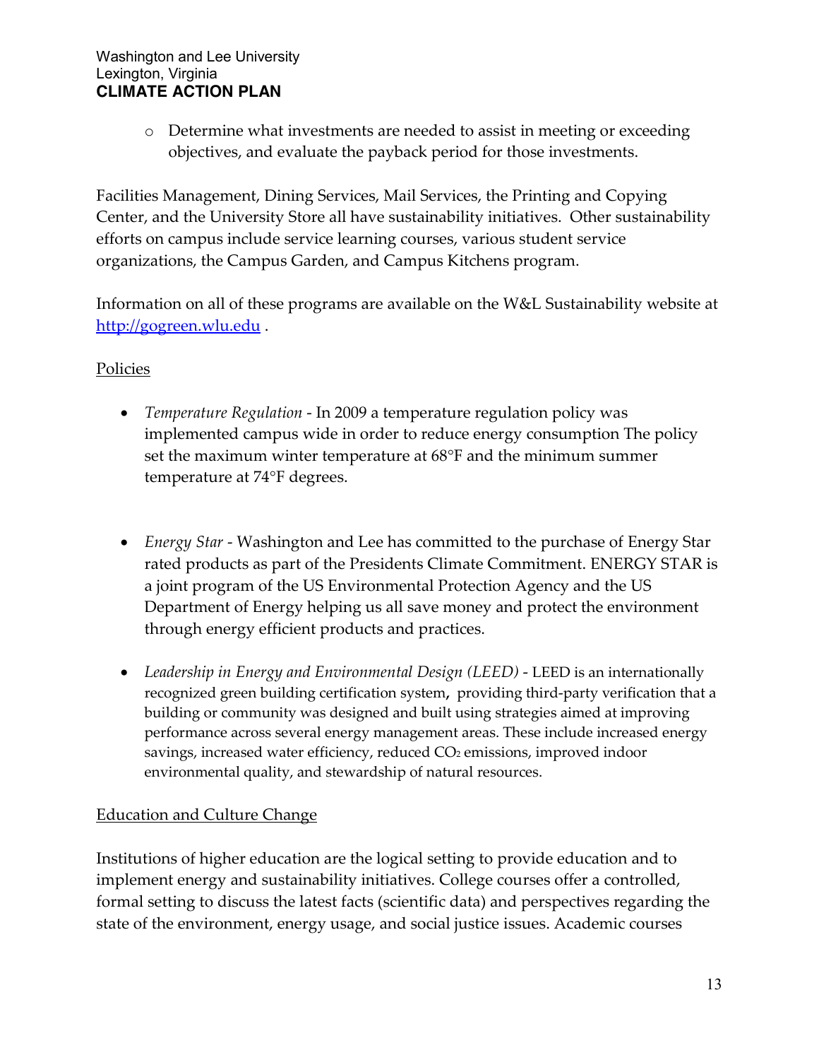- Determine what investments are needed to assist in meeting or exceeding objectives, and evaluate the payback period for those investments.

Facilities Management, Dining Services, Mail Services, the Printing and Copying Center, and the University Store all have sustainability initiatives. Other sustainability efforts on campus include service learning courses, various student service organizations, the Campus Garden, and Campus Kitchens program.

Information on all of these programs are available on the W&L Sustainability website at [http://gogreen.wlu.edu](http://gogreen.wlu.edu) .

Policies

- *Temperature Regulation* - In 2009 a temperature regulation policy was implemented campus wide in order to reduce energy consumption The policy set the maximum winter temperature at 68°F and the minimum summer temperature at 74°F degrees.

- *Energy Star* - Washington and Lee has committed to the purchase of Energy Star rated products as part of the Presidents Climate Commitment. ENERGY STAR is a joint program of the US Environmental Protection Agency and the US Department of Energy helping us all save money and protect the environment through energy efficient products and practices.

- *Leadership in Energy and Environmental Design (LEED)* - LEED is an internationally recognized green building certification system**,** providing third-party verification that a building or community was designed and built using strategies aimed at improving performance across several energy management areas. These include increased energy savings, increased water efficiency, reduced $CO_2$ emissions, improved indoor environmental quality, and stewardship of natural resources.

Education and Culture Change

Institutions of higher education are the logical setting to provide education and to implement energy and sustainability initiatives. College courses offer a controlled, formal setting to discuss the latest facts (scientific data) and perspectives regarding the state of the environment, energy usage, and social justice issues. Academic courses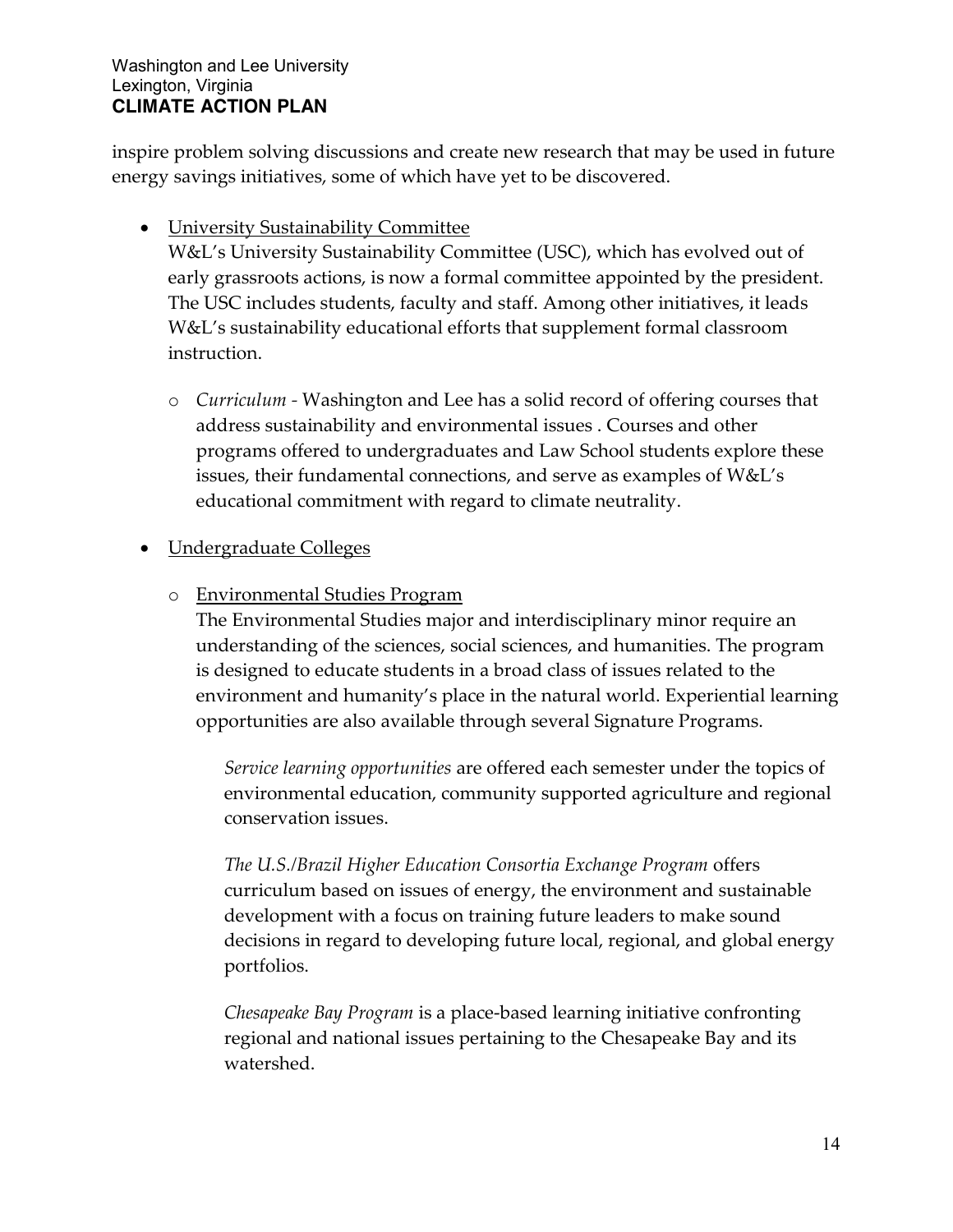inspire problem solving discussions and create new research that may be used in future energy savings initiatives, some of which have yet to be discovered.

- University Sustainability Committee
  W&L's University Sustainability Committee (USC), which has evolved out of early grassroots actions, is now a formal committee appointed by the president. The USC includes students, faculty and staff. Among other initiatives, it leads W&L's sustainability educational efforts that supplement formal classroom instruction.

  - *Curriculum* - Washington and Lee has a solid record of offering courses that address sustainability and environmental issues . Courses and other programs offered to undergraduates and Law School students explore these issues, their fundamental connections, and serve as examples of W&L's educational commitment with regard to climate neutrality.

- Undergraduate Colleges

  - Environmental Studies Program
    The Environmental Studies major and interdisciplinary minor require an understanding of the sciences, social sciences, and humanities. The program is designed to educate students in a broad class of issues related to the environment and humanity's place in the natural world. Experiential learning opportunities are also available through several Signature Programs.

    *Service learning opportunities* are offered each semester under the topics of environmental education, community supported agriculture and regional conservation issues.

    *The U.S./Brazil Higher Education Consortia Exchange Program* offers curriculum based on issues of energy, the environment and sustainable development with a focus on training future leaders to make sound decisions in regard to developing future local, regional, and global energy portfolios.

    *Chesapeake Bay Program* is a place-based learning initiative confronting regional and national issues pertaining to the Chesapeake Bay and its watershed.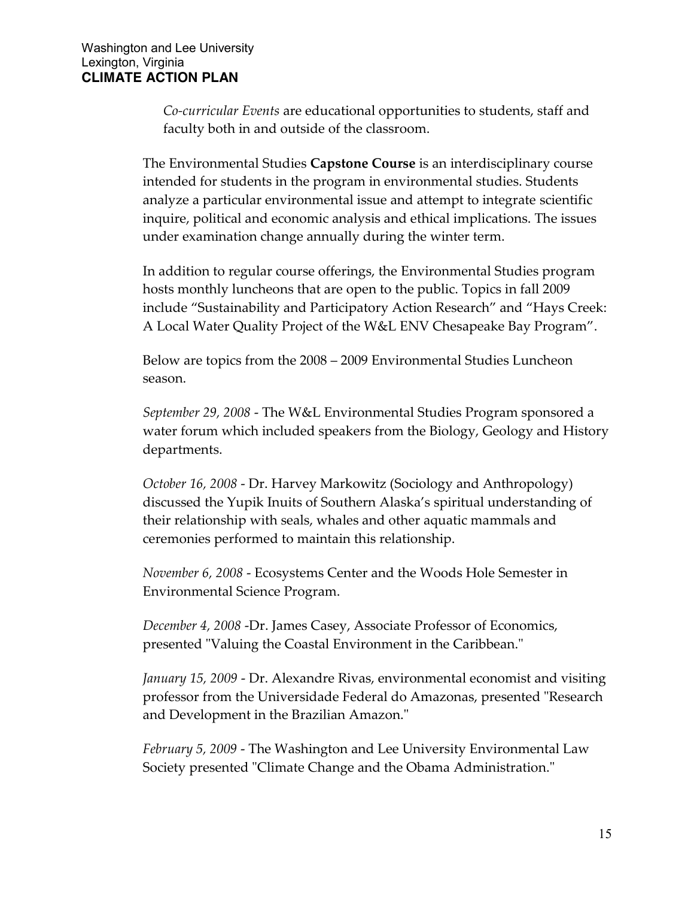*Co-curricular Events* are educational opportunities to students, staff and faculty both in and outside of the classroom.

The Environmental Studies **Capstone Course** is an interdisciplinary course intended for students in the program in environmental studies. Students analyze a particular environmental issue and attempt to integrate scientific inquire, political and economic analysis and ethical implications. The issues under examination change annually during the winter term.

In addition to regular course offerings, the Environmental Studies program hosts monthly luncheons that are open to the public. Topics in fall 2009 include "Sustainability and Participatory Action Research" and "Hays Creek: A Local Water Quality Project of the W&L ENV Chesapeake Bay Program".

Below are topics from the 2008 – 2009 Environmental Studies Luncheon season.

*September 29, 2008* - The W&L Environmental Studies Program sponsored a water forum which included speakers from the Biology, Geology and History departments.

*October 16, 2008* - Dr. Harvey Markowitz (Sociology and Anthropology) discussed the Yupik Inuits of Southern Alaska's spiritual understanding of their relationship with seals, whales and other aquatic mammals and ceremonies performed to maintain this relationship.

*November 6, 2008* - Ecosystems Center and the Woods Hole Semester in Environmental Science Program.

*December 4, 2008* -Dr. James Casey, Associate Professor of Economics, presented "Valuing the Coastal Environment in the Caribbean."

*January 15, 2009* - Dr. Alexandre Rivas, environmental economist and visiting professor from the Universidade Federal do Amazonas, presented "Research and Development in the Brazilian Amazon."

*February 5, 2009* - The Washington and Lee University Environmental Law Society presented "Climate Change and the Obama Administration."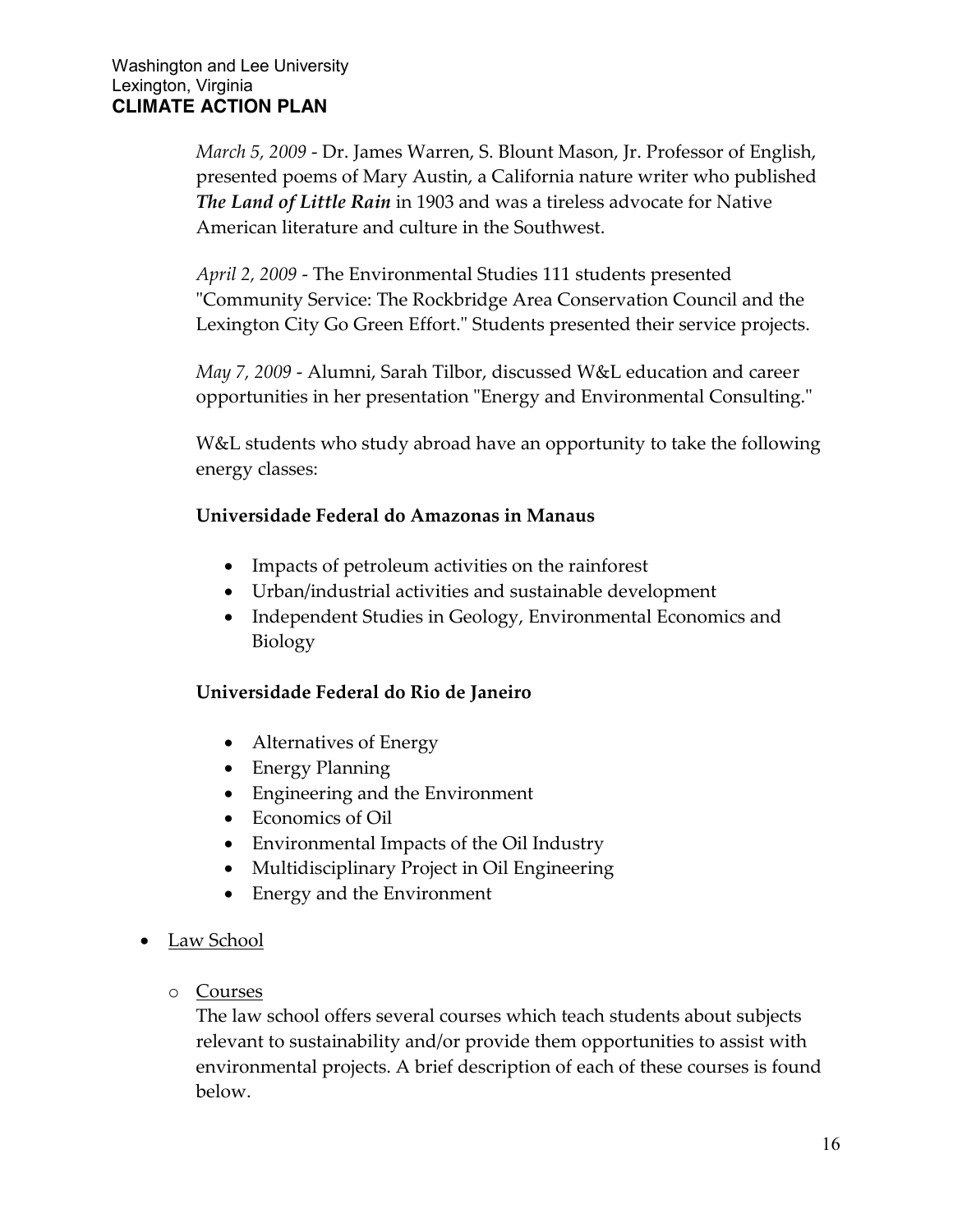*March 5, 2009* - Dr. James Warren, S. Blount Mason, Jr. Professor of English, presented poems of Mary Austin, a California nature writer who published ***The Land of Little Rain*** in 1903 and was a tireless advocate for Native American literature and culture in the Southwest.

*April 2, 2009* - The Environmental Studies 111 students presented "Community Service: The Rockbridge Area Conservation Council and the Lexington City Go Green Effort." Students presented their service projects.

*May 7, 2009* - Alumni, Sarah Tilbor, discussed W&L education and career opportunities in her presentation "Energy and Environmental Consulting."

W&L students who study abroad have an opportunity to take the following energy classes:

**Universidade Federal do Amazonas in Manaus**

- Impacts of petroleum activities on the rainforest
- Urban/industrial activities and sustainable development
- Independent Studies in Geology, Environmental Economics and Biology

**Universidade Federal do Rio de Janeiro**

- Alternatives of Energy
- Energy Planning
- Engineering and the Environment
- Economics of Oil
- Environmental Impacts of the Oil Industry
- Multidisciplinary Project in Oil Engineering
- Energy and the Environment

- <u>Law School</u>

  - <u>Courses</u>

    The law school offers several courses which teach students about subjects relevant to sustainability and/or provide them opportunities to assist with environmental projects. A brief description of each of these courses is found below.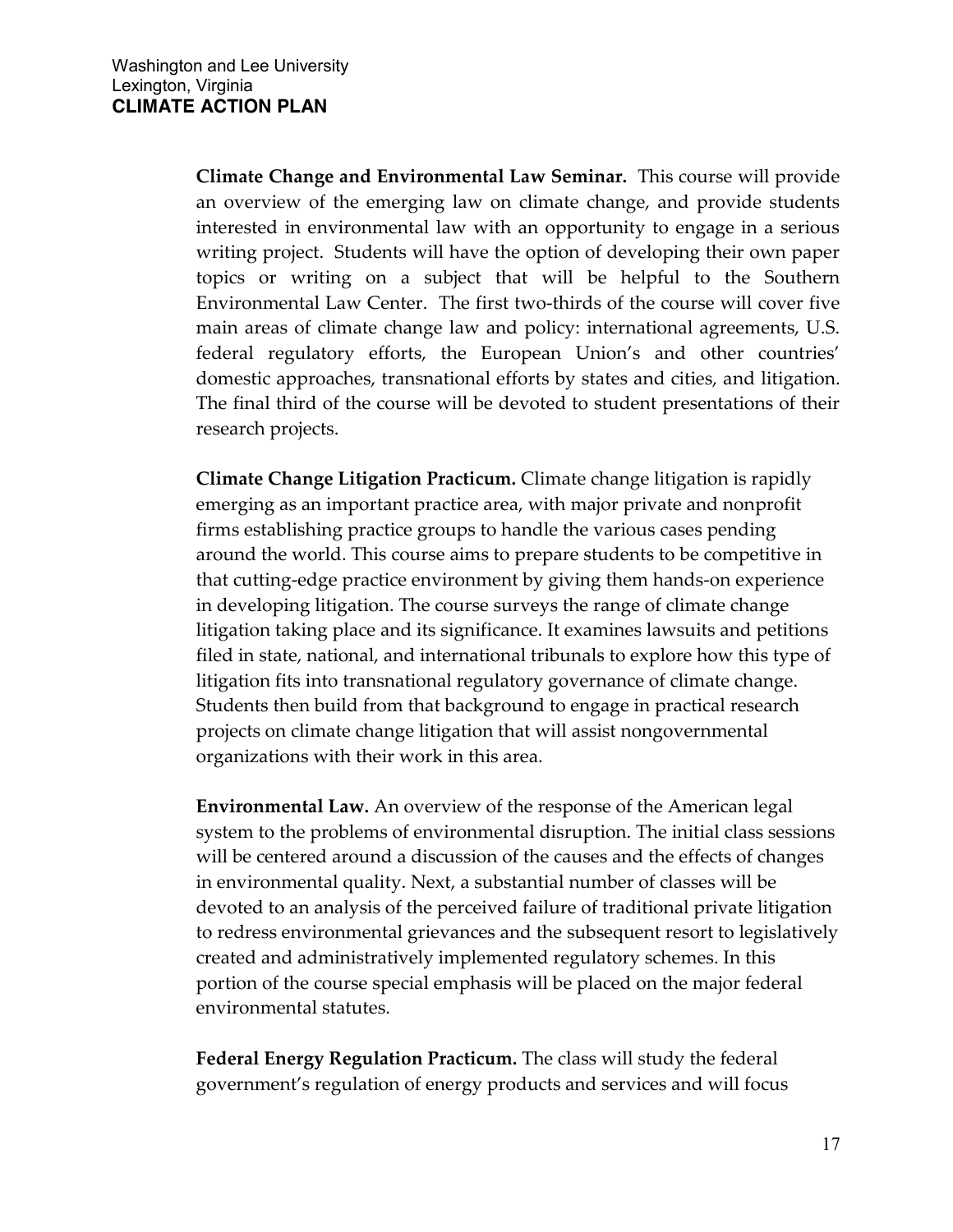**Climate Change and Environmental Law Seminar.** This course will provide an overview of the emerging law on climate change, and provide students interested in environmental law with an opportunity to engage in a serious writing project. Students will have the option of developing their own paper topics or writing on a subject that will be helpful to the Southern Environmental Law Center. The first two-thirds of the course will cover five main areas of climate change law and policy: international agreements, U.S. federal regulatory efforts, the European Union's and other countries' domestic approaches, transnational efforts by states and cities, and litigation. The final third of the course will be devoted to student presentations of their research projects.

**Climate Change Litigation Practicum.** Climate change litigation is rapidly emerging as an important practice area, with major private and nonprofit firms establishing practice groups to handle the various cases pending around the world. This course aims to prepare students to be competitive in that cutting-edge practice environment by giving them hands-on experience in developing litigation. The course surveys the range of climate change litigation taking place and its significance. It examines lawsuits and petitions filed in state, national, and international tribunals to explore how this type of litigation fits into transnational regulatory governance of climate change. Students then build from that background to engage in practical research projects on climate change litigation that will assist nongovernmental organizations with their work in this area.

**Environmental Law.** An overview of the response of the American legal system to the problems of environmental disruption. The initial class sessions will be centered around a discussion of the causes and the effects of changes in environmental quality. Next, a substantial number of classes will be devoted to an analysis of the perceived failure of traditional private litigation to redress environmental grievances and the subsequent resort to legislatively created and administratively implemented regulatory schemes. In this portion of the course special emphasis will be placed on the major federal environmental statutes.

**Federal Energy Regulation Practicum.** The class will study the federal government's regulation of energy products and services and will focus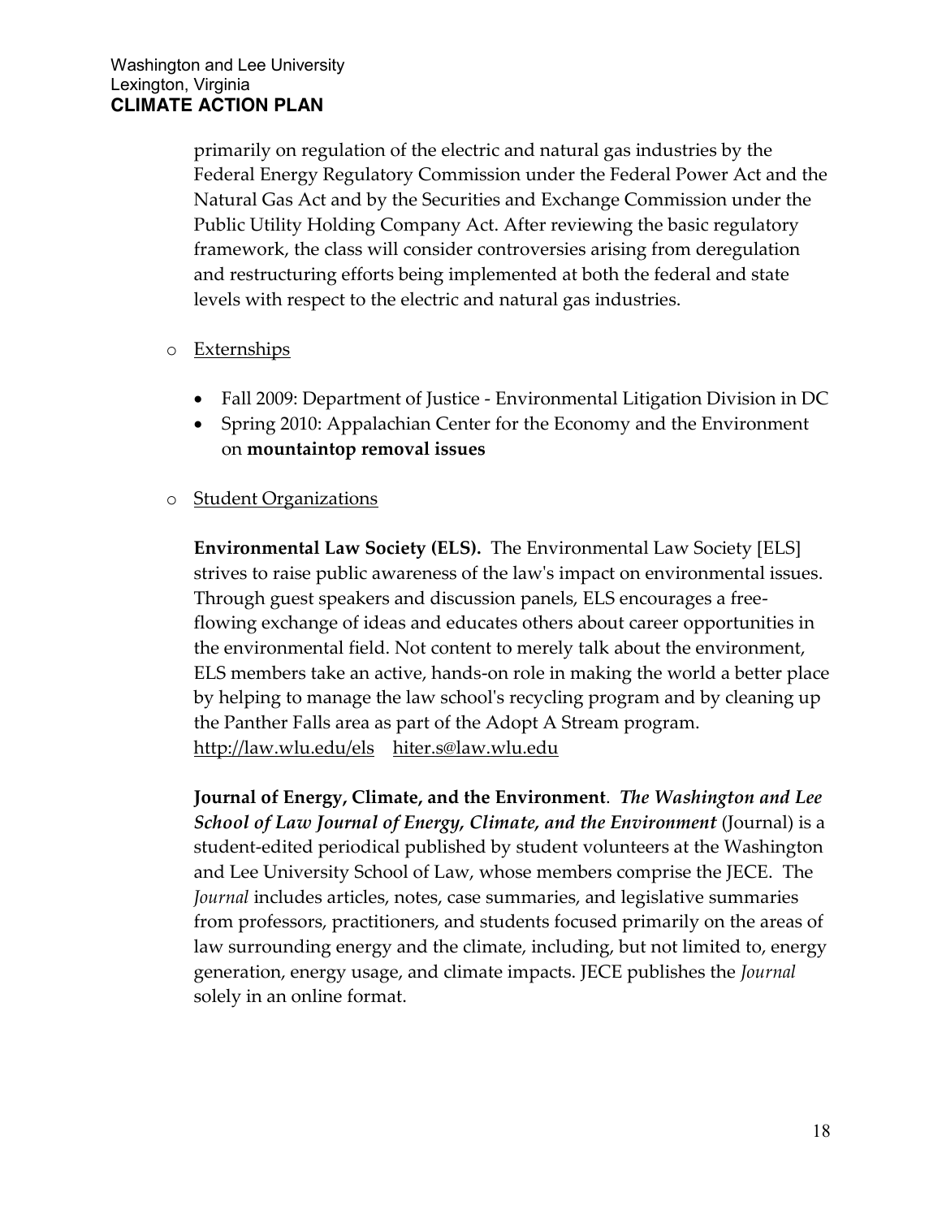primarily on regulation of the electric and natural gas industries by the Federal Energy Regulatory Commission under the Federal Power Act and the Natural Gas Act and by the Securities and Exchange Commission under the Public Utility Holding Company Act. After reviewing the basic regulatory framework, the class will consider controversies arising from deregulation and restructuring efforts being implemented at both the federal and state levels with respect to the electric and natural gas industries.

- Externships

  - Fall 2009: Department of Justice - Environmental Litigation Division in DC
  - Spring 2010: Appalachian Center for the Economy and the Environment on **mountaintop removal issues**

- Student Organizations

  **Environmental Law Society (ELS).** The Environmental Law Society [ELS] strives to raise public awareness of the law's impact on environmental issues. Through guest speakers and discussion panels, ELS encourages a free-flowing exchange of ideas and educates others about career opportunities in the environmental field. Not content to merely talk about the environment, ELS members take an active, hands-on role in making the world a better place by helping to manage the law school's recycling program and by cleaning up the Panther Falls area as part of the Adopt A Stream program. http://law.wlu.edu/els hiter.s@law.wlu.edu

  **Journal of Energy, Climate, and the Environment**. ***The Washington and Lee School of Law Journal of Energy, Climate, and the Environment*** (Journal) is a student-edited periodical published by student volunteers at the Washington and Lee University School of Law, whose members comprise the JECE. The *Journal* includes articles, notes, case summaries, and legislative summaries from professors, practitioners, and students focused primarily on the areas of law surrounding energy and the climate, including, but not limited to, energy generation, energy usage, and climate impacts. JECE publishes the *Journal* solely in an online format.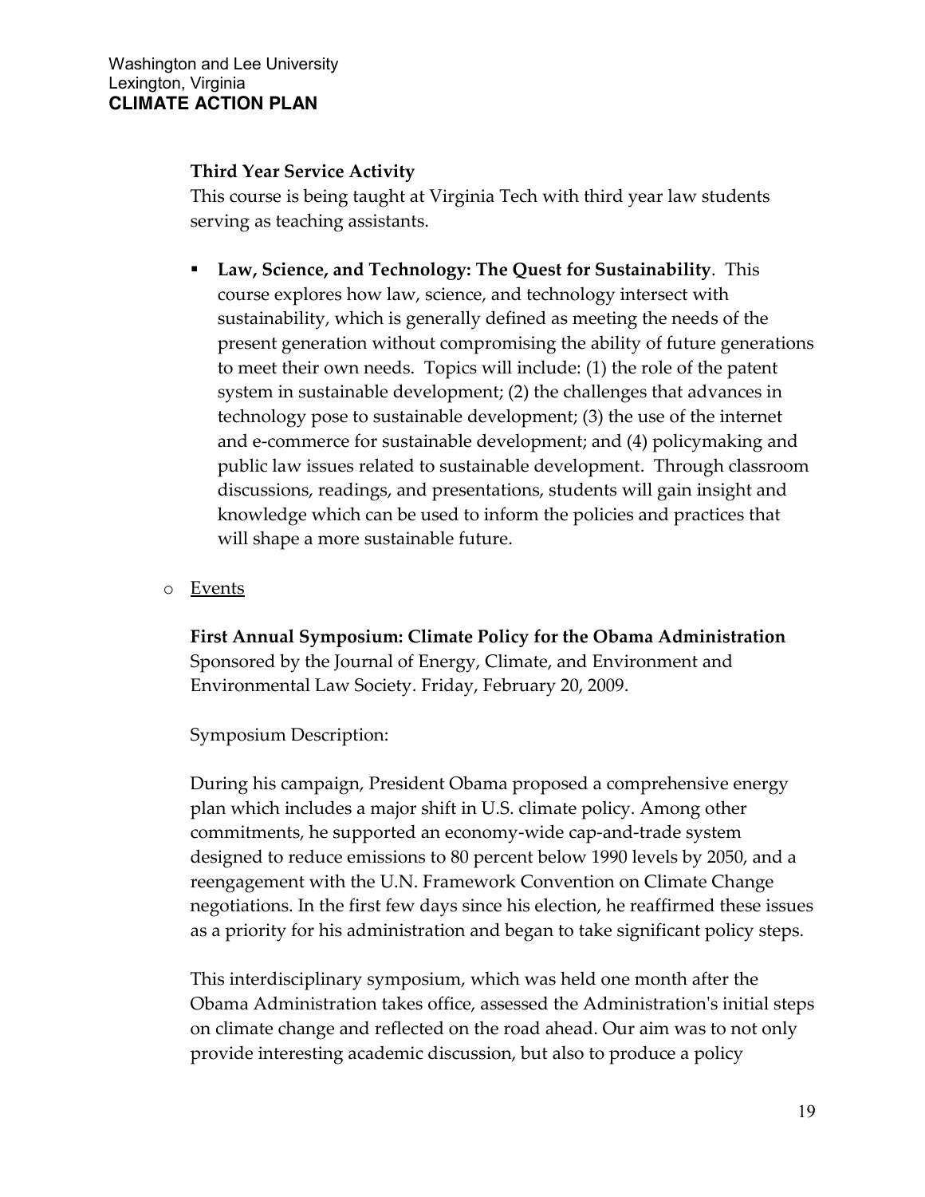**Third Year Service Activity**
This course is being taught at Virginia Tech with third year law students serving as teaching assistants.

- **Law, Science, and Technology: The Quest for Sustainability**. This course explores how law, science, and technology intersect with sustainability, which is generally defined as meeting the needs of the present generation without compromising the ability of future generations to meet their own needs. Topics will include: (1) the role of the patent system in sustainable development; (2) the challenges that advances in technology pose to sustainable development; (3) the use of the internet and e-commerce for sustainable development; and (4) policymaking and public law issues related to sustainable development. Through classroom discussions, readings, and presentations, students will gain insight and knowledge which can be used to inform the policies and practices that will shape a more sustainable future.

- Events

**First Annual Symposium: Climate Policy for the Obama Administration**
Sponsored by the Journal of Energy, Climate, and Environment and Environmental Law Society. Friday, February 20, 2009.

Symposium Description:

During his campaign, President Obama proposed a comprehensive energy plan which includes a major shift in U.S. climate policy. Among other commitments, he supported an economy-wide cap-and-trade system designed to reduce emissions to 80 percent below 1990 levels by 2050, and a reengagement with the U.N. Framework Convention on Climate Change negotiations. In the first few days since his election, he reaffirmed these issues as a priority for his administration and began to take significant policy steps.

This interdisciplinary symposium, which was held one month after the Obama Administration takes office, assessed the Administration's initial steps on climate change and reflected on the road ahead. Our aim was to not only provide interesting academic discussion, but also to produce a policy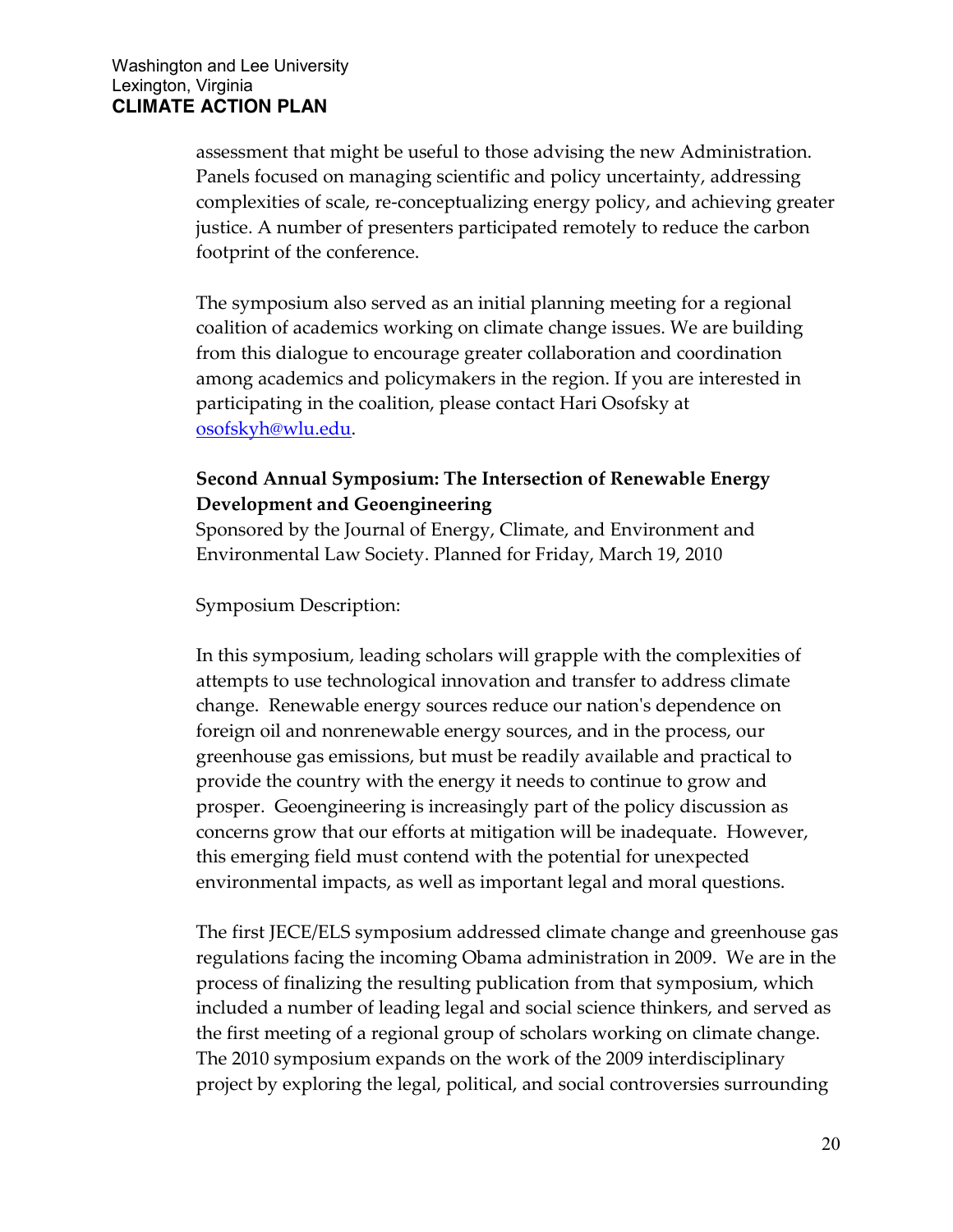assessment that might be useful to those advising the new Administration. Panels focused on managing scientific and policy uncertainty, addressing complexities of scale, re-conceptualizing energy policy, and achieving greater justice. A number of presenters participated remotely to reduce the carbon footprint of the conference.

The symposium also served as an initial planning meeting for a regional coalition of academics working on climate change issues. We are building from this dialogue to encourage greater collaboration and coordination among academics and policymakers in the region. If you are interested in participating in the coalition, please contact Hari Osofsky at osofskyh@wlu.edu.

**Second Annual Symposium: The Intersection of Renewable Energy Development and Geoengineering**

Sponsored by the Journal of Energy, Climate, and Environment and Environmental Law Society. Planned for Friday, March 19, 2010

Symposium Description:

In this symposium, leading scholars will grapple with the complexities of attempts to use technological innovation and transfer to address climate change. Renewable energy sources reduce our nation's dependence on foreign oil and nonrenewable energy sources, and in the process, our greenhouse gas emissions, but must be readily available and practical to provide the country with the energy it needs to continue to grow and prosper. Geoengineering is increasingly part of the policy discussion as concerns grow that our efforts at mitigation will be inadequate. However, this emerging field must contend with the potential for unexpected environmental impacts, as well as important legal and moral questions.

The first JECE/ELS symposium addressed climate change and greenhouse gas regulations facing the incoming Obama administration in 2009. We are in the process of finalizing the resulting publication from that symposium, which included a number of leading legal and social science thinkers, and served as the first meeting of a regional group of scholars working on climate change. The 2010 symposium expands on the work of the 2009 interdisciplinary project by exploring the legal, political, and social controversies surrounding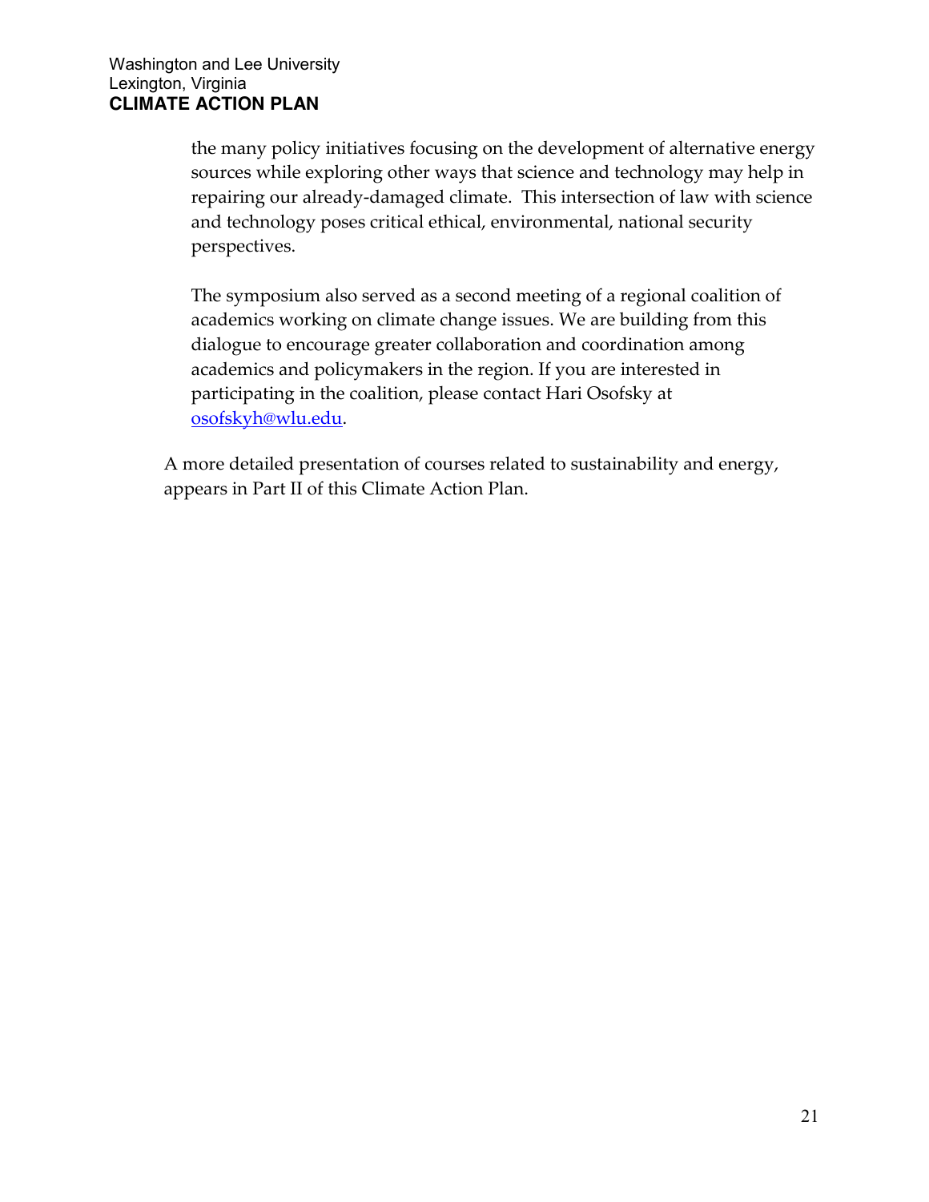the many policy initiatives focusing on the development of alternative energy sources while exploring other ways that science and technology may help in repairing our already-damaged climate. This intersection of law with science and technology poses critical ethical, environmental, national security perspectives.

The symposium also served as a second meeting of a regional coalition of academics working on climate change issues. We are building from this dialogue to encourage greater collaboration and coordination among academics and policymakers in the region. If you are interested in participating in the coalition, please contact Hari Osofsky at osofskyh@wlu.edu.

A more detailed presentation of courses related to sustainability and energy, appears in Part II of this Climate Action Plan.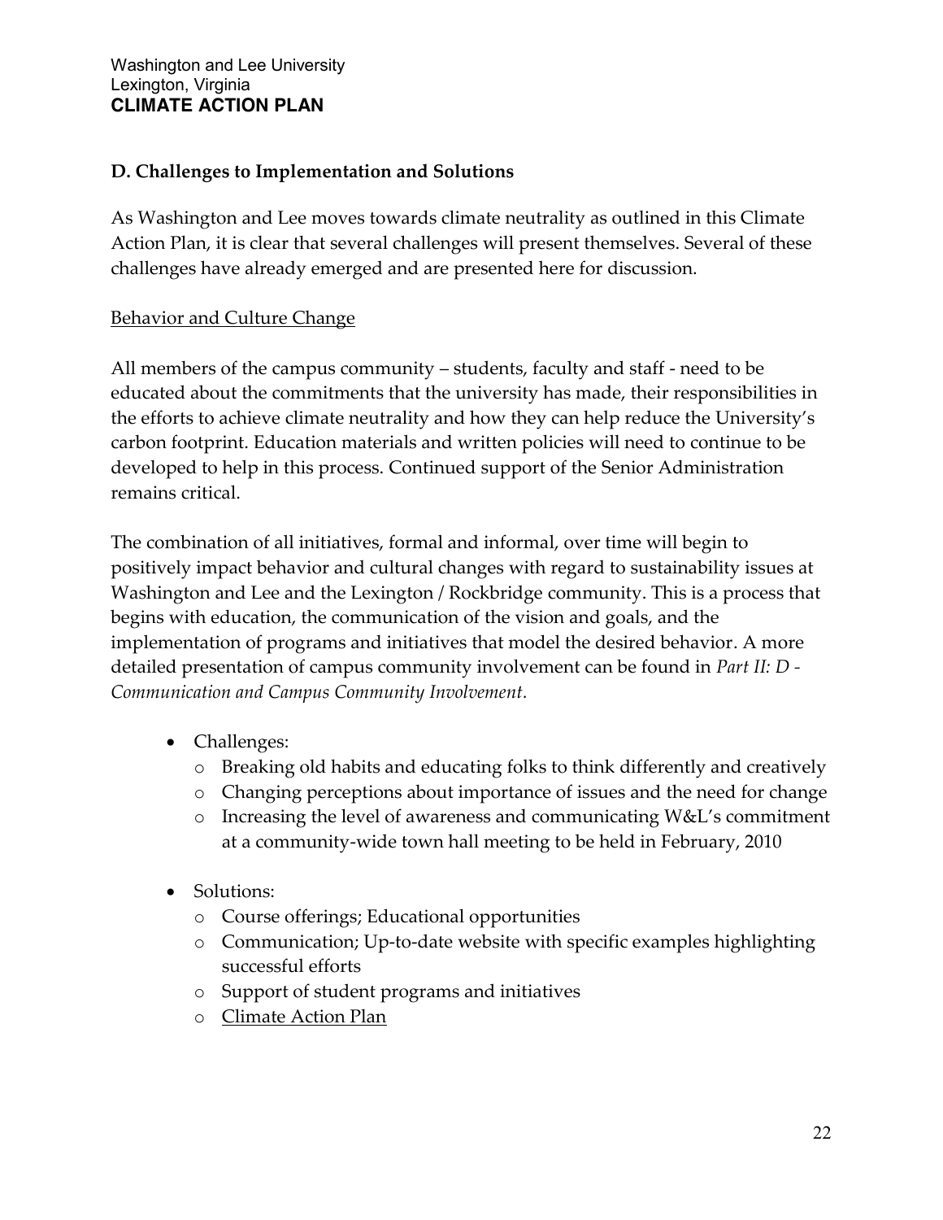### D. Challenges to Implementation and Solutions

As Washington and Lee moves towards climate neutrality as outlined in this Climate Action Plan, it is clear that several challenges will present themselves. Several of these challenges have already emerged and are presented here for discussion.

<u>Behavior and Culture Change</u>

All members of the campus community – students, faculty and staff - need to be educated about the commitments that the university has made, their responsibilities in the efforts to achieve climate neutrality and how they can help reduce the University's carbon footprint. Education materials and written policies will need to continue to be developed to help in this process. Continued support of the Senior Administration remains critical.

The combination of all initiatives, formal and informal, over time will begin to positively impact behavior and cultural changes with regard to sustainability issues at Washington and Lee and the Lexington / Rockbridge community. This is a process that begins with education, the communication of the vision and goals, and the implementation of programs and initiatives that model the desired behavior. A more detailed presentation of campus community involvement can be found in *Part II: D - Communication and Campus Community Involvement.*

- Challenges:
  - Breaking old habits and educating folks to think differently and creatively
  - Changing perceptions about importance of issues and the need for change
  - Increasing the level of awareness and communicating W&L's commitment at a community-wide town hall meeting to be held in February, 2010
- Solutions:
  - Course offerings; Educational opportunities
  - Communication; Up-to-date website with specific examples highlighting successful efforts
  - Support of student programs and initiatives
  - <u>Climate Action Plan</u>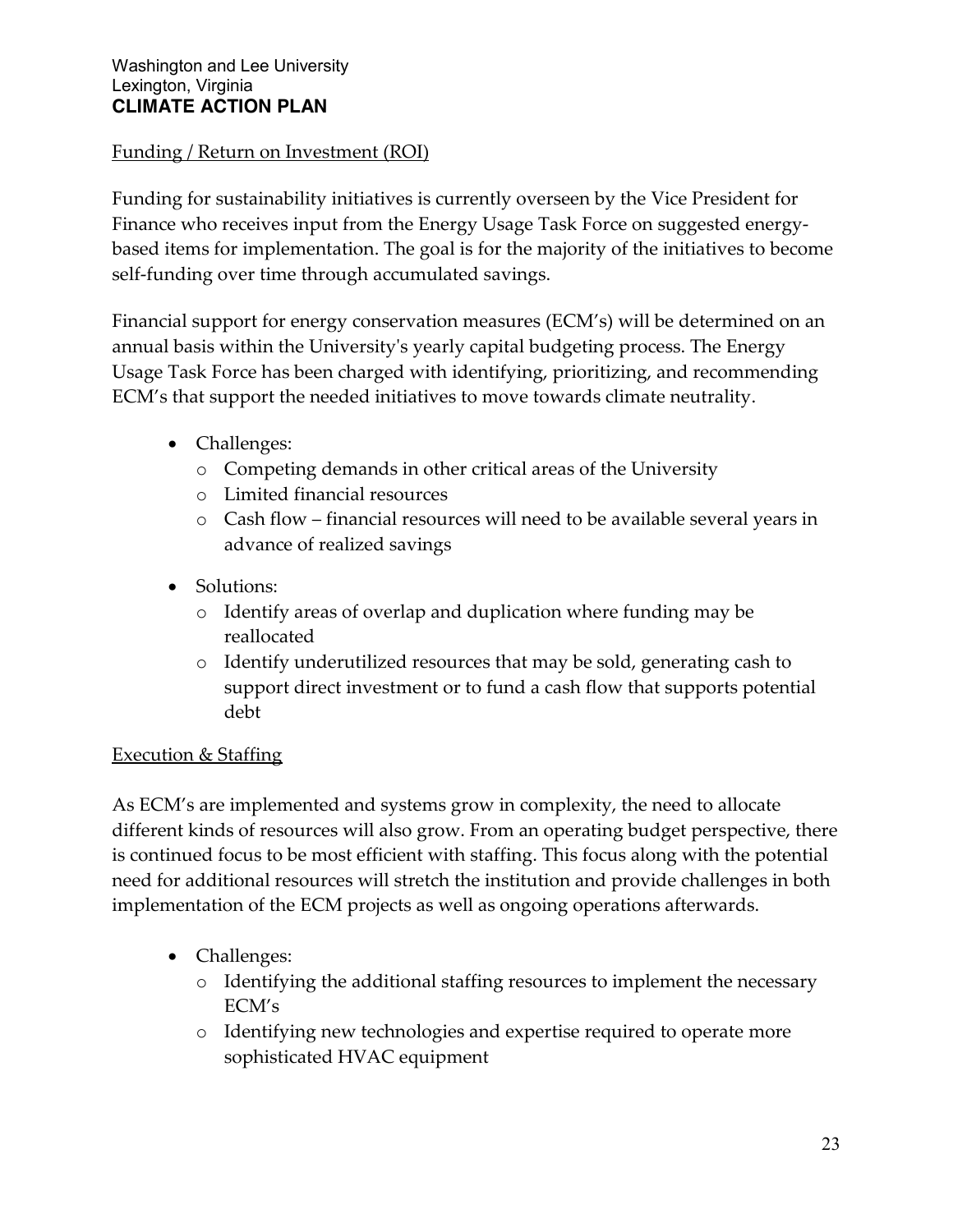## Funding / Return on Investment (ROI)

Funding for sustainability initiatives is currently overseen by the Vice President for Finance who receives input from the Energy Usage Task Force on suggested energy-based items for implementation. The goal is for the majority of the initiatives to become self-funding over time through accumulated savings.

Financial support for energy conservation measures (ECM's) will be determined on an annual basis within the University's yearly capital budgeting process. The Energy Usage Task Force has been charged with identifying, prioritizing, and recommending ECM's that support the needed initiatives to move towards climate neutrality.

- Challenges:
  - Competing demands in other critical areas of the University
  - Limited financial resources
  - Cash flow – financial resources will need to be available several years in advance of realized savings
- Solutions:
  - Identify areas of overlap and duplication where funding may be reallocated
  - Identify underutilized resources that may be sold, generating cash to support direct investment or to fund a cash flow that supports potential debt

## Execution & Staffing

As ECM's are implemented and systems grow in complexity, the need to allocate different kinds of resources will also grow. From an operating budget perspective, there is continued focus to be most efficient with staffing. This focus along with the potential need for additional resources will stretch the institution and provide challenges in both implementation of the ECM projects as well as ongoing operations afterwards.

- Challenges:
  - Identifying the additional staffing resources to implement the necessary ECM's
  - Identifying new technologies and expertise required to operate more sophisticated HVAC equipment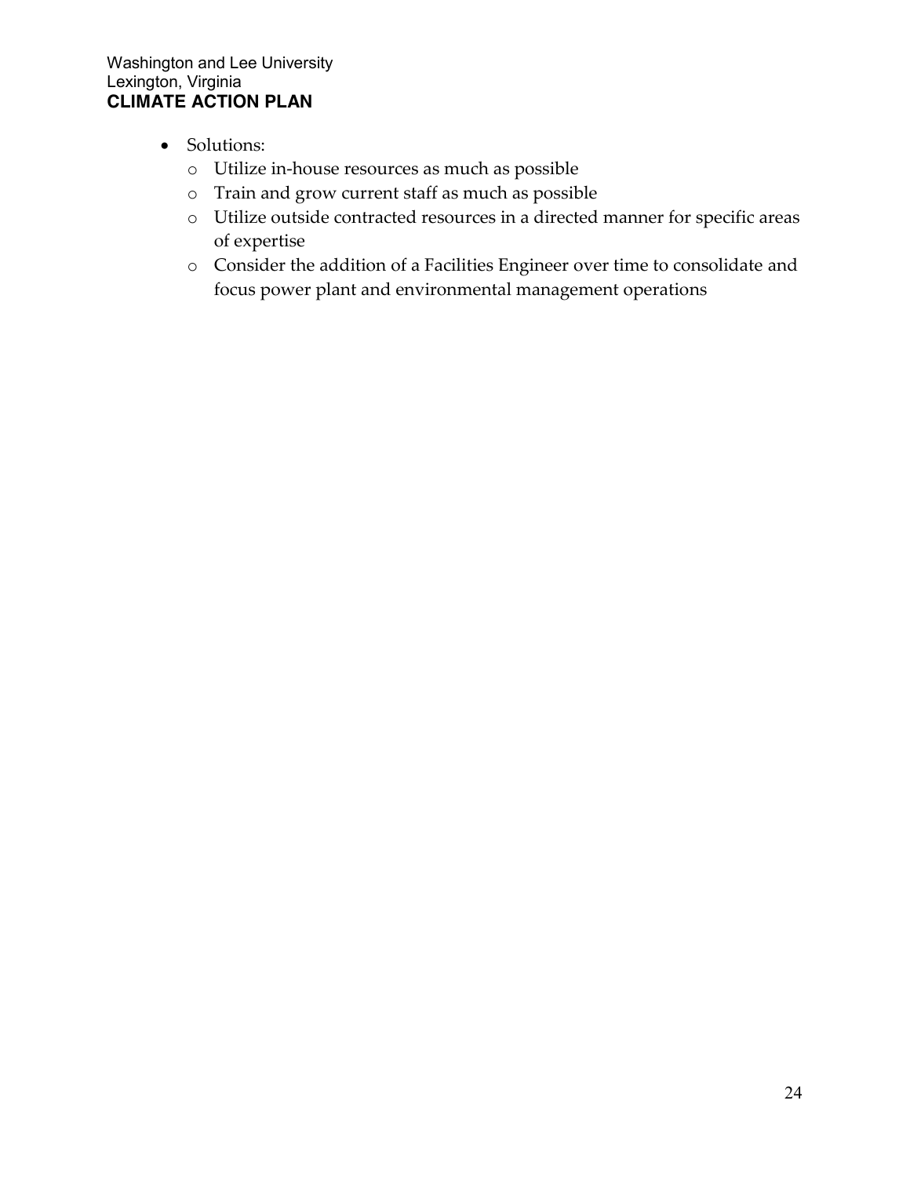- Solutions:
  - Utilize in-house resources as much as possible
  - Train and grow current staff as much as possible
  - Utilize outside contracted resources in a directed manner for specific areas of expertise
  - Consider the addition of a Facilities Engineer over time to consolidate and focus power plant and environmental management operations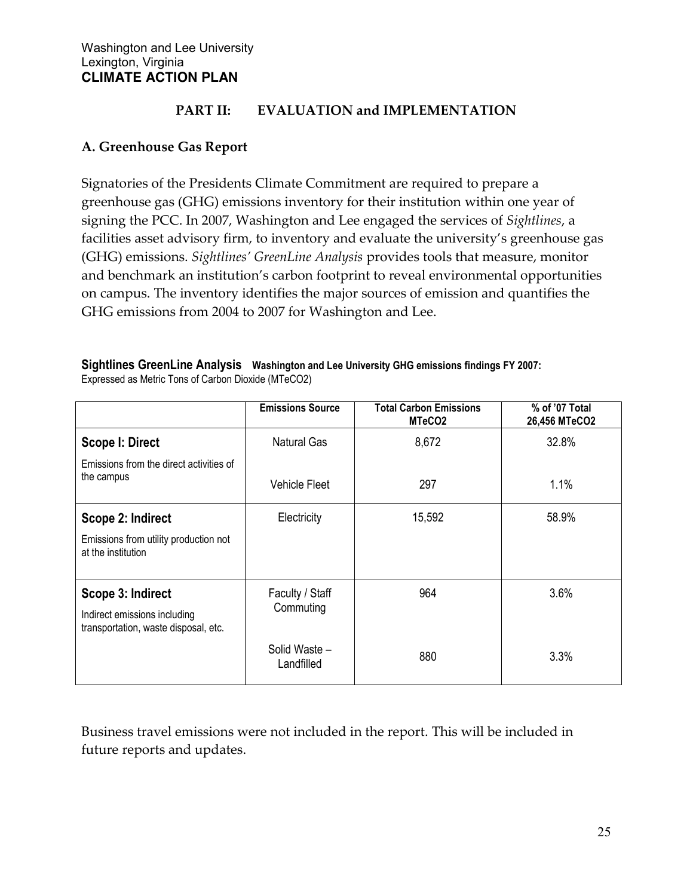Washington and Lee University
Lexington, Virginia
**CLIMATE ACTION PLAN**

## PART II: EVALUATION and IMPLEMENTATION

### A. Greenhouse Gas Report

Signatories of the Presidents Climate Commitment are required to prepare a greenhouse gas (GHG) emissions inventory for their institution within one year of signing the PCC. In 2007, Washington and Lee engaged the services of *Sightlines*, a facilities asset advisory firm, to inventory and evaluate the university's greenhouse gas (GHG) emissions. *Sightlines' GreenLine Analysis* provides tools that measure, monitor and benchmark an institution's carbon footprint to reveal environmental opportunities on campus. The inventory identifies the major sources of emission and quantifies the GHG emissions from 2004 to 2007 for Washington and Lee.

**Sightlines GreenLine Analysis** **Washington and Lee University GHG emissions findings FY 2007:**
Expressed as Metric Tons of Carbon Dioxide (MTeCO2)

| | Emissions Source | Total Carbon Emissions MTeCO2 | % of '07 Total 26,456 MTeCO2 |
|---|---|---|---|
| **Scope I: Direct** Emissions from the direct activities of the campus | Natural Gas | 8,672 | 32.8% |
| | Vehicle Fleet | 297 | 1.1% |
| **Scope 2: Indirect** Emissions from utility production not at the institution | Electricity | 15,592 | 58.9% |
| **Scope 3: Indirect** Indirect emissions including transportation, waste disposal, etc. | Faculty / Staff Commuting | 964 | 3.6% |
| | Solid Waste – Landfilled | 880 | 3.3% |

Business travel emissions were not included in the report. This will be included in future reports and updates.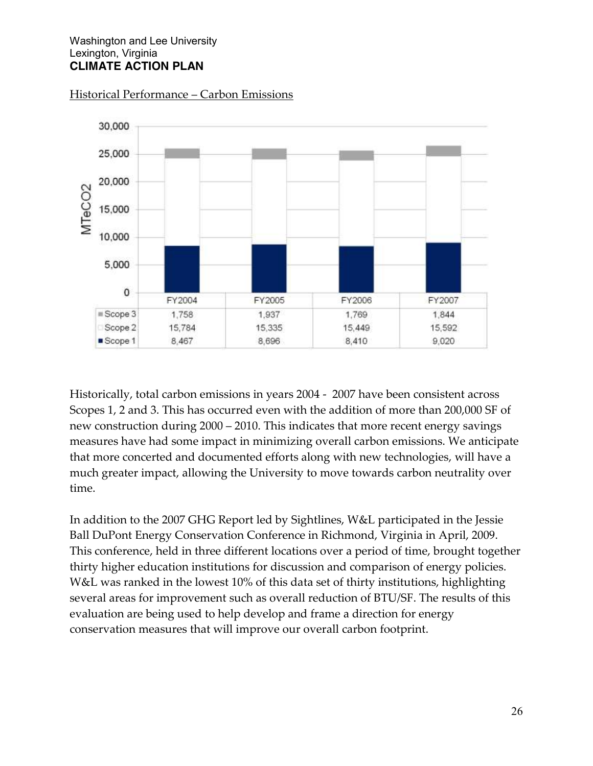Historical Performance – Carbon Emissions

| | FY2004 | FY2005 | FY2006 | FY2007 |
|---|---|---|---|---|
| Scope 3 | 1,758 | 1,937 | 1,769 | 1,844 |
| Scope 2 | 15,784 | 15,335 | 15,449 | 15,592 |
| Scope 1 | 8,467 | 8,696 | 8,410 | 9,020 |

Historically, total carbon emissions in years 2004 - 2007 have been consistent across Scopes 1, 2 and 3. This has occurred even with the addition of more than 200,000 SF of new construction during 2000 – 2010. This indicates that more recent energy savings measures have had some impact in minimizing overall carbon emissions. We anticipate that more concerted and documented efforts along with new technologies, will have a much greater impact, allowing the University to move towards carbon neutrality over time.

In addition to the 2007 GHG Report led by Sightlines, W&L participated in the Jessie Ball DuPont Energy Conservation Conference in Richmond, Virginia in April, 2009. This conference, held in three different locations over a period of time, brought together thirty higher education institutions for discussion and comparison of energy policies. W&L was ranked in the lowest 10% of this data set of thirty institutions, highlighting several areas for improvement such as overall reduction of BTU/SF. The results of this evaluation are being used to help develop and frame a direction for energy conservation measures that will improve our overall carbon footprint.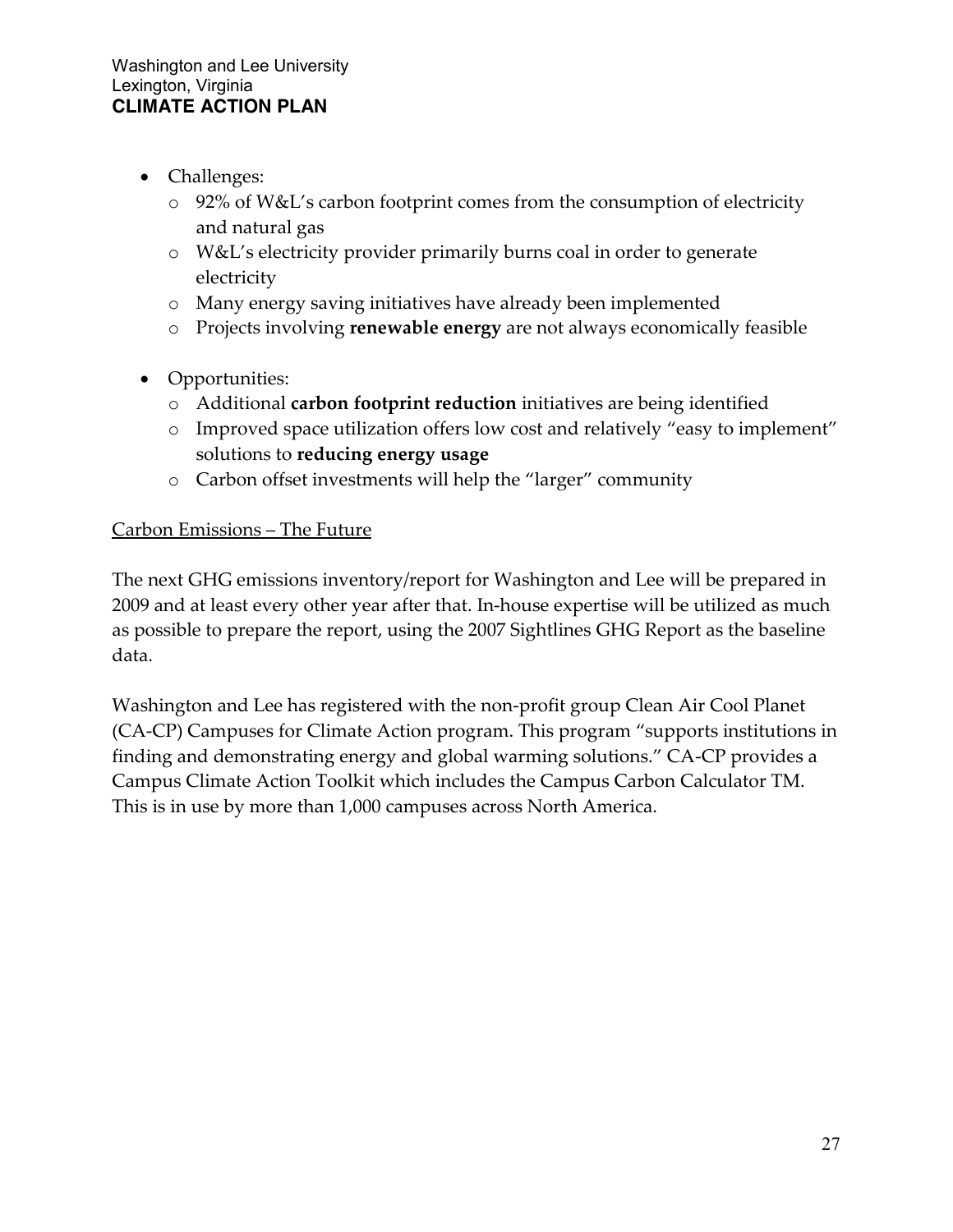- Challenges:
  - 92% of W&L's carbon footprint comes from the consumption of electricity and natural gas
  - W&L's electricity provider primarily burns coal in order to generate electricity
  - Many energy saving initiatives have already been implemented
  - Projects involving **renewable energy** are not always economically feasible

- Opportunities:
  - Additional **carbon footprint reduction** initiatives are being identified
  - Improved space utilization offers low cost and relatively "easy to implement" solutions to **reducing energy usage**
  - Carbon offset investments will help the "larger" community

<u>Carbon Emissions – The Future</u>

The next GHG emissions inventory/report for Washington and Lee will be prepared in 2009 and at least every other year after that. In-house expertise will be utilized as much as possible to prepare the report, using the 2007 Sightlines GHG Report as the baseline data.

Washington and Lee has registered with the non-profit group Clean Air Cool Planet (CA-CP) Campuses for Climate Action program. This program "supports institutions in finding and demonstrating energy and global warming solutions." CA-CP provides a Campus Climate Action Toolkit which includes the Campus Carbon Calculator TM. This is in use by more than 1,000 campuses across North America.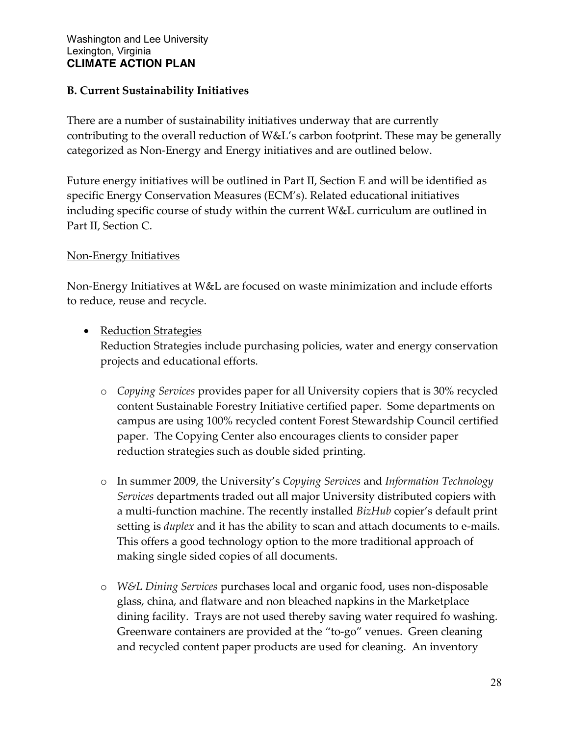### B. Current Sustainability Initiatives

There are a number of sustainability initiatives underway that are currently contributing to the overall reduction of W&L's carbon footprint. These may be generally categorized as Non-Energy and Energy initiatives and are outlined below.

Future energy initiatives will be outlined in Part II, Section E and will be identified as specific Energy Conservation Measures (ECM's). Related educational initiatives including specific course of study within the current W&L curriculum are outlined in Part II, Section C.

<u>Non-Energy Initiatives</u>

Non-Energy Initiatives at W&L are focused on waste minimization and include efforts to reduce, reuse and recycle.

- <u>Reduction Strategies</u>
  Reduction Strategies include purchasing policies, water and energy conservation projects and educational efforts.
  - *Copying Services* provides paper for all University copiers that is 30% recycled content Sustainable Forestry Initiative certified paper. Some departments on campus are using 100% recycled content Forest Stewardship Council certified paper. The Copying Center also encourages clients to consider paper reduction strategies such as double sided printing.
  - In summer 2009, the University's *Copying Services* and *Information Technology Services* departments traded out all major University distributed copiers with a multi-function machine. The recently installed *BizHub* copier's default print setting is *duplex* and it has the ability to scan and attach documents to e-mails. This offers a good technology option to the more traditional approach of making single sided copies of all documents.
  - *W&L Dining Services* purchases local and organic food, uses non-disposable glass, china, and flatware and non bleached napkins in the Marketplace dining facility. Trays are not used thereby saving water required fo washing. Greenware containers are provided at the "to-go" venues. Green cleaning and recycled content paper products are used for cleaning. An inventory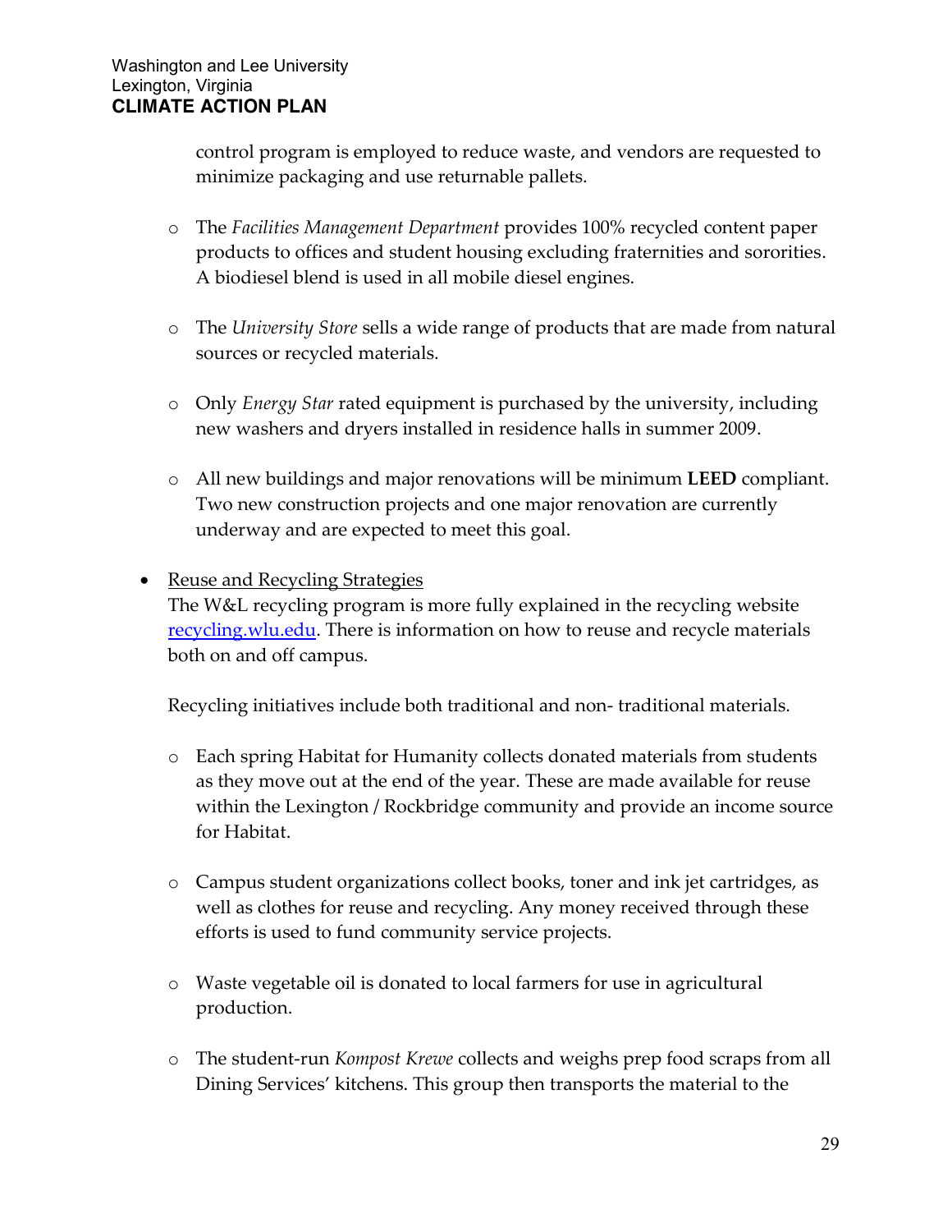control program is employed to reduce waste, and vendors are requested to minimize packaging and use returnable pallets.

   - The *Facilities Management Department* provides 100% recycled content paper products to offices and student housing excluding fraternities and sororities. A biodiesel blend is used in all mobile diesel engines.

   - The *University Store* sells a wide range of products that are made from natural sources or recycled materials.

   - Only *Energy Star* rated equipment is purchased by the university, including new washers and dryers installed in residence halls in summer 2009.

   - All new buildings and major renovations will be minimum **LEED** compliant. Two new construction projects and one major renovation are currently underway and are expected to meet this goal.

- <u>Reuse and Recycling Strategies</u>
  The W&L recycling program is more fully explained in the recycling website [recycling.wlu.edu](recycling.wlu.edu). There is information on how to reuse and recycle materials both on and off campus.

  Recycling initiatives include both traditional and non- traditional materials.

   - Each spring Habitat for Humanity collects donated materials from students as they move out at the end of the year. These are made available for reuse within the Lexington / Rockbridge community and provide an income source for Habitat.

   - Campus student organizations collect books, toner and ink jet cartridges, as well as clothes for reuse and recycling. Any money received through these efforts is used to fund community service projects.

   - Waste vegetable oil is donated to local farmers for use in agricultural production.

   - The student-run *Kompost Krewe* collects and weighs prep food scraps from all Dining Services' kitchens. This group then transports the material to the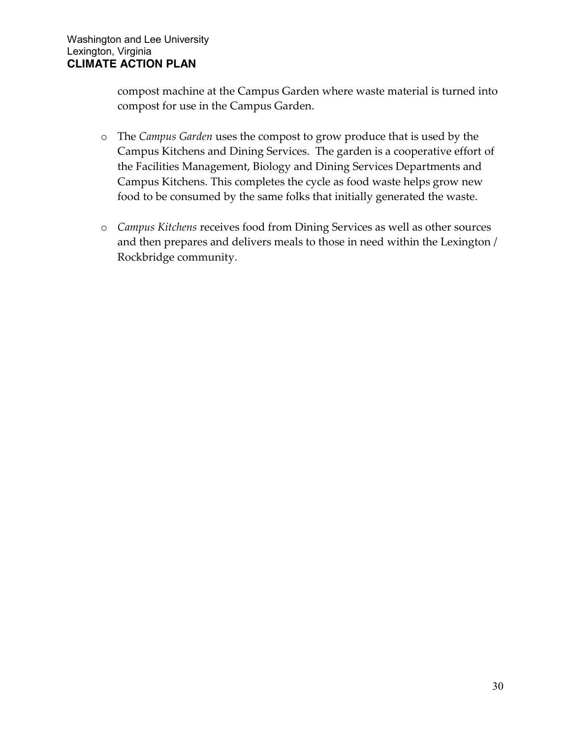compost machine at the Campus Garden where waste material is turned into compost for use in the Campus Garden.

- The *Campus Garden* uses the compost to grow produce that is used by the Campus Kitchens and Dining Services. The garden is a cooperative effort of the Facilities Management, Biology and Dining Services Departments and Campus Kitchens. This completes the cycle as food waste helps grow new food to be consumed by the same folks that initially generated the waste.

- *Campus Kitchens* receives food from Dining Services as well as other sources and then prepares and delivers meals to those in need within the Lexington / Rockbridge community.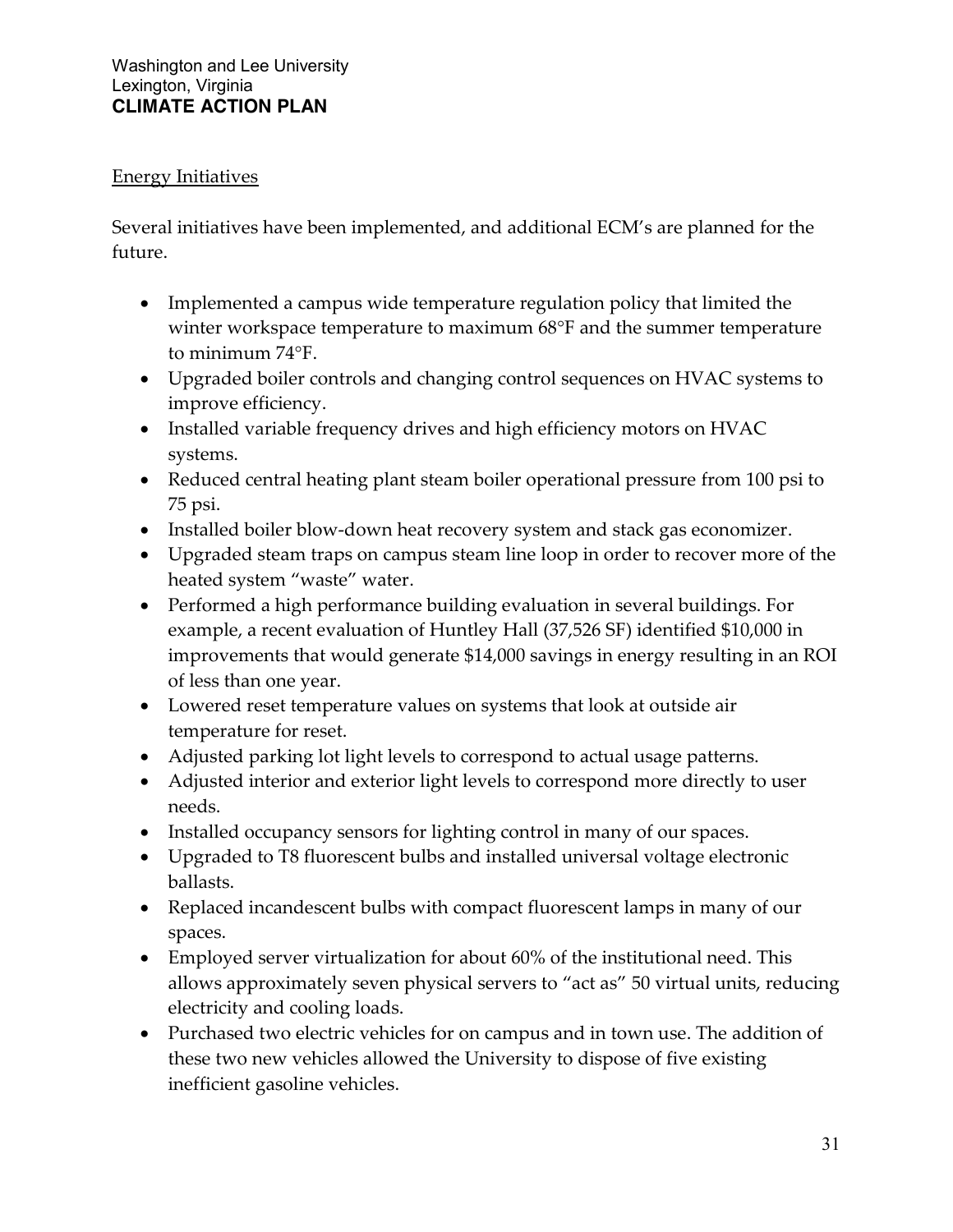## Energy Initiatives

Several initiatives have been implemented, and additional ECM's are planned for the future.

- Implemented a campus wide temperature regulation policy that limited the winter workspace temperature to maximum 68°F and the summer temperature to minimum 74°F.
- Upgraded boiler controls and changing control sequences on HVAC systems to improve efficiency.
- Installed variable frequency drives and high efficiency motors on HVAC systems.
- Reduced central heating plant steam boiler operational pressure from 100 psi to 75 psi.
- Installed boiler blow-down heat recovery system and stack gas economizer.
- Upgraded steam traps on campus steam line loop in order to recover more of the heated system "waste" water.
- Performed a high performance building evaluation in several buildings. For example, a recent evaluation of Huntley Hall (37,526 SF) identified $10,000 in improvements that would generate $14,000 savings in energy resulting in an ROI of less than one year.
- Lowered reset temperature values on systems that look at outside air temperature for reset.
- Adjusted parking lot light levels to correspond to actual usage patterns.
- Adjusted interior and exterior light levels to correspond more directly to user needs.
- Installed occupancy sensors for lighting control in many of our spaces.
- Upgraded to T8 fluorescent bulbs and installed universal voltage electronic ballasts.
- Replaced incandescent bulbs with compact fluorescent lamps in many of our spaces.
- Employed server virtualization for about 60% of the institutional need. This allows approximately seven physical servers to "act as" 50 virtual units, reducing electricity and cooling loads.
- Purchased two electric vehicles for on campus and in town use. The addition of these two new vehicles allowed the University to dispose of five existing inefficient gasoline vehicles.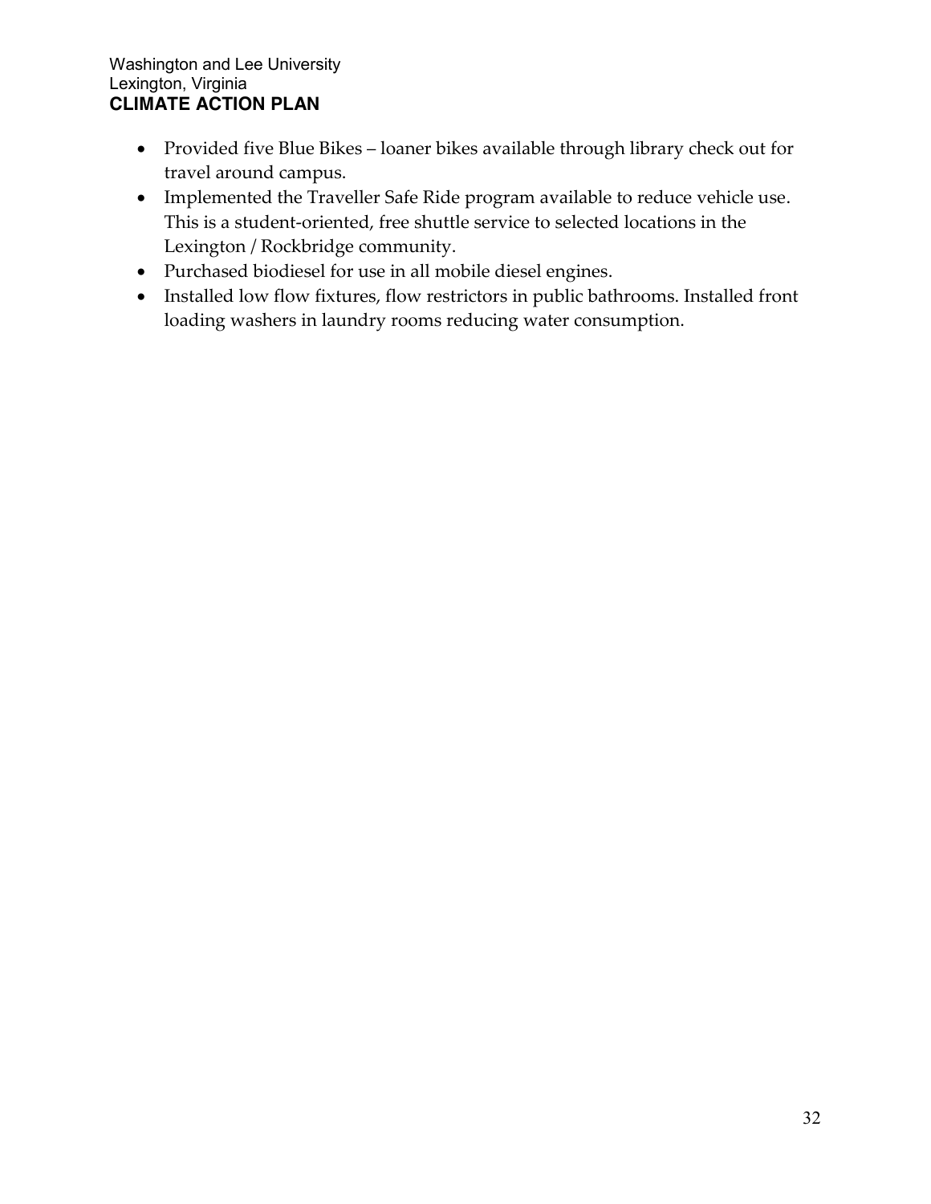- Provided five Blue Bikes – loaner bikes available through library check out for travel around campus.
- Implemented the Traveller Safe Ride program available to reduce vehicle use. This is a student-oriented, free shuttle service to selected locations in the Lexington / Rockbridge community.
- Purchased biodiesel for use in all mobile diesel engines.
- Installed low flow fixtures, flow restrictors in public bathrooms. Installed front loading washers in laundry rooms reducing water consumption.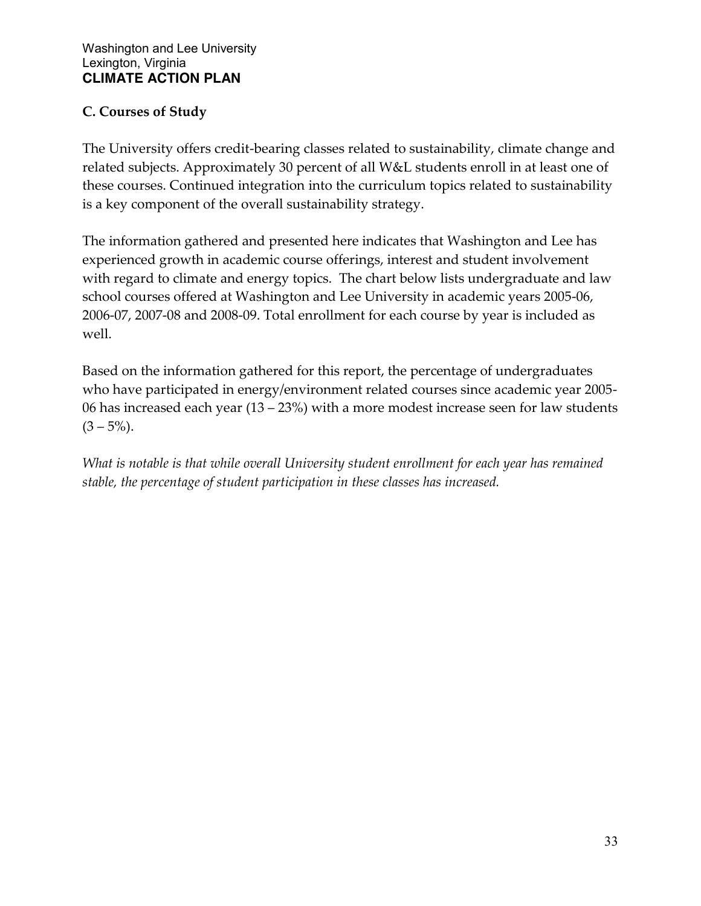### C. Courses of Study

The University offers credit-bearing classes related to sustainability, climate change and related subjects. Approximately 30 percent of all W&L students enroll in at least one of these courses. Continued integration into the curriculum topics related to sustainability is a key component of the overall sustainability strategy.

The information gathered and presented here indicates that Washington and Lee has experienced growth in academic course offerings, interest and student involvement with regard to climate and energy topics. The chart below lists undergraduate and law school courses offered at Washington and Lee University in academic years 2005-06, 2006-07, 2007-08 and 2008-09. Total enrollment for each course by year is included as well.

Based on the information gathered for this report, the percentage of undergraduates who have participated in energy/environment related courses since academic year 2005-06 has increased each year (13 – 23%) with a more modest increase seen for law students (3 – 5%).

*What is notable is that while overall University student enrollment for each year has remained stable, the percentage of student participation in these classes has increased.*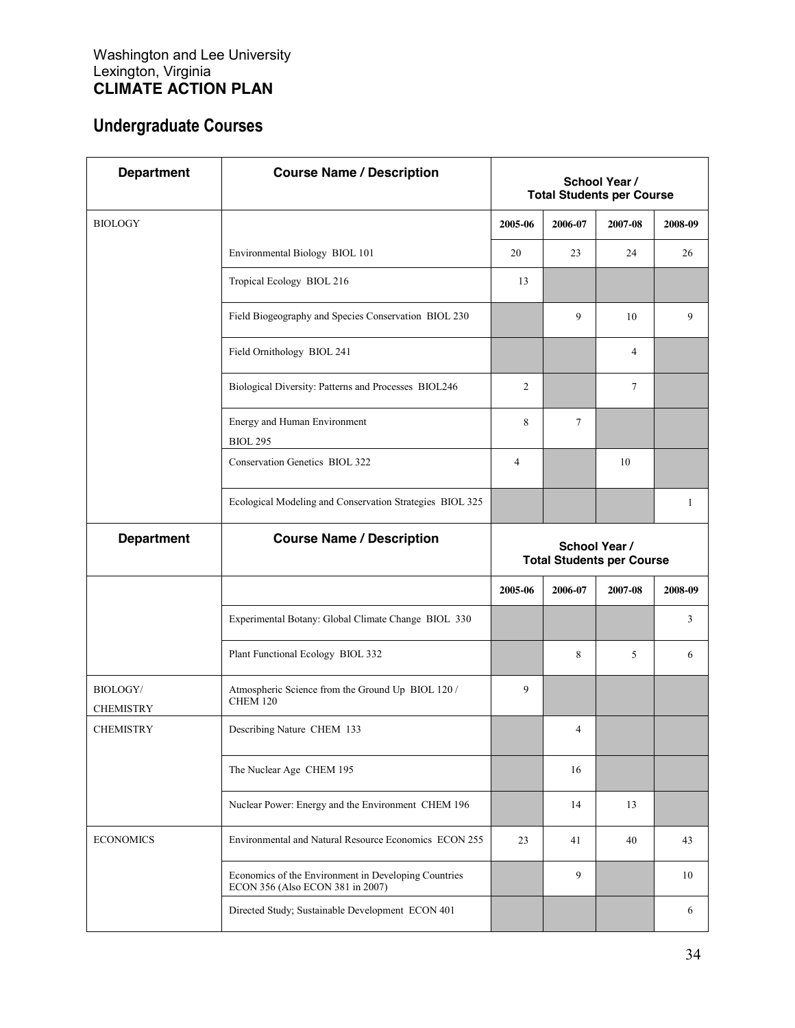Washington and Lee University
Lexington, Virginia
**CLIMATE ACTION PLAN**

## Undergraduate Courses

| Department | Course Name / Description | School Year / Total Students per Course | | | |
|---|---|---|---|---|---|
| BIOLOGY | | 2005-06 | 2006-07 | 2007-08 | 2008-09 |
| | Environmental Biology BIOL 101 | 20 | 23 | 24 | 26 |
| | Tropical Ecology BIOL 216 | 13 | | | |
| | Field Biogeography and Species Conservation BIOL 230 | | 9 | 10 | 9 |
| | Field Ornithology BIOL 241 | | | 4 | |
| | Biological Diversity: Patterns and Processes BIOL246 | 2 | | 7 | |
| | Energy and Human Environment BIOL 295 | 8 | 7 | | |
| | Conservation Genetics BIOL 322 | 4 | | 10 | |
| | Ecological Modeling and Conservation Strategies BIOL 325 | | | | 1 |
| | Experimental Botany: Global Climate Change BIOL 330 | | | | 3 |
| | Plant Functional Ecology BIOL 332 | | 8 | 5 | 6 |
| BIOLOGY/ CHEMISTRY | Atmospheric Science from the Ground Up BIOL 120 / CHEM 120 | 9 | | | |
| CHEMISTRY | Describing Nature CHEM 133 | | 4 | | |
| | The Nuclear Age CHEM 195 | | 16 | | |
| | Nuclear Power: Energy and the Environment CHEM 196 | | 14 | 13 | |
| ECONOMICS | Environmental and Natural Resource Economics ECON 255 | 23 | 41 | 40 | 43 |
| | Economics of the Environment in Developing Countries ECON 356 (Also ECON 381 in 2007) | | 9 | | 10 |
| | Directed Study; Sustainable Development ECON 401 | | | | 6 |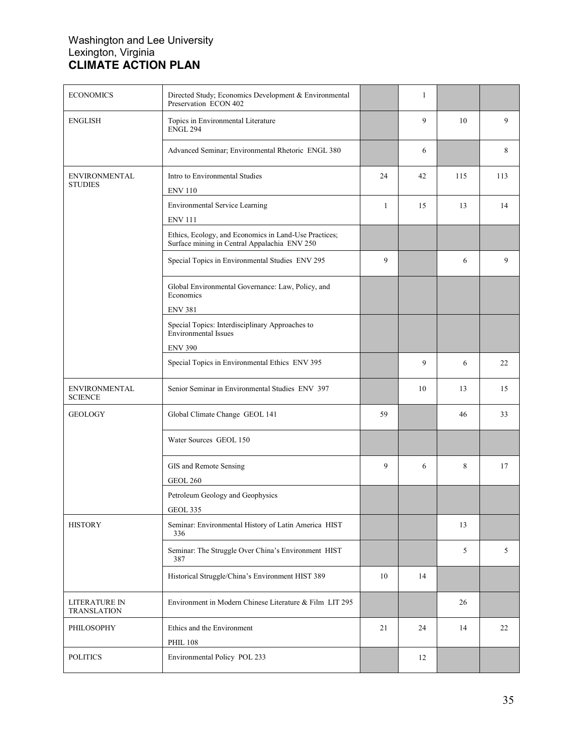| ECONOMICS | Directed Study; Economics Development & Environmental Preservation ECON 402 | | 1 | | |
|---|---|---|---|---|---|
| ENGLISH | Topics in Environmental Literature ENGL 294 | | 9 | 10 | 9 |
| | Advanced Seminar; Environmental Rhetoric ENGL 380 | | 6 | | 8 |
| ENVIRONMENTAL STUDIES | Intro to Environmental Studies ENV 110 | 24 | 42 | 115 | 113 |
| | Environmental Service Learning ENV 111 | 1 | 15 | 13 | 14 |
| | Ethics, Ecology, and Economics in Land-Use Practices; Surface mining in Central Appalachia ENV 250 | | | | |
| | Special Topics in Environmental Studies ENV 295 | 9 | | 6 | 9 |
| | Global Environmental Governance: Law, Policy, and Economics ENV 381 | | | | |
| | Special Topics: Interdisciplinary Approaches to Environmental Issues ENV 390 | | | | |
| | Special Topics in Environmental Ethics ENV 395 | | 9 | 6 | 22 |
| ENVIRONMENTAL SCIENCE | Senior Seminar in Environmental Studies ENV 397 | | 10 | 13 | 15 |
| GEOLOGY | Global Climate Change GEOL 141 | 59 | | 46 | 33 |
| | Water Sources GEOL 150 | | | | |
| | GIS and Remote Sensing GEOL 260 | 9 | 6 | 8 | 17 |
| | Petroleum Geology and Geophysics GEOL 335 | | | | |
| HISTORY | Seminar: Environmental History of Latin America HIST 336 | | | 13 | |
| | Seminar: The Struggle Over China's Environment HIST 387 | | | 5 | 5 |
| | Historical Struggle/China's Environment HIST 389 | 10 | 14 | | |
| LITERATURE IN TRANSLATION | Environment in Modern Chinese Literature & Film LIT 295 | | | 26 | |
| PHILOSOPHY | Ethics and the Environment PHIL 108 | 21 | 24 | 14 | 22 |
| POLITICS | Environmental Policy POL 233 | | 12 | | |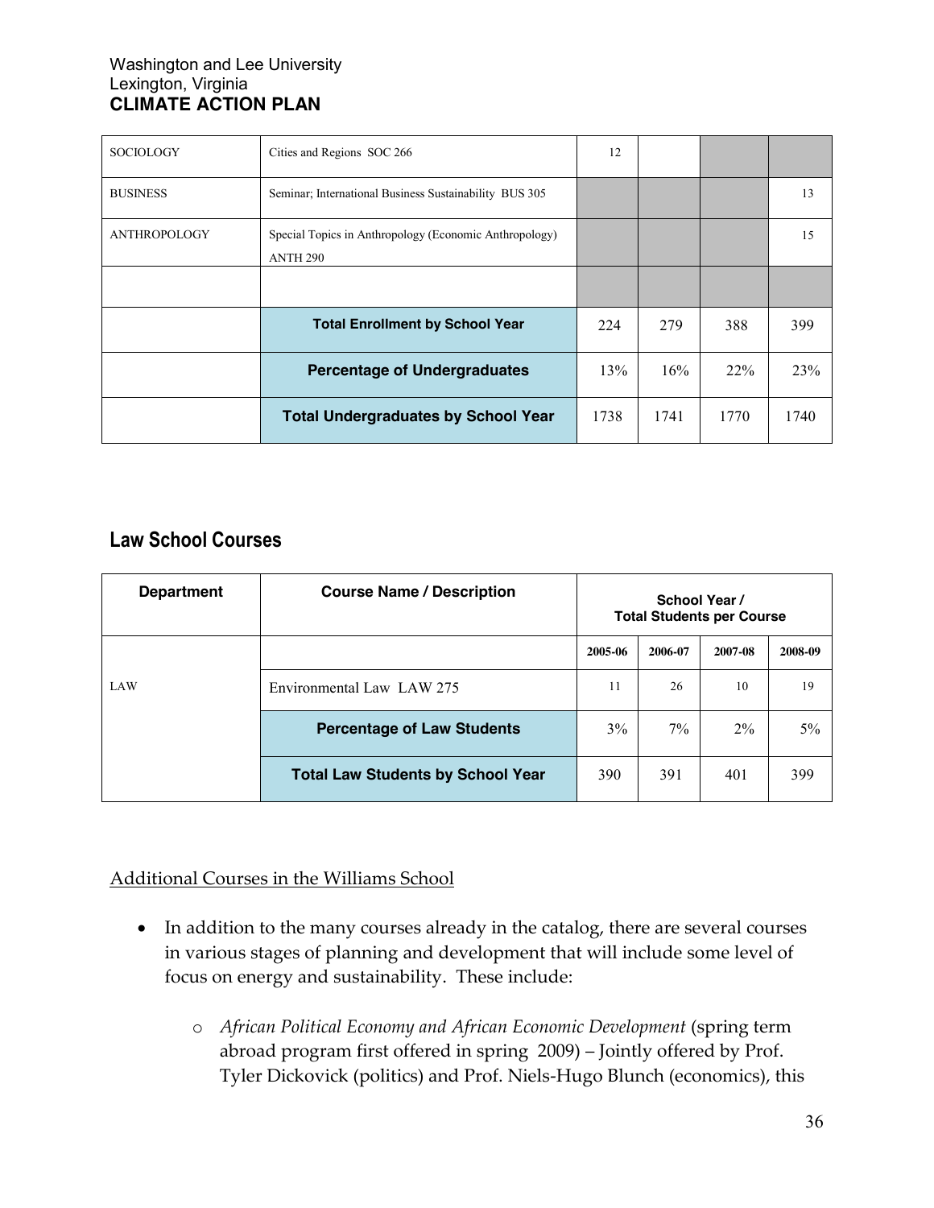| | | | | | |
|---|---|---|---|---|---|
| SOCIOLOGY | Cities and Regions SOC 266 | 12 | | | |
| BUSINESS | Seminar; International Business Sustainability BUS 305 | | | | 13 |
| ANTHROPOLOGY | Special Topics in Anthropology (Economic Anthropology) ANTH 290 | | | | 15 |
| | | | | | |
| | **Total Enrollment by School Year** | 224 | 279 | 388 | 399 |
| | **Percentage of Undergraduates** | 13% | 16% | 22% | 23% |
| | **Total Undergraduates by School Year** | 1738 | 1741 | 1770 | 1740 |

## Law School Courses

| Department | Course Name / Description | School Year / Total Students per Course | | | |
|---|---|---|---|---|---|
| | | 2005-06 | 2006-07 | 2007-08 | 2008-09 |
| LAW | Environmental Law LAW 275 | 11 | 26 | 10 | 19 |
| | **Percentage of Law Students** | 3% | 7% | 2% | 5% |
| | **Total Law Students by School Year** | 390 | 391 | 401 | 399 |

Additional Courses in the Williams School

- In addition to the many courses already in the catalog, there are several courses in various stages of planning and development that will include some level of focus on energy and sustainability. These include:
  - *African Political Economy and African Economic Development* (spring term abroad program first offered in spring 2009) – Jointly offered by Prof. Tyler Dickovick (politics) and Prof. Niels-Hugo Blunch (economics), this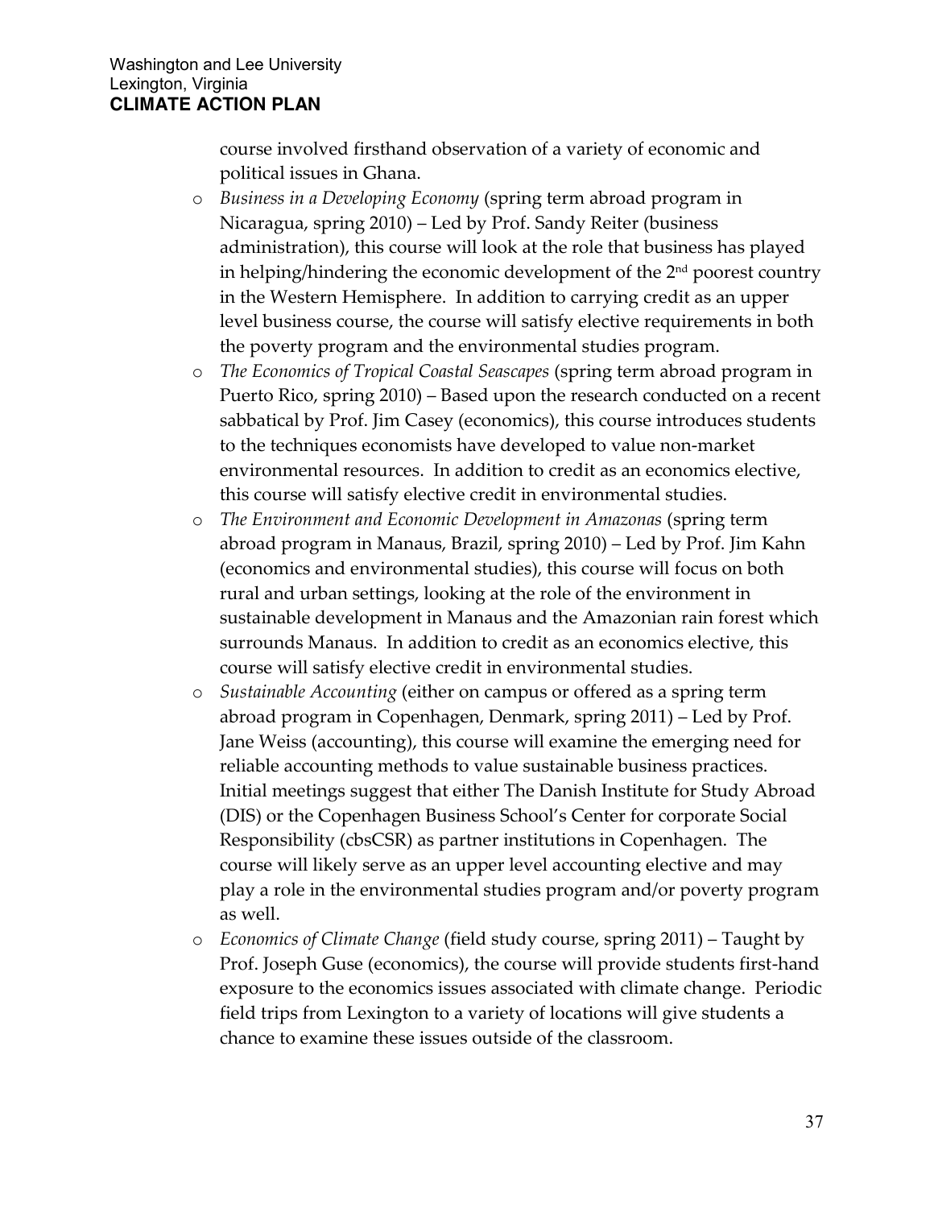course involved firsthand observation of a variety of economic and political issues in Ghana.

- *Business in a Developing Economy* (spring term abroad program in Nicaragua, spring 2010) – Led by Prof. Sandy Reiter (business administration), this course will look at the role that business has played in helping/hindering the economic development of the 2nd poorest country in the Western Hemisphere. In addition to carrying credit as an upper level business course, the course will satisfy elective requirements in both the poverty program and the environmental studies program.
- *The Economics of Tropical Coastal Seascapes* (spring term abroad program in Puerto Rico, spring 2010) – Based upon the research conducted on a recent sabbatical by Prof. Jim Casey (economics), this course introduces students to the techniques economists have developed to value non-market environmental resources. In addition to credit as an economics elective, this course will satisfy elective credit in environmental studies.
- *The Environment and Economic Development in Amazonas* (spring term abroad program in Manaus, Brazil, spring 2010) – Led by Prof. Jim Kahn (economics and environmental studies), this course will focus on both rural and urban settings, looking at the role of the environment in sustainable development in Manaus and the Amazonian rain forest which surrounds Manaus. In addition to credit as an economics elective, this course will satisfy elective credit in environmental studies.
- *Sustainable Accounting* (either on campus or offered as a spring term abroad program in Copenhagen, Denmark, spring 2011) – Led by Prof. Jane Weiss (accounting), this course will examine the emerging need for reliable accounting methods to value sustainable business practices. Initial meetings suggest that either The Danish Institute for Study Abroad (DIS) or the Copenhagen Business School's Center for corporate Social Responsibility (cbsCSR) as partner institutions in Copenhagen. The course will likely serve as an upper level accounting elective and may play a role in the environmental studies program and/or poverty program as well.
- *Economics of Climate Change* (field study course, spring 2011) – Taught by Prof. Joseph Guse (economics), the course will provide students first-hand exposure to the economics issues associated with climate change. Periodic field trips from Lexington to a variety of locations will give students a chance to examine these issues outside of the classroom.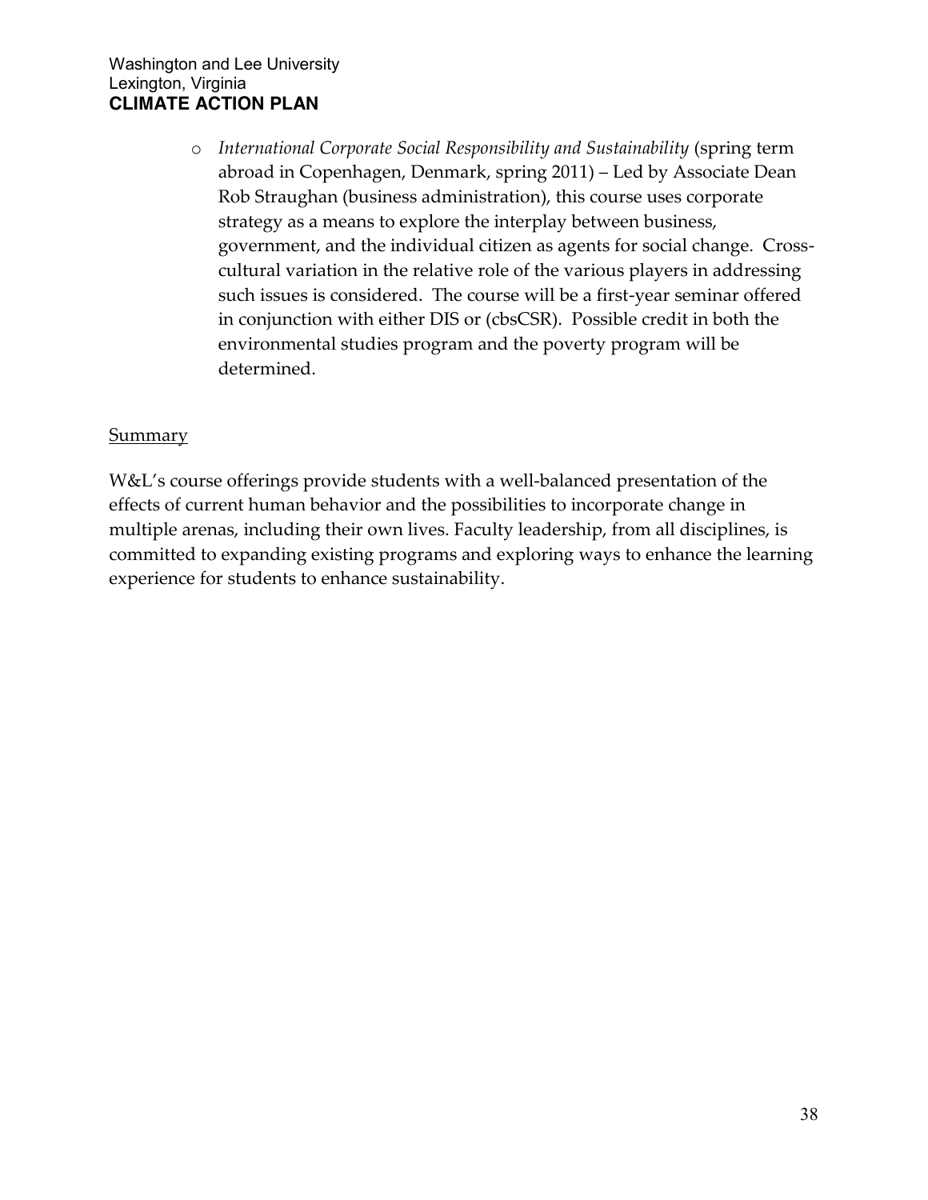- *International Corporate Social Responsibility and Sustainability* (spring term abroad in Copenhagen, Denmark, spring 2011) – Led by Associate Dean Rob Straughan (business administration), this course uses corporate strategy as a means to explore the interplay between business, government, and the individual citizen as agents for social change. Cross-cultural variation in the relative role of the various players in addressing such issues is considered. The course will be a first-year seminar offered in conjunction with either DIS or (cbsCSR). Possible credit in both the environmental studies program and the poverty program will be determined.

<u>Summary</u>

W&L's course offerings provide students with a well-balanced presentation of the effects of current human behavior and the possibilities to incorporate change in multiple arenas, including their own lives. Faculty leadership, from all disciplines, is committed to expanding existing programs and exploring ways to enhance the learning experience for students to enhance sustainability.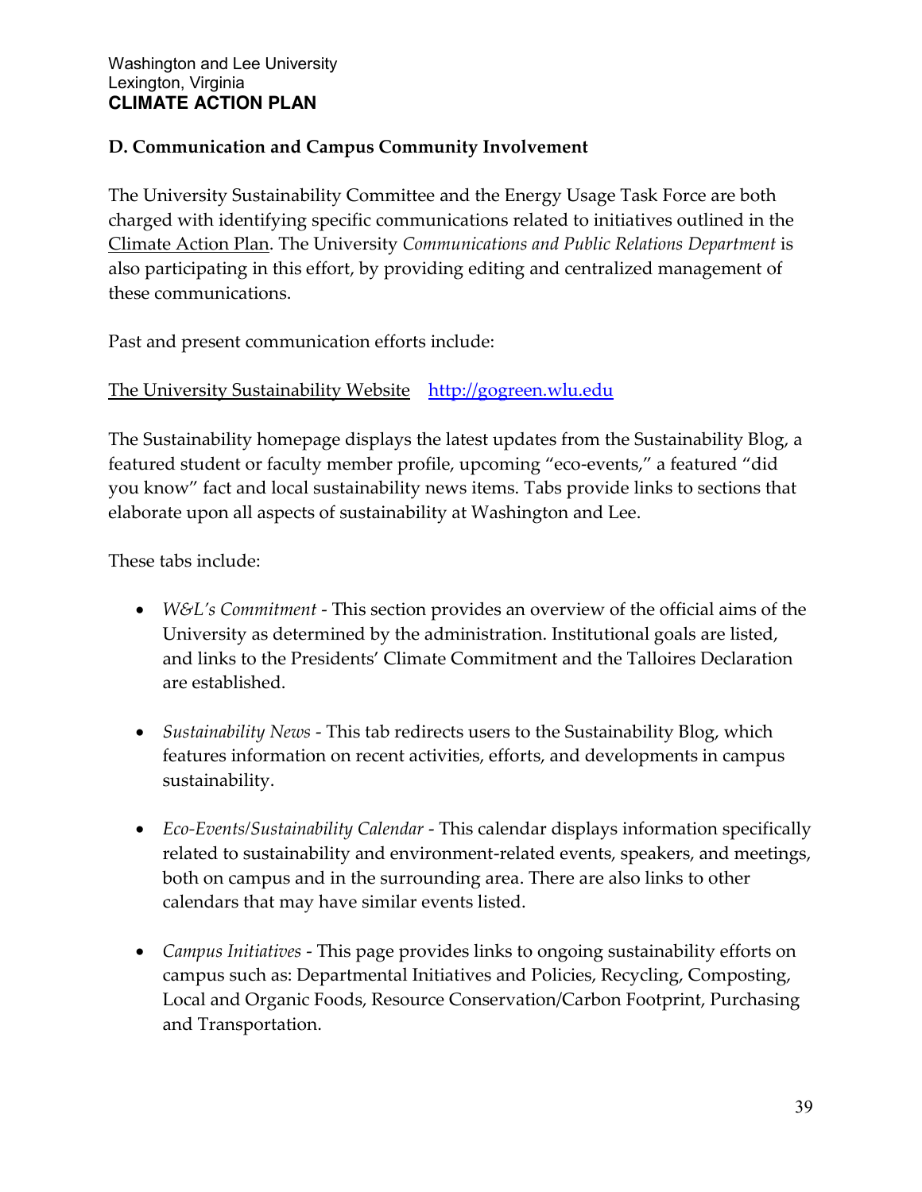## D. Communication and Campus Community Involvement

The University Sustainability Committee and the Energy Usage Task Force are both charged with identifying specific communications related to initiatives outlined in the Climate Action Plan. The University *Communications and Public Relations Department* is also participating in this effort, by providing editing and centralized management of these communications.

Past and present communication efforts include:

The University Sustainability Website    http://gogreen.wlu.edu

The Sustainability homepage displays the latest updates from the Sustainability Blog, a featured student or faculty member profile, upcoming "eco-events," a featured "did you know" fact and local sustainability news items. Tabs provide links to sections that elaborate upon all aspects of sustainability at Washington and Lee.

These tabs include:

- *W&L's Commitment* - This section provides an overview of the official aims of the University as determined by the administration. Institutional goals are listed, and links to the Presidents' Climate Commitment and the Talloires Declaration are established.

- *Sustainability News* - This tab redirects users to the Sustainability Blog, which features information on recent activities, efforts, and developments in campus sustainability.

- *Eco-Events/Sustainability Calendar* - This calendar displays information specifically related to sustainability and environment-related events, speakers, and meetings, both on campus and in the surrounding area. There are also links to other calendars that may have similar events listed.

- *Campus Initiatives* - This page provides links to ongoing sustainability efforts on campus such as: Departmental Initiatives and Policies, Recycling, Composting, Local and Organic Foods, Resource Conservation/Carbon Footprint, Purchasing and Transportation.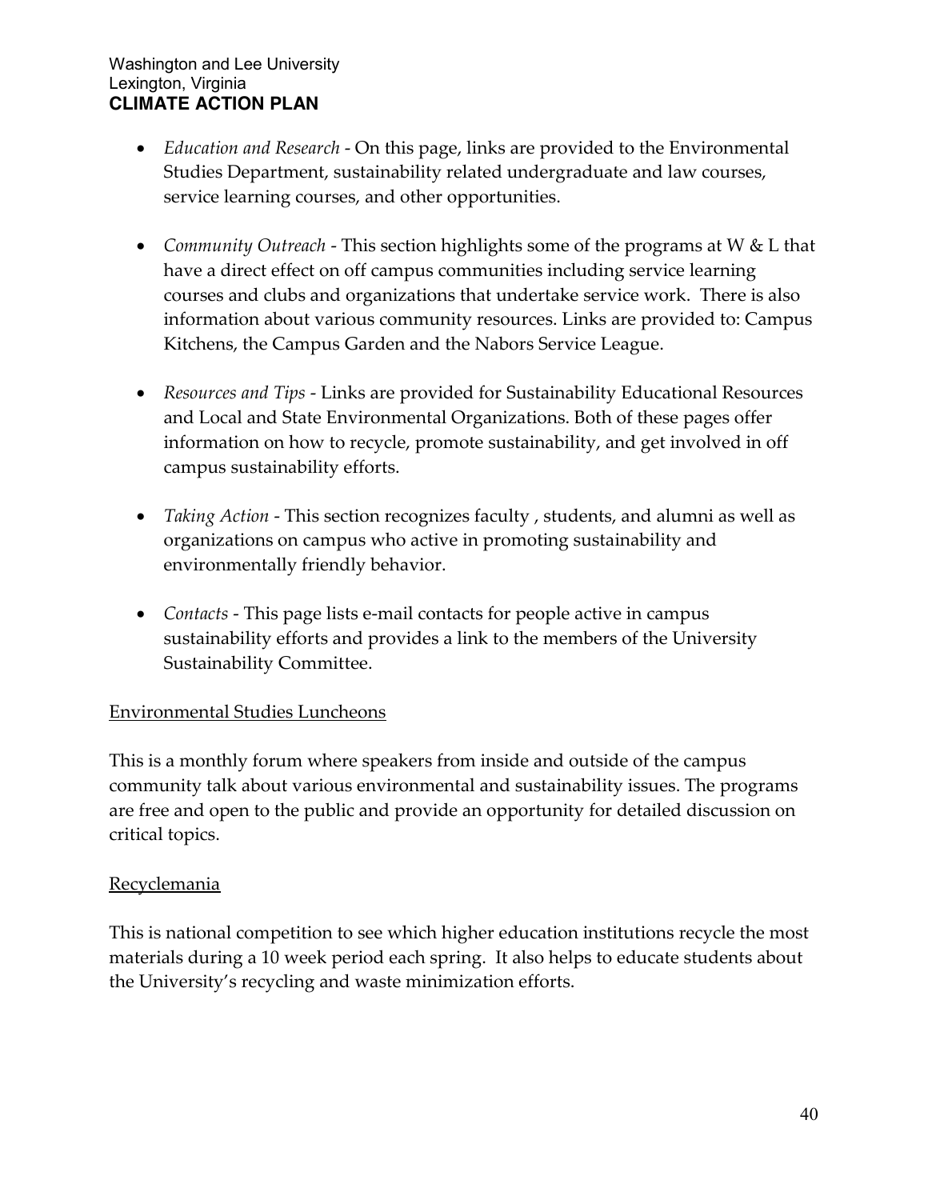- *Education and Research* - On this page, links are provided to the Environmental Studies Department, sustainability related undergraduate and law courses, service learning courses, and other opportunities.

- *Community Outreach* - This section highlights some of the programs at W & L that have a direct effect on off campus communities including service learning courses and clubs and organizations that undertake service work. There is also information about various community resources. Links are provided to: Campus Kitchens, the Campus Garden and the Nabors Service League.

- *Resources and Tips* - Links are provided for Sustainability Educational Resources and Local and State Environmental Organizations. Both of these pages offer information on how to recycle, promote sustainability, and get involved in off campus sustainability efforts.

- *Taking Action* - This section recognizes faculty , students, and alumni as well as organizations on campus who active in promoting sustainability and environmentally friendly behavior.

- *Contacts* - This page lists e-mail contacts for people active in campus sustainability efforts and provides a link to the members of the University Sustainability Committee.

<u>Environmental Studies Luncheons</u>

This is a monthly forum where speakers from inside and outside of the campus community talk about various environmental and sustainability issues. The programs are free and open to the public and provide an opportunity for detailed discussion on critical topics.

<u>Recyclemania</u>

This is national competition to see which higher education institutions recycle the most materials during a 10 week period each spring. It also helps to educate students about the University's recycling and waste minimization efforts.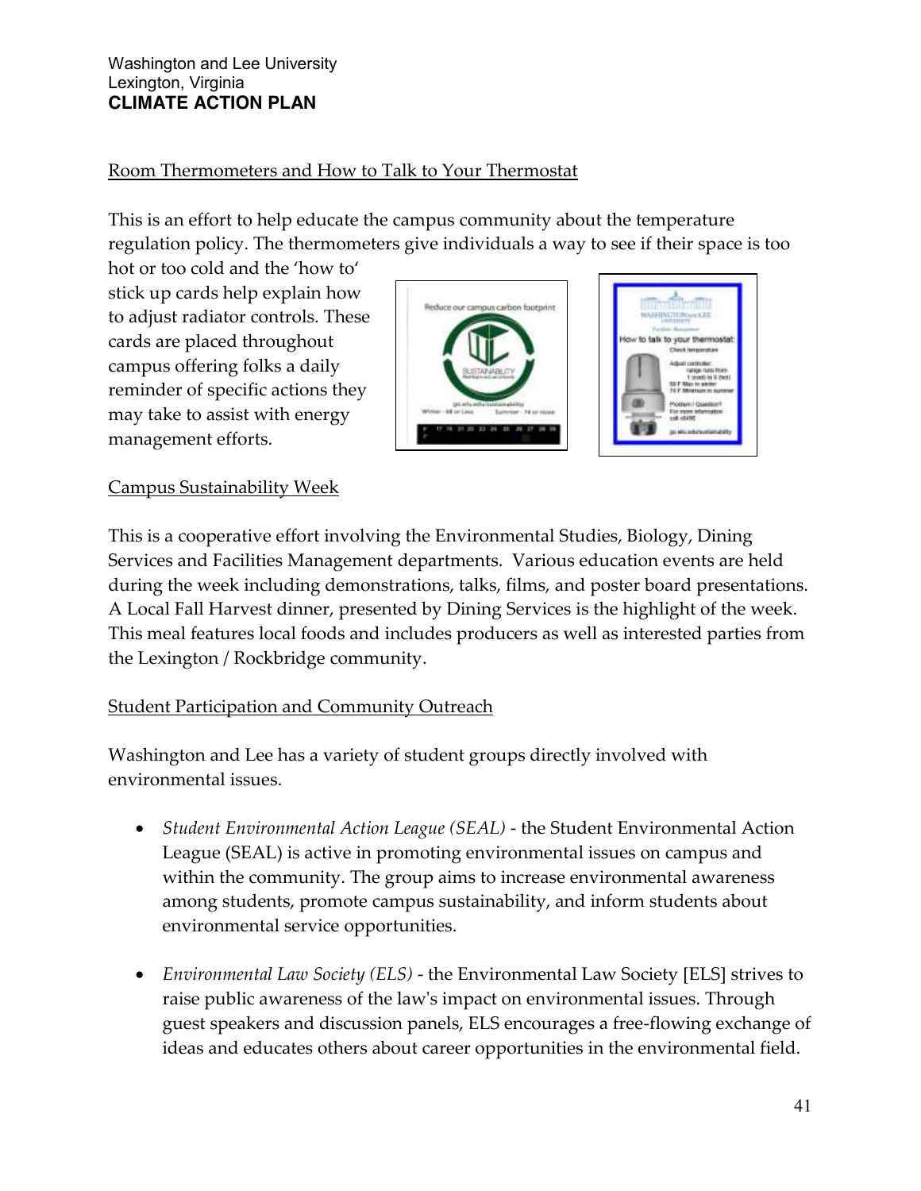Room Thermometers and How to Talk to Your Thermostat

This is an effort to help educate the campus community about the temperature regulation policy. The thermometers give individuals a way to see if their space is too hot or too cold and the 'how to' stick up cards help explain how to adjust radiator controls. These cards are placed throughout campus offering folks a daily reminder of specific actions they may take to assist with energy management efforts.

Campus Sustainability Week

This is a cooperative effort involving the Environmental Studies, Biology, Dining Services and Facilities Management departments. Various education events are held during the week including demonstrations, talks, films, and poster board presentations. A Local Fall Harvest dinner, presented by Dining Services is the highlight of the week. This meal features local foods and includes producers as well as interested parties from the Lexington / Rockbridge community.

Student Participation and Community Outreach

Washington and Lee has a variety of student groups directly involved with environmental issues.

- *Student Environmental Action League (SEAL)* - the Student Environmental Action League (SEAL) is active in promoting environmental issues on campus and within the community. The group aims to increase environmental awareness among students, promote campus sustainability, and inform students about environmental service opportunities.

- *Environmental Law Society (ELS)* - the Environmental Law Society [ELS] strives to raise public awareness of the law's impact on environmental issues. Through guest speakers and discussion panels, ELS encourages a free-flowing exchange of ideas and educates others about career opportunities in the environmental field.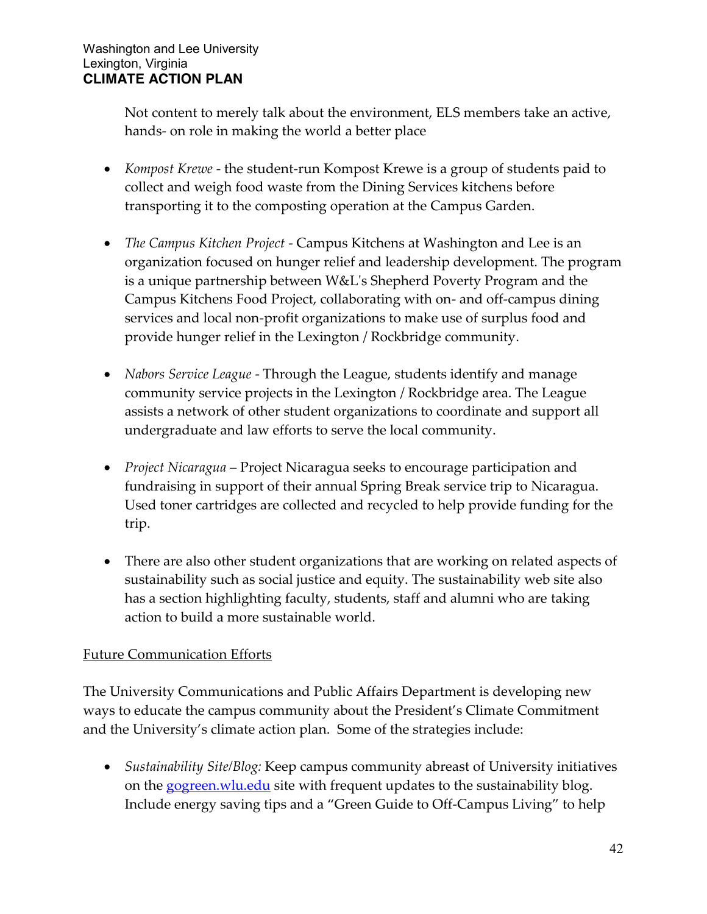Not content to merely talk about the environment, ELS members take an active, hands- on role in making the world a better place

- *Kompost Krewe* - the student-run Kompost Krewe is a group of students paid to collect and weigh food waste from the Dining Services kitchens before transporting it to the composting operation at the Campus Garden.

- *The Campus Kitchen Project* - Campus Kitchens at Washington and Lee is an organization focused on hunger relief and leadership development. The program is a unique partnership between W&L's Shepherd Poverty Program and the Campus Kitchens Food Project, collaborating with on- and off-campus dining services and local non-profit organizations to make use of surplus food and provide hunger relief in the Lexington / Rockbridge community.

- *Nabors Service League* - Through the League, students identify and manage community service projects in the Lexington / Rockbridge area. The League assists a network of other student organizations to coordinate and support all undergraduate and law efforts to serve the local community.

- *Project Nicaragua* – Project Nicaragua seeks to encourage participation and fundraising in support of their annual Spring Break service trip to Nicaragua. Used toner cartridges are collected and recycled to help provide funding for the trip.

- There are also other student organizations that are working on related aspects of sustainability such as social justice and equity. The sustainability web site also has a section highlighting faculty, students, staff and alumni who are taking action to build a more sustainable world.

Future Communication Efforts

The University Communications and Public Affairs Department is developing new ways to educate the campus community about the President's Climate Commitment and the University's climate action plan. Some of the strategies include:

- *Sustainability Site/Blog:* Keep campus community abreast of University initiatives on the [gogreen.wlu.edu](gogreen.wlu.edu) site with frequent updates to the sustainability blog. Include energy saving tips and a "Green Guide to Off-Campus Living" to help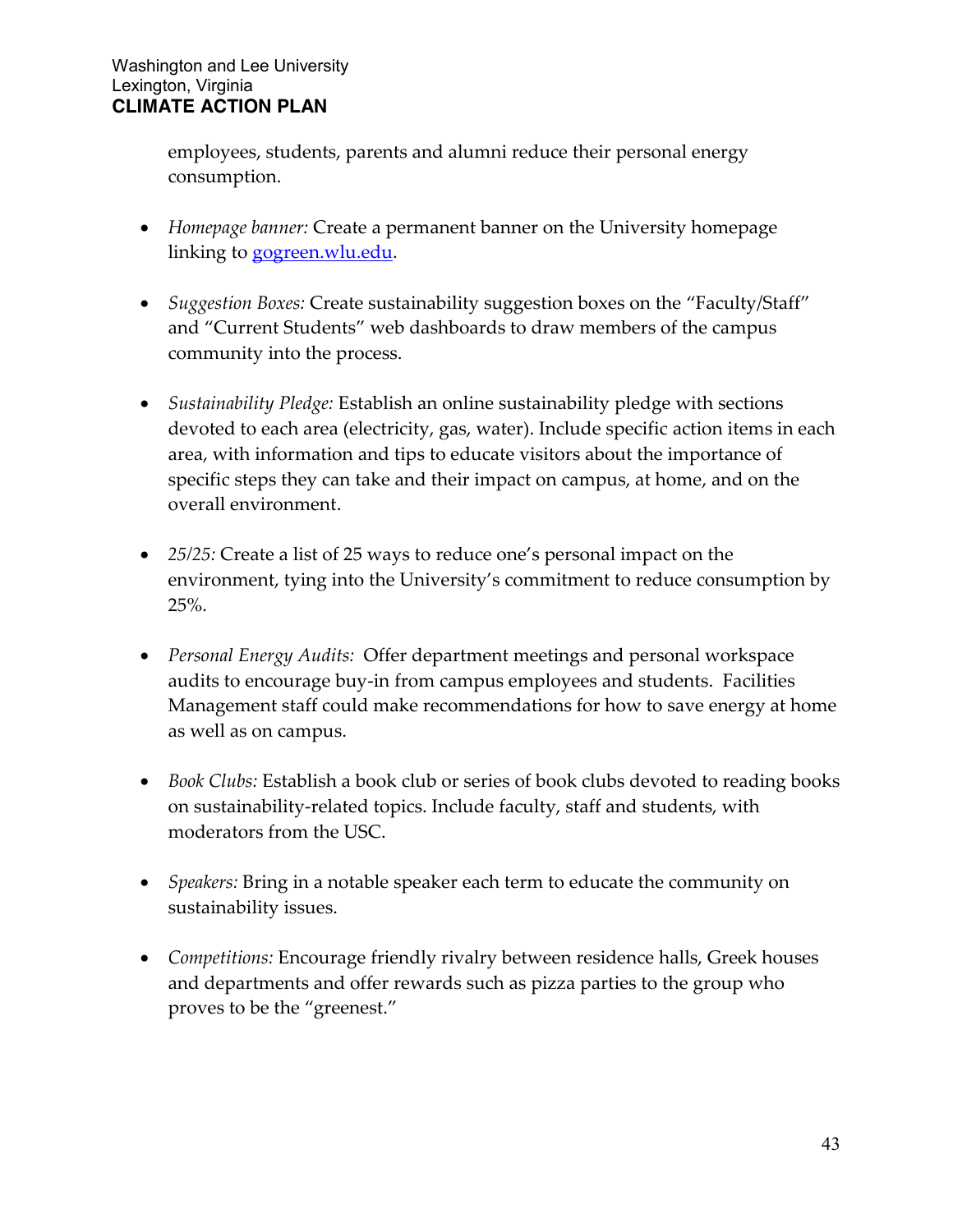employees, students, parents and alumni reduce their personal energy consumption.

- *Homepage banner:* Create a permanent banner on the University homepage linking to [gogreen.wlu.edu](http://gogreen.wlu.edu).

- *Suggestion Boxes:* Create sustainability suggestion boxes on the "Faculty/Staff" and "Current Students" web dashboards to draw members of the campus community into the process.

- *Sustainability Pledge:* Establish an online sustainability pledge with sections devoted to each area (electricity, gas, water). Include specific action items in each area, with information and tips to educate visitors about the importance of specific steps they can take and their impact on campus, at home, and on the overall environment.

- *25/25:* Create a list of 25 ways to reduce one's personal impact on the environment, tying into the University's commitment to reduce consumption by 25%.

- *Personal Energy Audits:* Offer department meetings and personal workspace audits to encourage buy-in from campus employees and students. Facilities Management staff could make recommendations for how to save energy at home as well as on campus.

- *Book Clubs:* Establish a book club or series of book clubs devoted to reading books on sustainability-related topics. Include faculty, staff and students, with moderators from the USC.

- *Speakers:* Bring in a notable speaker each term to educate the community on sustainability issues.

- *Competitions:* Encourage friendly rivalry between residence halls, Greek houses and departments and offer rewards such as pizza parties to the group who proves to be the "greenest."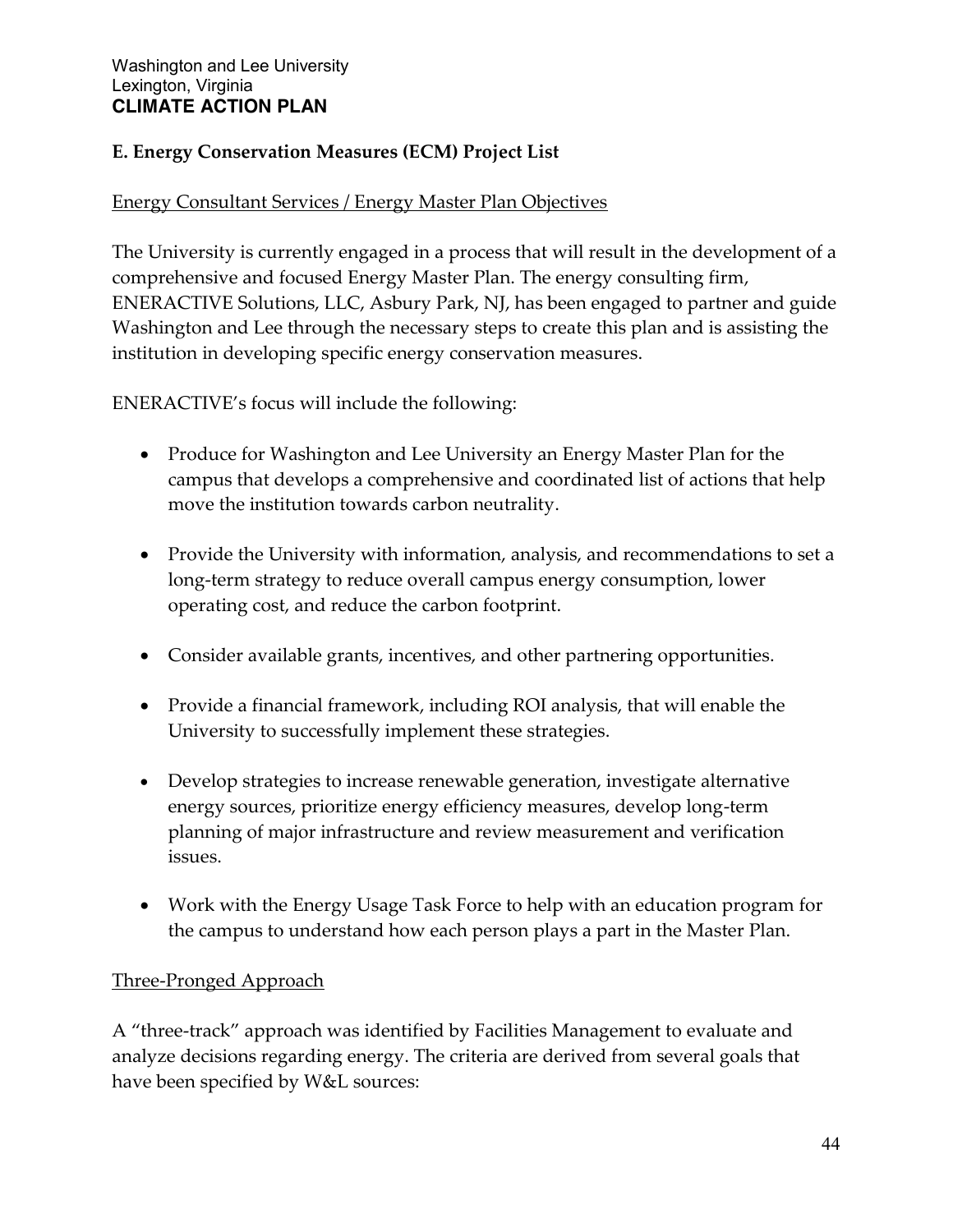### E. Energy Conservation Measures (ECM) Project List

Energy Consultant Services / Energy Master Plan Objectives

The University is currently engaged in a process that will result in the development of a comprehensive and focused Energy Master Plan. The energy consulting firm, ENERACTIVE Solutions, LLC, Asbury Park, NJ, has been engaged to partner and guide Washington and Lee through the necessary steps to create this plan and is assisting the institution in developing specific energy conservation measures.

ENERACTIVE's focus will include the following:

- Produce for Washington and Lee University an Energy Master Plan for the campus that develops a comprehensive and coordinated list of actions that help move the institution towards carbon neutrality.
- Provide the University with information, analysis, and recommendations to set a long-term strategy to reduce overall campus energy consumption, lower operating cost, and reduce the carbon footprint.
- Consider available grants, incentives, and other partnering opportunities.
- Provide a financial framework, including ROI analysis, that will enable the University to successfully implement these strategies.
- Develop strategies to increase renewable generation, investigate alternative energy sources, prioritize energy efficiency measures, develop long-term planning of major infrastructure and review measurement and verification issues.
- Work with the Energy Usage Task Force to help with an education program for the campus to understand how each person plays a part in the Master Plan.

Three-Pronged Approach

A "three-track" approach was identified by Facilities Management to evaluate and analyze decisions regarding energy. The criteria are derived from several goals that have been specified by W&L sources: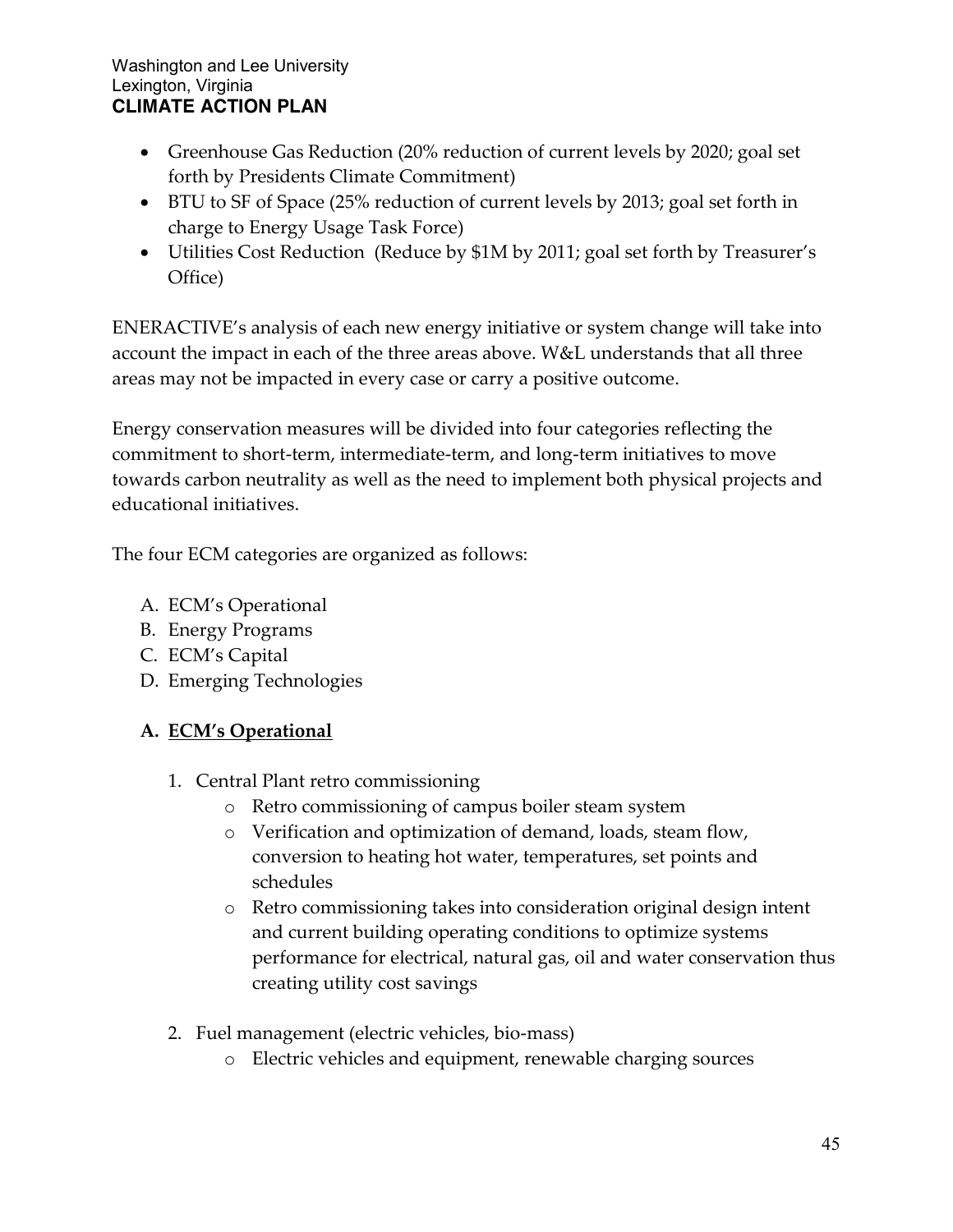- Greenhouse Gas Reduction (20% reduction of current levels by 2020; goal set forth by Presidents Climate Commitment)
- BTU to SF of Space (25% reduction of current levels by 2013; goal set forth in charge to Energy Usage Task Force)
- Utilities Cost Reduction (Reduce by $1M by 2011; goal set forth by Treasurer's Office)

ENERACTIVE's analysis of each new energy initiative or system change will take into account the impact in each of the three areas above. W&L understands that all three areas may not be impacted in every case or carry a positive outcome.

Energy conservation measures will be divided into four categories reflecting the commitment to short-term, intermediate-term, and long-term initiatives to move towards carbon neutrality as well as the need to implement both physical projects and educational initiatives.

The four ECM categories are organized as follows:

A. ECM's Operational
B. Energy Programs
C. ECM's Capital
D. Emerging Technologies

### A. ECM's Operational

1. Central Plant retro commissioning
   - Retro commissioning of campus boiler steam system
   - Verification and optimization of demand, loads, steam flow, conversion to heating hot water, temperatures, set points and schedules
   - Retro commissioning takes into consideration original design intent and current building operating conditions to optimize systems performance for electrical, natural gas, oil and water conservation thus creating utility cost savings

2. Fuel management (electric vehicles, bio-mass)
   - Electric vehicles and equipment, renewable charging sources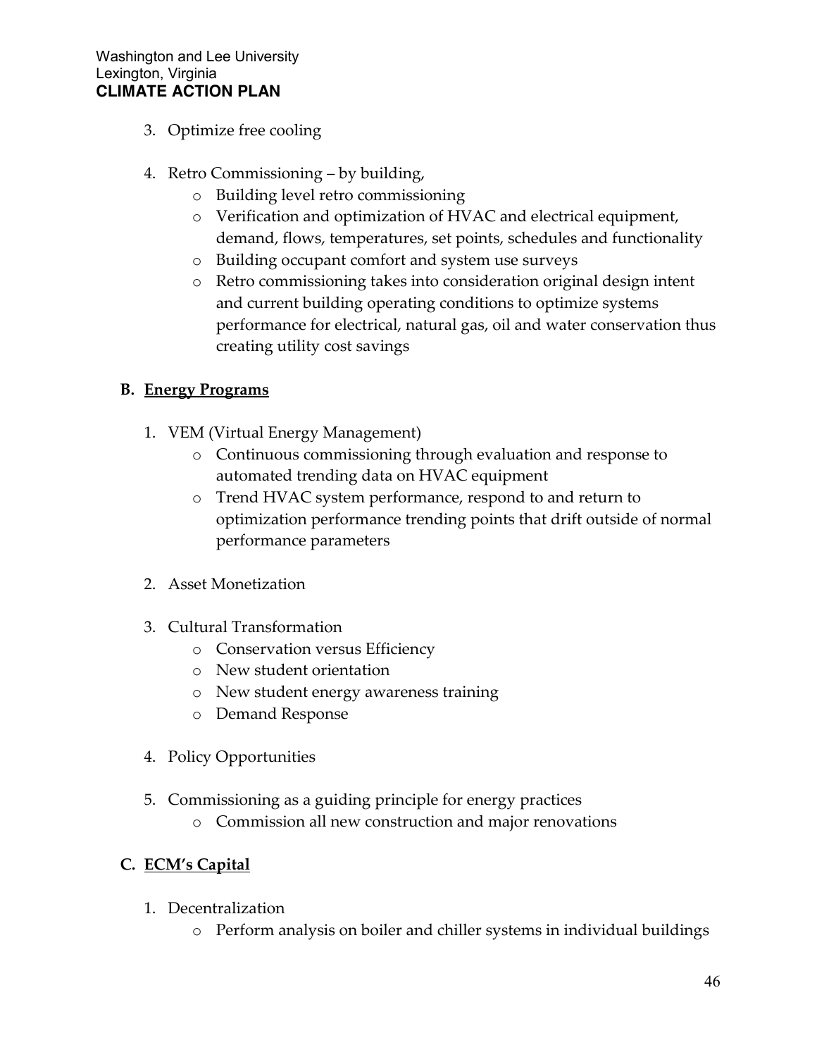3. Optimize free cooling

4. Retro Commissioning – by building,
    - Building level retro commissioning
    - Verification and optimization of HVAC and electrical equipment, demand, flows, temperatures, set points, schedules and functionality
    - Building occupant comfort and system use surveys
    - Retro commissioning takes into consideration original design intent and current building operating conditions to optimize systems performance for electrical, natural gas, oil and water conservation thus creating utility cost savings

### B. Energy Programs

1. VEM (Virtual Energy Management)
    - Continuous commissioning through evaluation and response to automated trending data on HVAC equipment
    - Trend HVAC system performance, respond to and return to optimization performance trending points that drift outside of normal performance parameters

2. Asset Monetization

3. Cultural Transformation
    - Conservation versus Efficiency
    - New student orientation
    - New student energy awareness training
    - Demand Response

4. Policy Opportunities

5. Commissioning as a guiding principle for energy practices
    - Commission all new construction and major renovations

### C. ECM's Capital

1. Decentralization
    - Perform analysis on boiler and chiller systems in individual buildings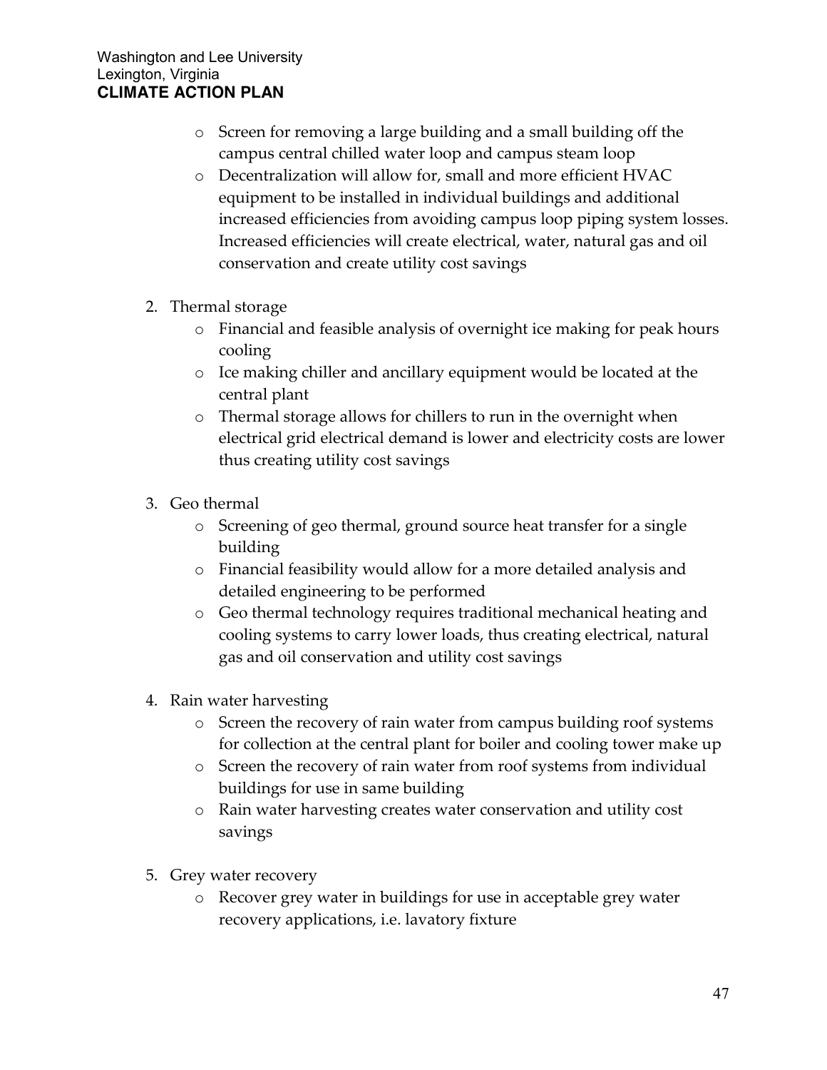- Screen for removing a large building and a small building off the campus central chilled water loop and campus steam loop
- Decentralization will allow for, small and more efficient HVAC equipment to be installed in individual buildings and additional increased efficiencies from avoiding campus loop piping system losses. Increased efficiencies will create electrical, water, natural gas and oil conservation and create utility cost savings

2. Thermal storage
   - Financial and feasible analysis of overnight ice making for peak hours cooling
   - Ice making chiller and ancillary equipment would be located at the central plant
   - Thermal storage allows for chillers to run in the overnight when electrical grid electrical demand is lower and electricity costs are lower thus creating utility cost savings

3. Geo thermal
   - Screening of geo thermal, ground source heat transfer for a single building
   - Financial feasibility would allow for a more detailed analysis and detailed engineering to be performed
   - Geo thermal technology requires traditional mechanical heating and cooling systems to carry lower loads, thus creating electrical, natural gas and oil conservation and utility cost savings

4. Rain water harvesting
   - Screen the recovery of rain water from campus building roof systems for collection at the central plant for boiler and cooling tower make up
   - Screen the recovery of rain water from roof systems from individual buildings for use in same building
   - Rain water harvesting creates water conservation and utility cost savings

5. Grey water recovery
   - Recover grey water in buildings for use in acceptable grey water recovery applications, i.e. lavatory fixture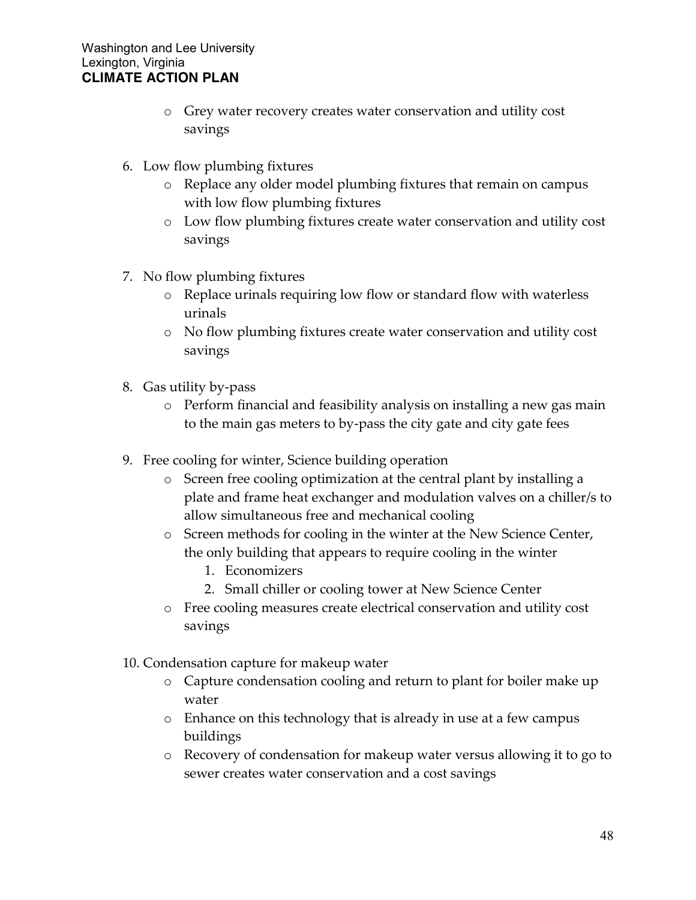- Grey water recovery creates water conservation and utility cost savings

6. Low flow plumbing fixtures
   - Replace any older model plumbing fixtures that remain on campus with low flow plumbing fixtures
   - Low flow plumbing fixtures create water conservation and utility cost savings

7. No flow plumbing fixtures
   - Replace urinals requiring low flow or standard flow with waterless urinals
   - No flow plumbing fixtures create water conservation and utility cost savings

8. Gas utility by-pass
   - Perform financial and feasibility analysis on installing a new gas main to the main gas meters to by-pass the city gate and city gate fees

9. Free cooling for winter, Science building operation
   - Screen free cooling optimization at the central plant by installing a plate and frame heat exchanger and modulation valves on a chiller/s to allow simultaneous free and mechanical cooling
   - Screen methods for cooling in the winter at the New Science Center, the only building that appears to require cooling in the winter
     1. Economizers
     2. Small chiller or cooling tower at New Science Center
   - Free cooling measures create electrical conservation and utility cost savings

10. Condensation capture for makeup water
    - Capture condensation cooling and return to plant for boiler make up water
    - Enhance on this technology that is already in use at a few campus buildings
    - Recovery of condensation for makeup water versus allowing it to go to sewer creates water conservation and a cost savings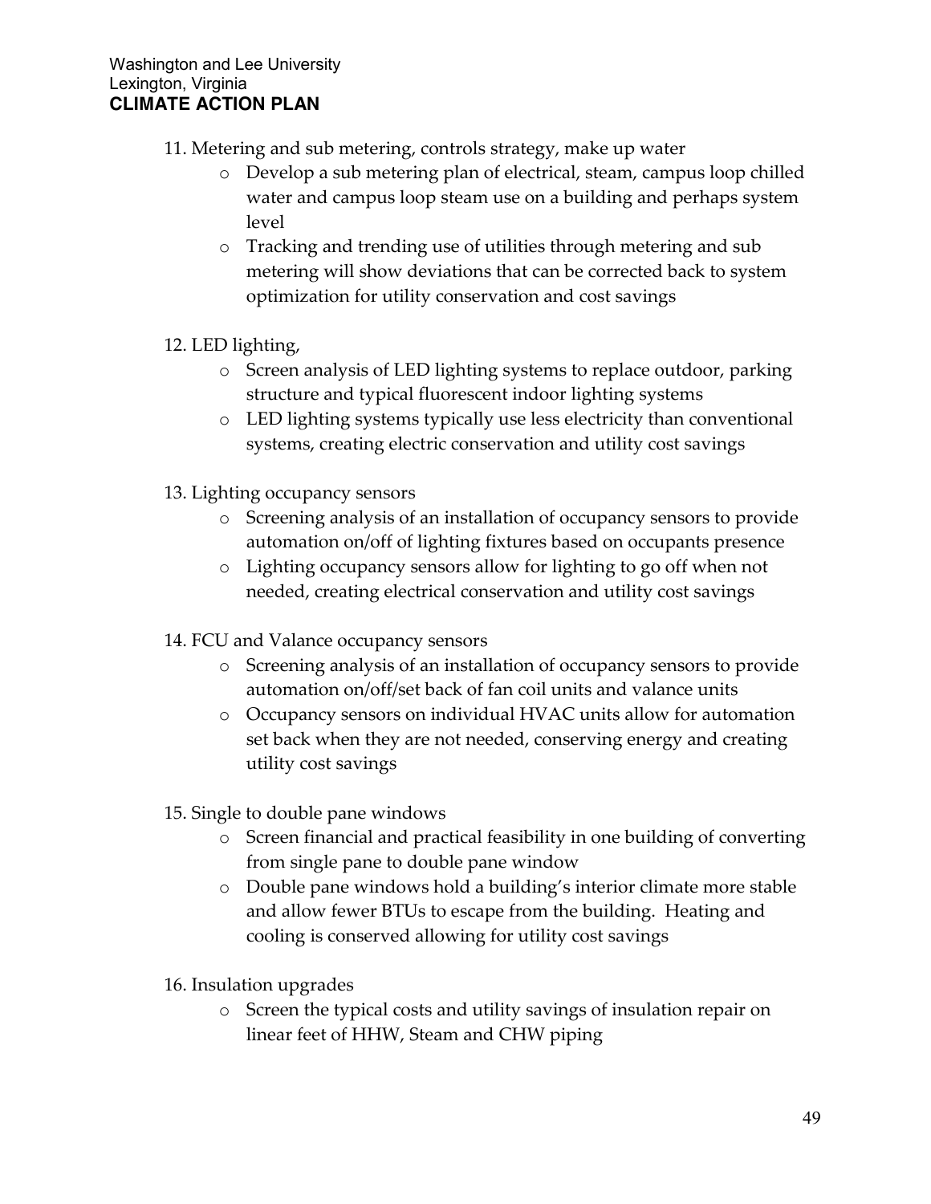11. Metering and sub metering, controls strategy, make up water
    - Develop a sub metering plan of electrical, steam, campus loop chilled water and campus loop steam use on a building and perhaps system level
    - Tracking and trending use of utilities through metering and sub metering will show deviations that can be corrected back to system optimization for utility conservation and cost savings

12. LED lighting,
    - Screen analysis of LED lighting systems to replace outdoor, parking structure and typical fluorescent indoor lighting systems
    - LED lighting systems typically use less electricity than conventional systems, creating electric conservation and utility cost savings

13. Lighting occupancy sensors
    - Screening analysis of an installation of occupancy sensors to provide automation on/off of lighting fixtures based on occupants presence
    - Lighting occupancy sensors allow for lighting to go off when not needed, creating electrical conservation and utility cost savings

14. FCU and Valance occupancy sensors
    - Screening analysis of an installation of occupancy sensors to provide automation on/off/set back of fan coil units and valance units
    - Occupancy sensors on individual HVAC units allow for automation set back when they are not needed, conserving energy and creating utility cost savings

15. Single to double pane windows
    - Screen financial and practical feasibility in one building of converting from single pane to double pane window
    - Double pane windows hold a building's interior climate more stable and allow fewer BTUs to escape from the building. Heating and cooling is conserved allowing for utility cost savings

16. Insulation upgrades
    - Screen the typical costs and utility savings of insulation repair on linear feet of HHW, Steam and CHW piping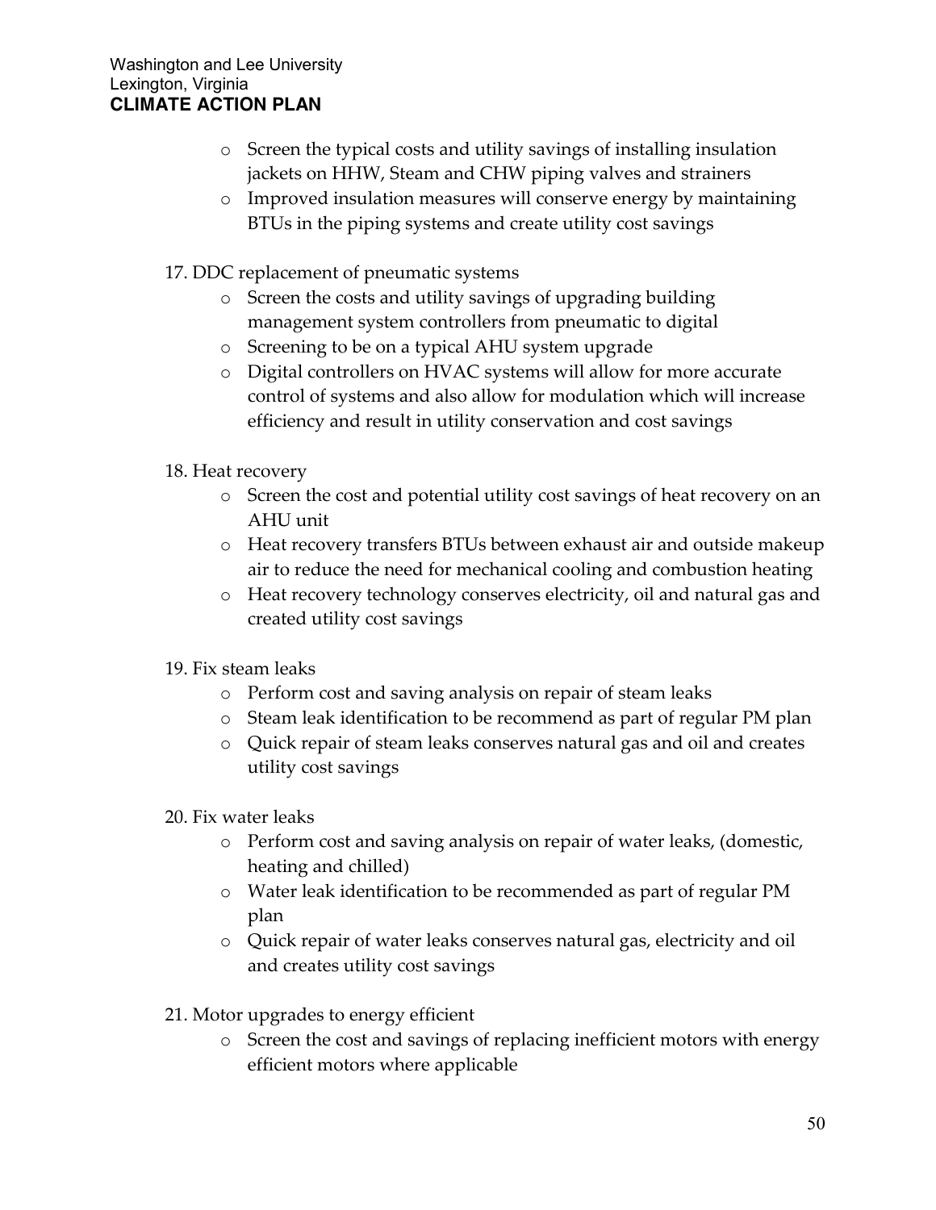- Screen the typical costs and utility savings of installing insulation jackets on HHW, Steam and CHW piping valves and strainers
- Improved insulation measures will conserve energy by maintaining BTUs in the piping systems and create utility cost savings

17. DDC replacement of pneumatic systems
    - Screen the costs and utility savings of upgrading building management system controllers from pneumatic to digital
    - Screening to be on a typical AHU system upgrade
    - Digital controllers on HVAC systems will allow for more accurate control of systems and also allow for modulation which will increase efficiency and result in utility conservation and cost savings

18. Heat recovery
    - Screen the cost and potential utility cost savings of heat recovery on an AHU unit
    - Heat recovery transfers BTUs between exhaust air and outside makeup air to reduce the need for mechanical cooling and combustion heating
    - Heat recovery technology conserves electricity, oil and natural gas and created utility cost savings

19. Fix steam leaks
    - Perform cost and saving analysis on repair of steam leaks
    - Steam leak identification to be recommend as part of regular PM plan
    - Quick repair of steam leaks conserves natural gas and oil and creates utility cost savings

20. Fix water leaks
    - Perform cost and saving analysis on repair of water leaks, (domestic, heating and chilled)
    - Water leak identification to be recommended as part of regular PM plan
    - Quick repair of water leaks conserves natural gas, electricity and oil and creates utility cost savings

21. Motor upgrades to energy efficient
    - Screen the cost and savings of replacing inefficient motors with energy efficient motors where applicable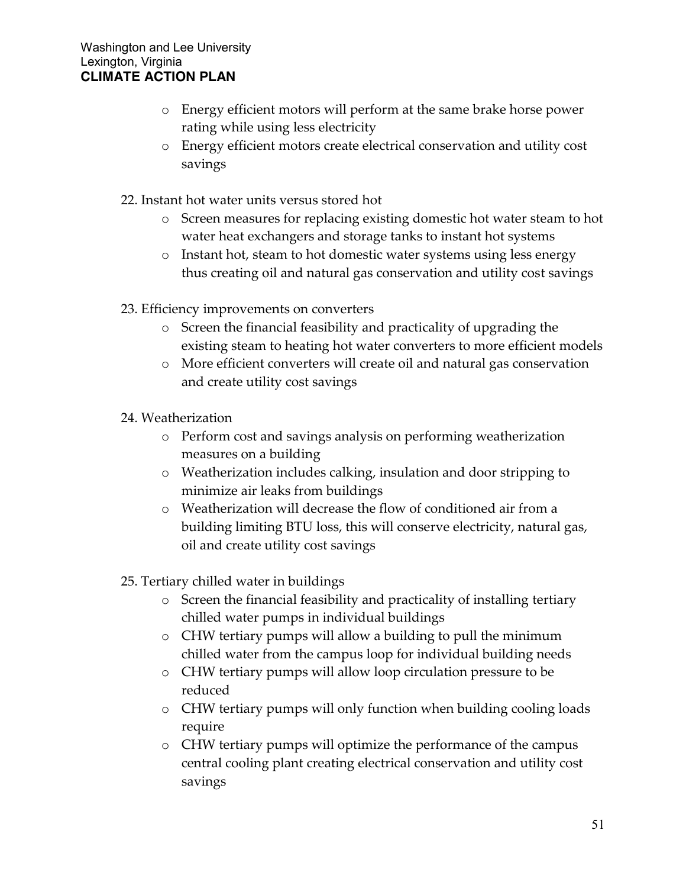- Energy efficient motors will perform at the same brake horse power rating while using less electricity
- Energy efficient motors create electrical conservation and utility cost savings

22. Instant hot water units versus stored hot
    - Screen measures for replacing existing domestic hot water steam to hot water heat exchangers and storage tanks to instant hot systems
    - Instant hot, steam to hot domestic water systems using less energy thus creating oil and natural gas conservation and utility cost savings

23. Efficiency improvements on converters
    - Screen the financial feasibility and practicality of upgrading the existing steam to heating hot water converters to more efficient models
    - More efficient converters will create oil and natural gas conservation and create utility cost savings

24. Weatherization
    - Perform cost and savings analysis on performing weatherization measures on a building
    - Weatherization includes calking, insulation and door stripping to minimize air leaks from buildings
    - Weatherization will decrease the flow of conditioned air from a building limiting BTU loss, this will conserve electricity, natural gas, oil and create utility cost savings

25. Tertiary chilled water in buildings
    - Screen the financial feasibility and practicality of installing tertiary chilled water pumps in individual buildings
    - CHW tertiary pumps will allow a building to pull the minimum chilled water from the campus loop for individual building needs
    - CHW tertiary pumps will allow loop circulation pressure to be reduced
    - CHW tertiary pumps will only function when building cooling loads require
    - CHW tertiary pumps will optimize the performance of the campus central cooling plant creating electrical conservation and utility cost savings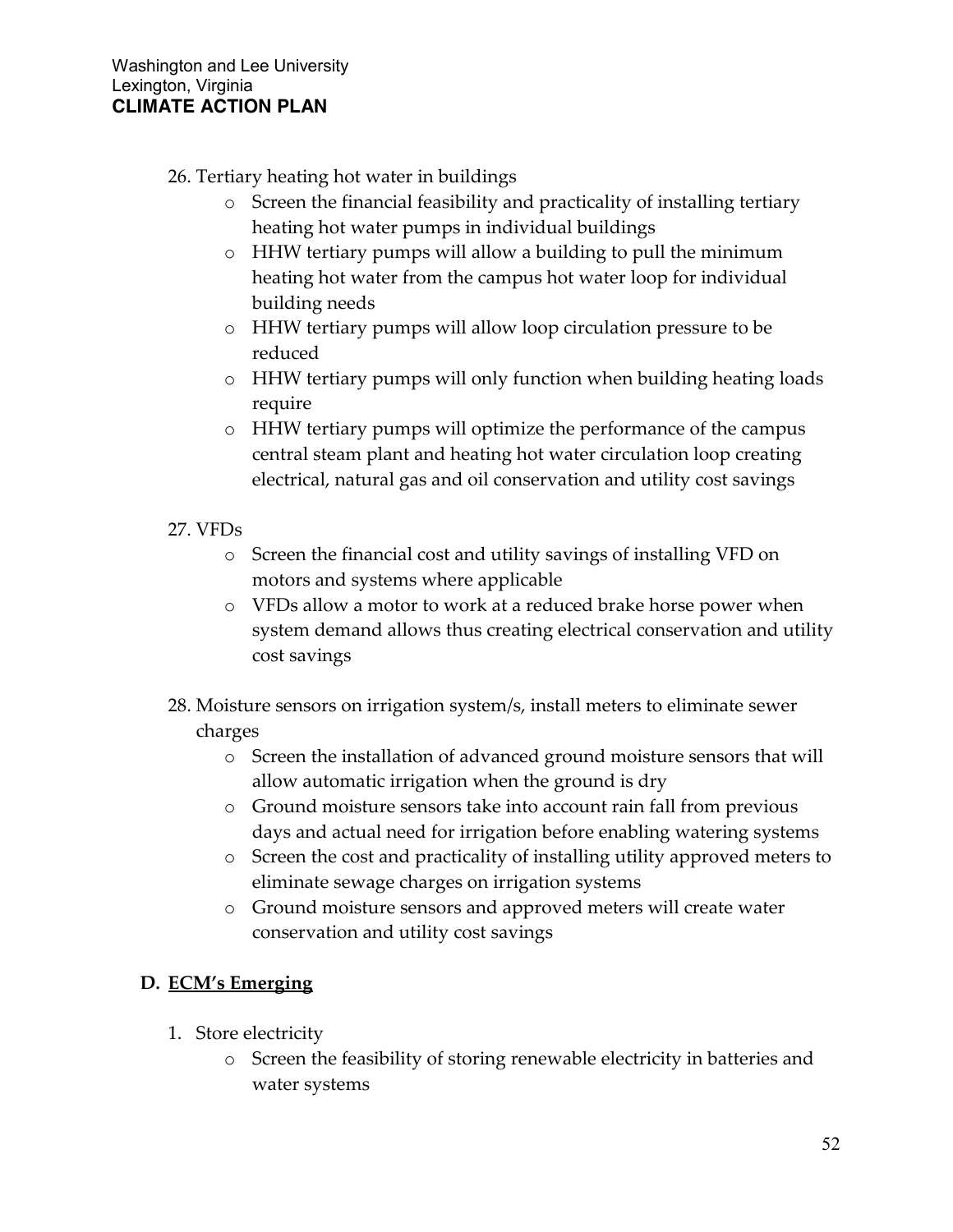26. Tertiary heating hot water in buildings
    - Screen the financial feasibility and practicality of installing tertiary heating hot water pumps in individual buildings
    - HHW tertiary pumps will allow a building to pull the minimum heating hot water from the campus hot water loop for individual building needs
    - HHW tertiary pumps will allow loop circulation pressure to be reduced
    - HHW tertiary pumps will only function when building heating loads require
    - HHW tertiary pumps will optimize the performance of the campus central steam plant and heating hot water circulation loop creating electrical, natural gas and oil conservation and utility cost savings

27. VFDs
    - Screen the financial cost and utility savings of installing VFD on motors and systems where applicable
    - VFDs allow a motor to work at a reduced brake horse power when system demand allows thus creating electrical conservation and utility cost savings

28. Moisture sensors on irrigation system/s, install meters to eliminate sewer charges
    - Screen the installation of advanced ground moisture sensors that will allow automatic irrigation when the ground is dry
    - Ground moisture sensors take into account rain fall from previous days and actual need for irrigation before enabling watering systems
    - Screen the cost and practicality of installing utility approved meters to eliminate sewage charges on irrigation systems
    - Ground moisture sensors and approved meters will create water conservation and utility cost savings

## D. ECM's Emerging

1. Store electricity
    - Screen the feasibility of storing renewable electricity in batteries and water systems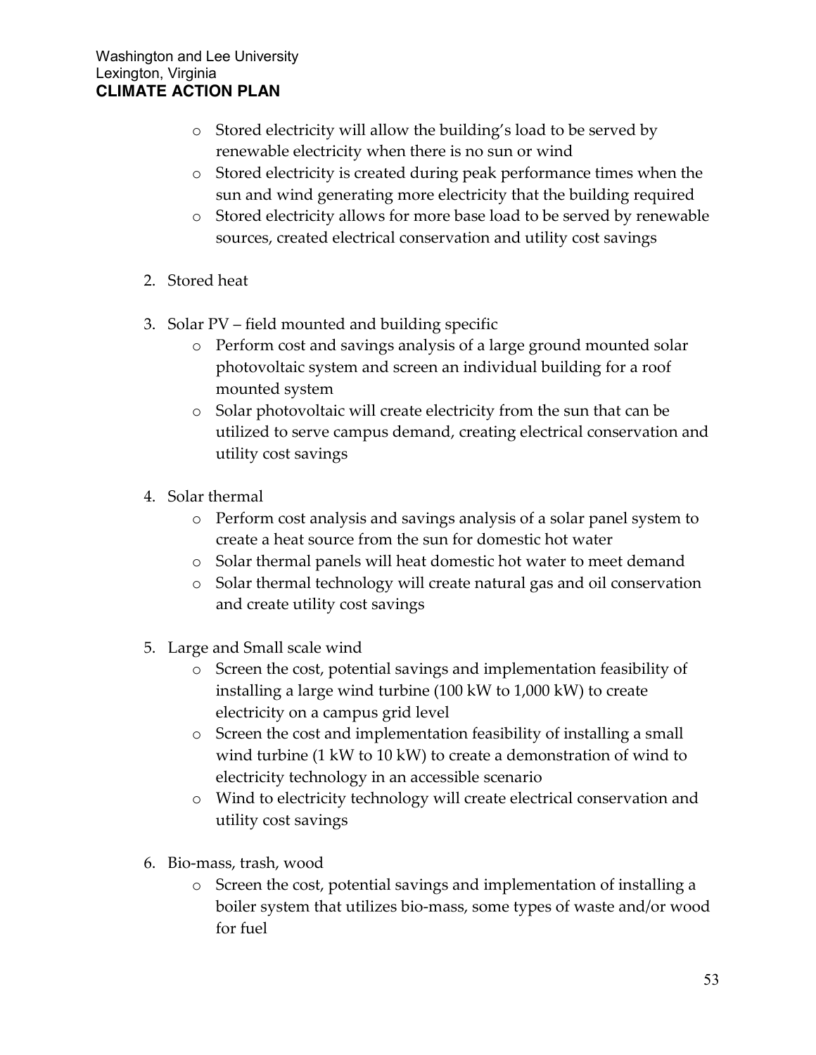- Stored electricity will allow the building's load to be served by renewable electricity when there is no sun or wind
  - Stored electricity is created during peak performance times when the sun and wind generating more electricity that the building required
  - Stored electricity allows for more base load to be served by renewable sources, created electrical conservation and utility cost savings

2. Stored heat

3. Solar PV – field mounted and building specific
   - Perform cost and savings analysis of a large ground mounted solar photovoltaic system and screen an individual building for a roof mounted system
   - Solar photovoltaic will create electricity from the sun that can be utilized to serve campus demand, creating electrical conservation and utility cost savings

4. Solar thermal
   - Perform cost analysis and savings analysis of a solar panel system to create a heat source from the sun for domestic hot water
   - Solar thermal panels will heat domestic hot water to meet demand
   - Solar thermal technology will create natural gas and oil conservation and create utility cost savings

5. Large and Small scale wind
   - Screen the cost, potential savings and implementation feasibility of installing a large wind turbine (100 kW to 1,000 kW) to create electricity on a campus grid level
   - Screen the cost and implementation feasibility of installing a small wind turbine (1 kW to 10 kW) to create a demonstration of wind to electricity technology in an accessible scenario
   - Wind to electricity technology will create electrical conservation and utility cost savings

6. Bio-mass, trash, wood
   - Screen the cost, potential savings and implementation of installing a boiler system that utilizes bio-mass, some types of waste and/or wood for fuel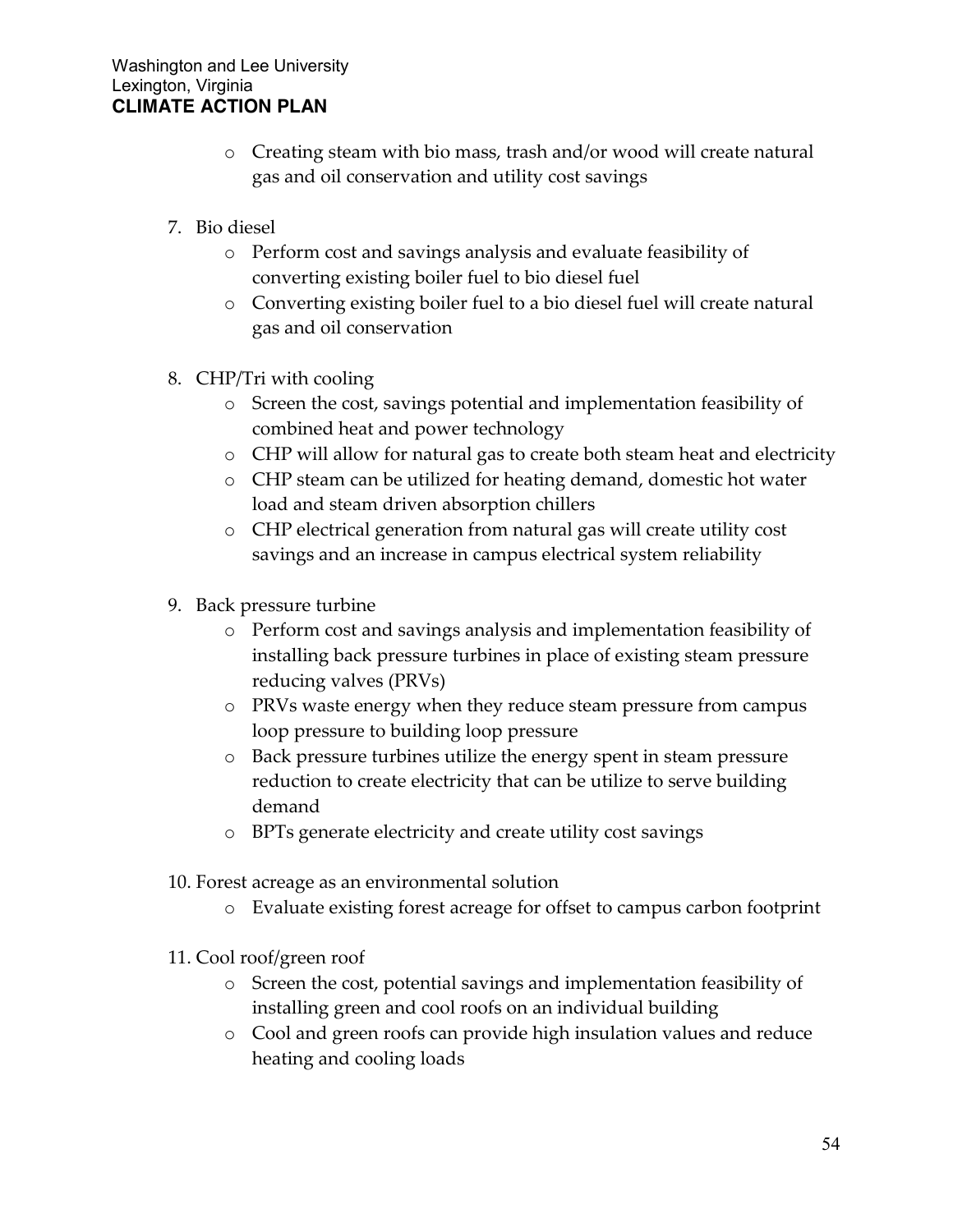- Creating steam with bio mass, trash and/or wood will create natural gas and oil conservation and utility cost savings

7. Bio diesel
   - Perform cost and savings analysis and evaluate feasibility of converting existing boiler fuel to bio diesel fuel
   - Converting existing boiler fuel to a bio diesel fuel will create natural gas and oil conservation

8. CHP/Tri with cooling
   - Screen the cost, savings potential and implementation feasibility of combined heat and power technology
   - CHP will allow for natural gas to create both steam heat and electricity
   - CHP steam can be utilized for heating demand, domestic hot water load and steam driven absorption chillers
   - CHP electrical generation from natural gas will create utility cost savings and an increase in campus electrical system reliability

9. Back pressure turbine
   - Perform cost and savings analysis and implementation feasibility of installing back pressure turbines in place of existing steam pressure reducing valves (PRVs)
   - PRVs waste energy when they reduce steam pressure from campus loop pressure to building loop pressure
   - Back pressure turbines utilize the energy spent in steam pressure reduction to create electricity that can be utilize to serve building demand
   - BPTs generate electricity and create utility cost savings

10. Forest acreage as an environmental solution
    - Evaluate existing forest acreage for offset to campus carbon footprint

11. Cool roof/green roof
    - Screen the cost, potential savings and implementation feasibility of installing green and cool roofs on an individual building
    - Cool and green roofs can provide high insulation values and reduce heating and cooling loads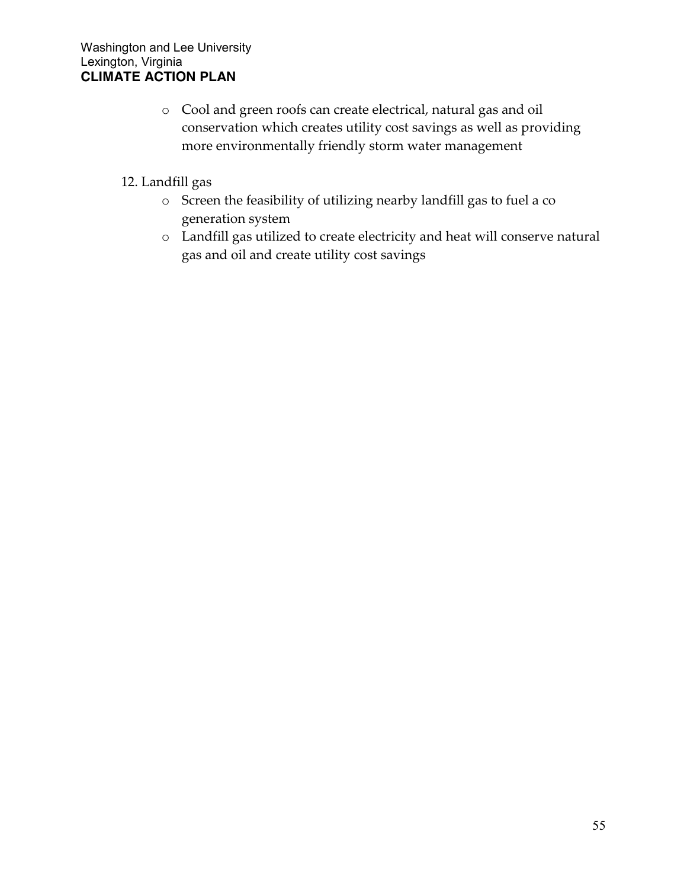- Cool and green roofs can create electrical, natural gas and oil conservation which creates utility cost savings as well as providing more environmentally friendly storm water management

12. Landfill gas
    - Screen the feasibility of utilizing nearby landfill gas to fuel a co generation system
    - Landfill gas utilized to create electricity and heat will conserve natural gas and oil and create utility cost savings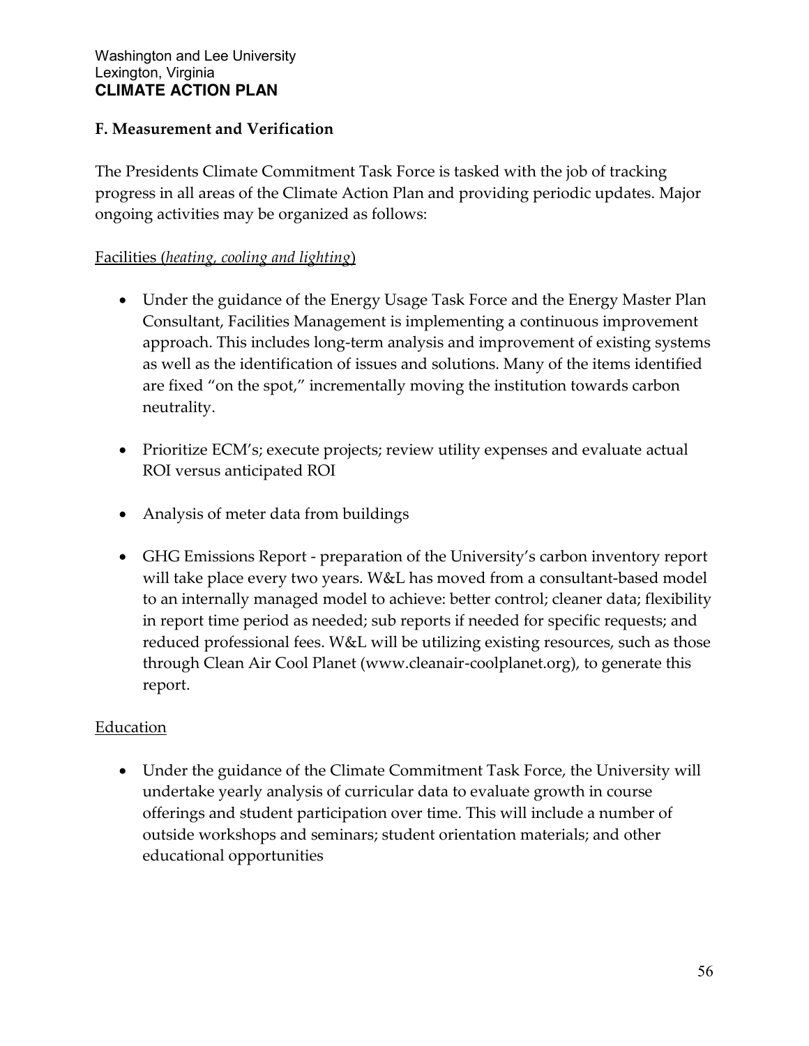## F. Measurement and Verification

The Presidents Climate Commitment Task Force is tasked with the job of tracking progress in all areas of the Climate Action Plan and providing periodic updates. Major ongoing activities may be organized as follows:

Facilities (*heating, cooling and lighting*)

- Under the guidance of the Energy Usage Task Force and the Energy Master Plan Consultant, Facilities Management is implementing a continuous improvement approach. This includes long-term analysis and improvement of existing systems as well as the identification of issues and solutions. Many of the items identified are fixed "on the spot," incrementally moving the institution towards carbon neutrality.
- Prioritize ECM's; execute projects; review utility expenses and evaluate actual ROI versus anticipated ROI
- Analysis of meter data from buildings
- GHG Emissions Report - preparation of the University's carbon inventory report will take place every two years. W&L has moved from a consultant-based model to an internally managed model to achieve: better control; cleaner data; flexibility in report time period as needed; sub reports if needed for specific requests; and reduced professional fees. W&L will be utilizing existing resources, such as those through Clean Air Cool Planet (www.cleanair-coolplanet.org), to generate this report.

Education

- Under the guidance of the Climate Commitment Task Force, the University will undertake yearly analysis of curricular data to evaluate growth in course offerings and student participation over time. This will include a number of outside workshops and seminars; student orientation materials; and other educational opportunities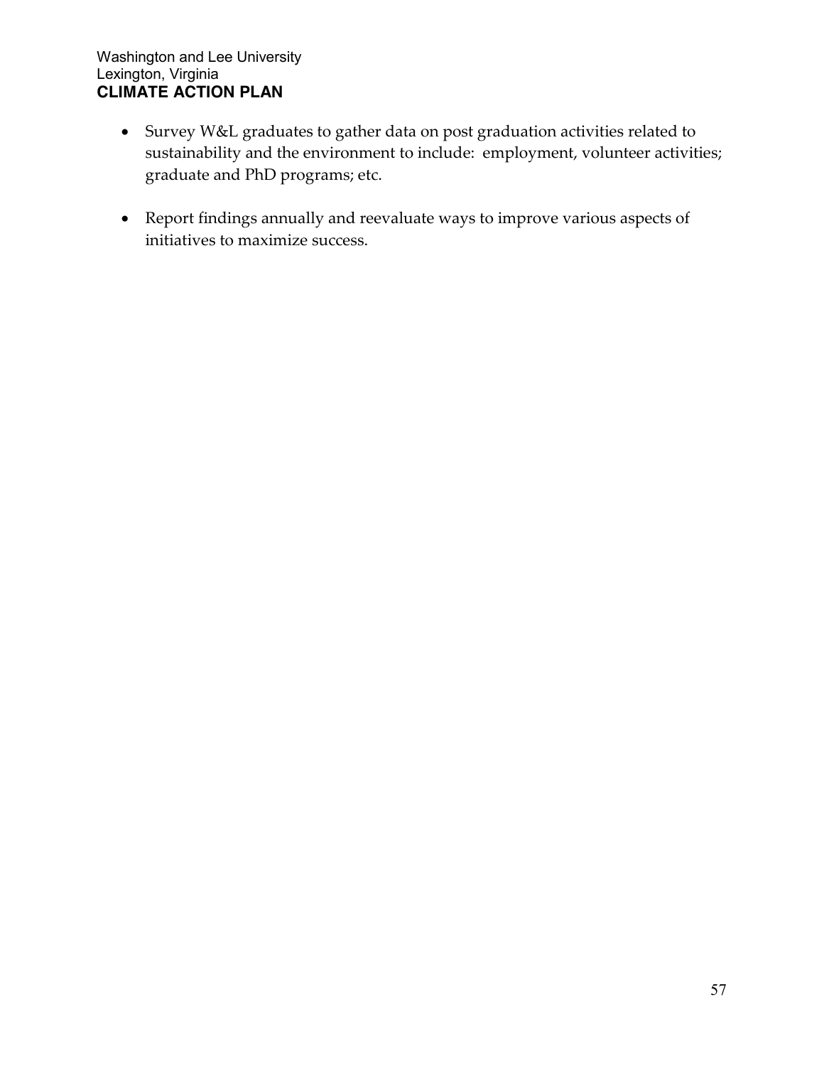- Survey W&L graduates to gather data on post graduation activities related to sustainability and the environment to include: employment, volunteer activities; graduate and PhD programs; etc.

- Report findings annually and reevaluate ways to improve various aspects of initiatives to maximize success.